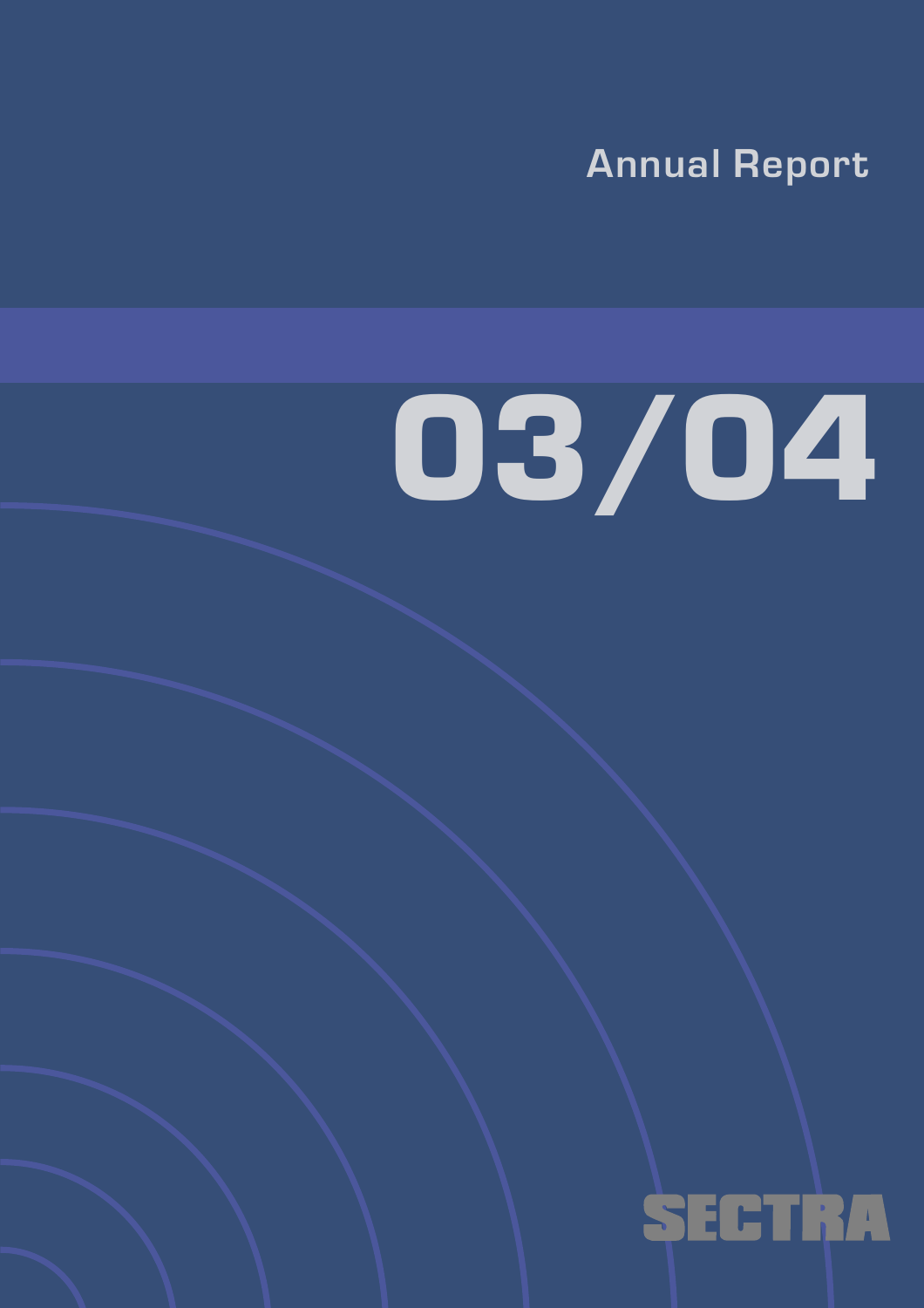Annual Report

# 03/04

SECTRA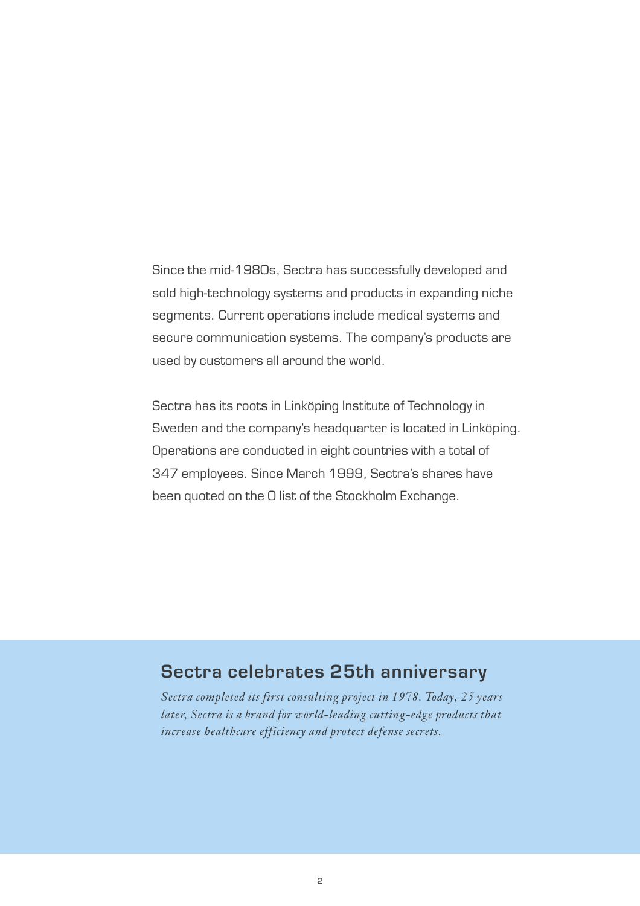Since the mid-1980s, Sectra has successfully developed and sold high-technology systems and products in expanding niche segments. Current operations include medical systems and secure communication systems. The company's products are used by customers all around the world.

Sectra has its roots in Linköping Institute of Technology in Sweden and the company's headquarter is located in Linköping. Operations are conducted in eight countries with a total of 347 employees. Since March 1999, Sectra's shares have been quoted on the O list of the Stockholm Exchange.

## Sectra celebrates 25th anniversary

*Sectra completed its first consulting project in 1978. Today, 25 years later, Sectra is a brand for world-leading cutting-edge products that increase healthcare efficiency and protect defense secrets.*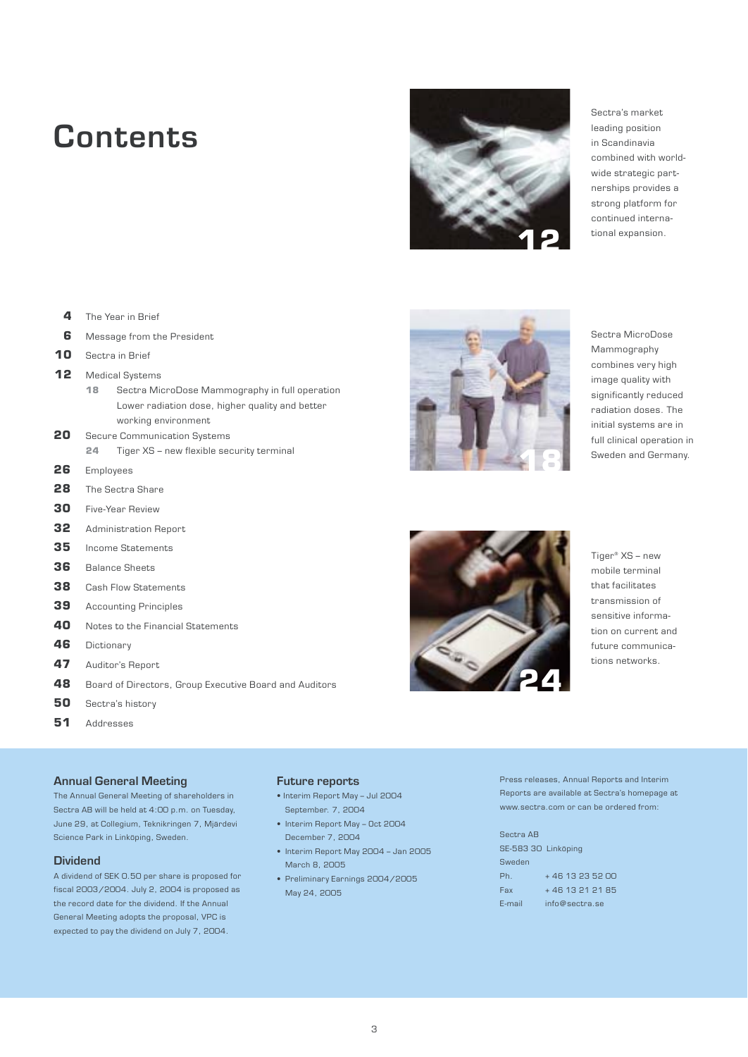# Contents

| | |
|---|---|
| 4 | The Year in Brief |
| 6 | Message from the President |
| 10 | Sectra in Brief |
| 12 | Medical Systems |
| 18 | Sectra MicroDose Mammography in full operation Lower radiation dose, higher quality and better working environment |
| 20 | Secure Communication Systems |
| 24 | Tiger XS – new flexible security terminal |
| 26 | Employees |
| 28 | The Sectra Share |
| 30 | Five-Year Review |
| 32 | Administration Report |
| 35 | Income Statements |
| 36 | Balance Sheets |
| 38 | Cash Flow Statements |
| 39 | Accounting Principles |
| 40 | Notes to the Financial Statements |
| 46 | Dictionary |
| 47 | Auditor's Report |
| 48 | Board of Directors, Group Executive Board and Auditors |
| 50 | Sectra's history |
| 51 | Addresses |

**12** Sectra's market leading position in Scandinavia combined with world-wide strategic partnerships provides a strong platform for continued international expansion.

**18** Sectra MicroDose Mammography combines very high image quality with significantly reduced radiation doses. The initial systems are in full clinical operation in Sweden and Germany.

**24** Tiger® XS – new mobile terminal that facilitates transmission of sensitive information on current and future communications networks.

## Annual General Meeting

The Annual General Meeting of shareholders in Sectra AB will be held at 4:00 p.m. on Tuesday, June 29, at Collegium, Teknikringen 7, Mjärdevi Science Park in Linköping, Sweden.

## Dividend

A dividend of SEK 0.50 per share is proposed for fiscal 2003/2004. July 2, 2004 is proposed as the record date for the dividend. If the Annual General Meeting adopts the proposal, VPC is expected to pay the dividend on July 7, 2004.

## Future reports

- Interim Report May – Jul 2004 September. 7, 2004
- Interim Report May – Oct 2004 December 7, 2004
- Interim Report May 2004 – Jan 2005 March 8, 2005
- Preliminary Earnings 2004/2005 May 24, 2005

Press releases, Annual Reports and Interim Reports are available at Sectra's homepage at www.sectra.com or can be ordered from:

Sectra AB
SE-583 30 Linköping
Sweden

| | |
|---|---|
| Ph. | + 46 13 23 52 00 |
| Fax | + 46 13 21 21 85 |
| E-mail | info@sectra.se |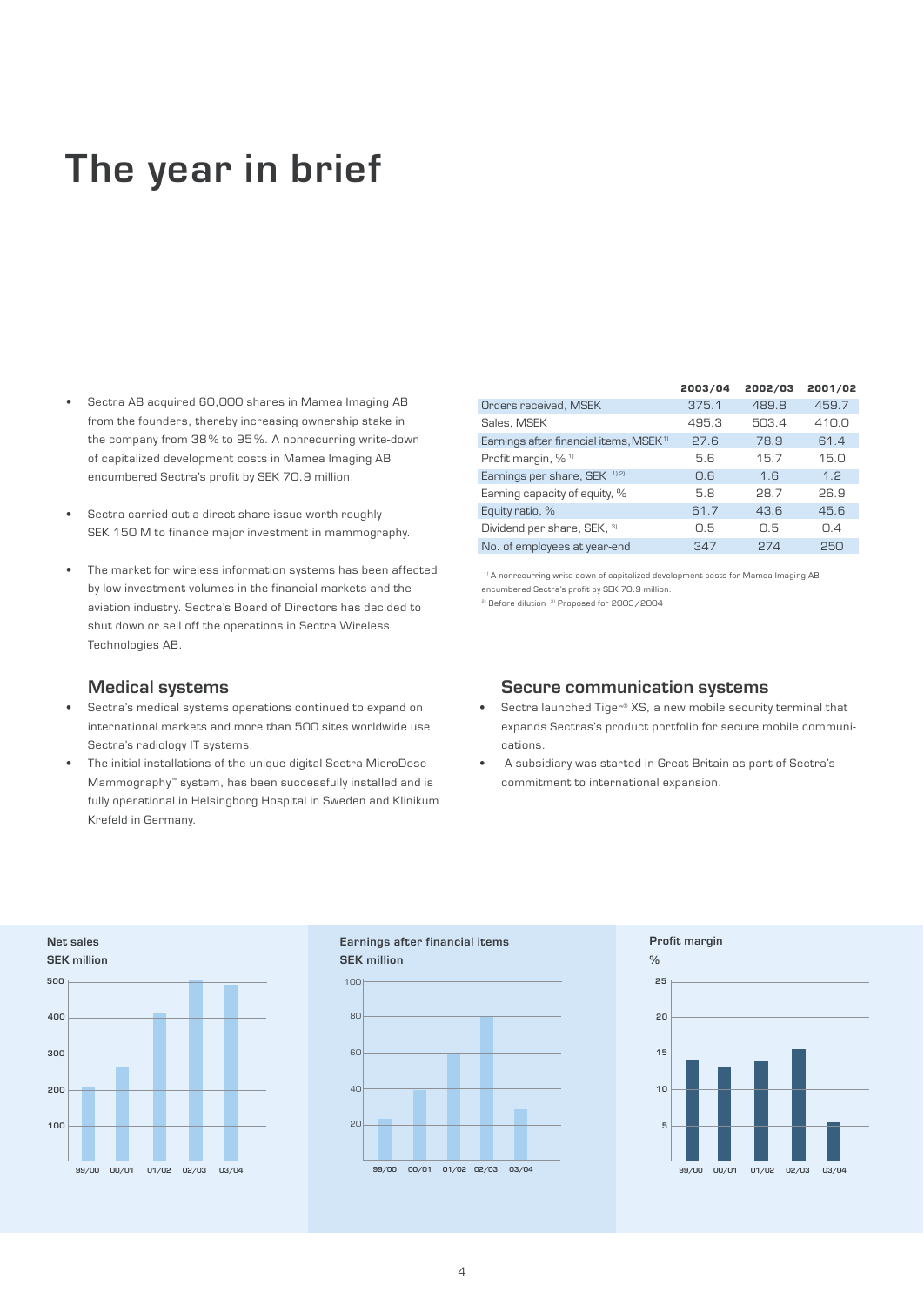# The year in brief

- Sectra AB acquired 60,000 shares in Mamea Imaging AB from the founders, thereby increasing ownership stake in the company from 38% to 95%. A nonrecurring write-down of capitalized development costs in Mamea Imaging AB encumbered Sectra's profit by SEK 70.9 million.
- Sectra carried out a direct share issue worth roughly SEK 150 M to finance major investment in mammography.
- The market for wireless information systems has been affected by low investment volumes in the financial markets and the aviation industry. Sectra's Board of Directors has decided to shut down or sell off the operations in Sectra Wireless Technologies AB.

| | 2003/04 | 2002/03 | 2001/02 |
|---|---|---|---|
| Orders received, MSEK | 375.1 | 489.8 | 459.7 |
| Sales, MSEK | 495.3 | 503.4 | 410.0 |
| Earnings after financial items, MSEK [1] | 27.6 | 78.9 | 61.4 |
| Profit margin, % [1] | 5.6 | 15.7 | 15.0 |
| Earnings per share, SEK [1,2] | 0.6 | 1.6 | 1.2 |
| Earning capacity of equity, % | 5.8 | 28.7 | 26.9 |
| Equity ratio, % | 61.7 | 43.6 | 45.6 |
| Dividend per share, SEK, [3] | 0.5 | 0.5 | 0.4 |
| No. of employees at year-end | 347 | 274 | 250 |

[1] A nonrecurring write-down of capitalized development costs for Mamea Imaging AB encumbered Sectra's profit by SEK 70.9 million.
[2] Before dilution [3] Proposed for 2003/2004

## Medical systems

- Sectra's medical systems operations continued to expand on international markets and more than 500 sites worldwide use Sectra's radiology IT systems.
- The initial installations of the unique digital Sectra MicroDose Mammography™ system, has been successfully installed and is fully operational in Helsingborg Hospital in Sweden and Klinikum Krefeld in Germany.

## Secure communication systems

- Sectra launched Tiger® XS, a new mobile security terminal that expands Sectras's product portfolio for secure mobile communications.
- A subsidiary was started in Great Britain as part of Sectra's commitment to international expansion.

**Net sales**
**SEK million**

**Earnings after financial items**
**SEK million**

**Profit margin**
**%**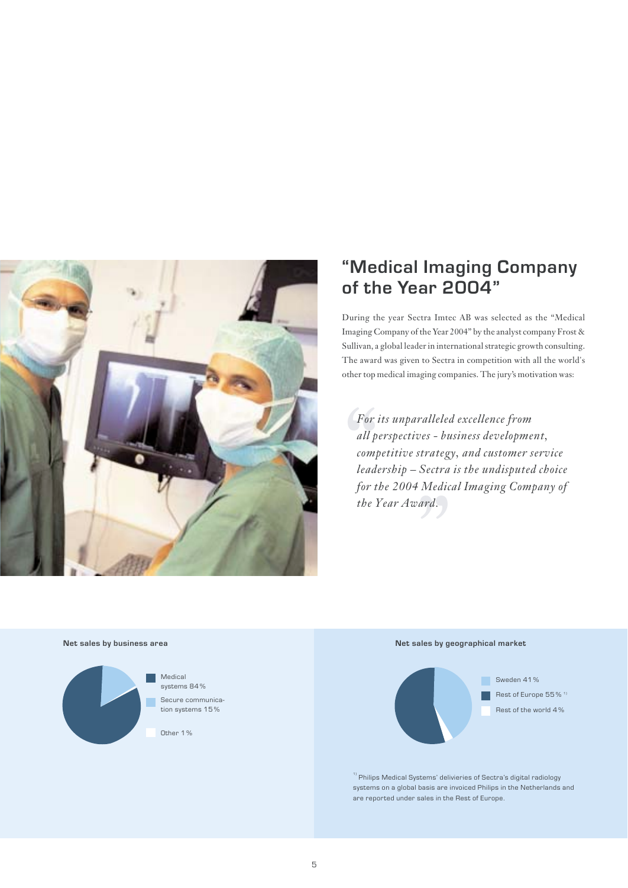## "Medical Imaging Company of the Year 2004"

During the year Sectra Imtec AB was selected as the "Medical Imaging Company of the Year 2004" by the analyst company Frost & Sullivan, a global leader in international strategic growth consulting. The award was given to Sectra in competition with all the world's other top medical imaging companies. The jury's motivation was:

> *"For its unparalleled excellence from all perspectives - business development, competitive strategy, and customer service leadership – Sectra is the undisputed choice for the 2004 Medical Imaging Company of the Year Award."*

**Net sales by business area**

- Medical systems 84%
- Secure communication systems 15%
- Other 1%

**Net sales by geographical market**

- Sweden 41%
- Rest of Europe 55%[1]
- Rest of the world 4%

[1] Philips Medical Systems' delivieries of Sectra's digital radiology systems on a global basis are invoiced Philips in the Netherlands and are reported under sales in the Rest of Europe.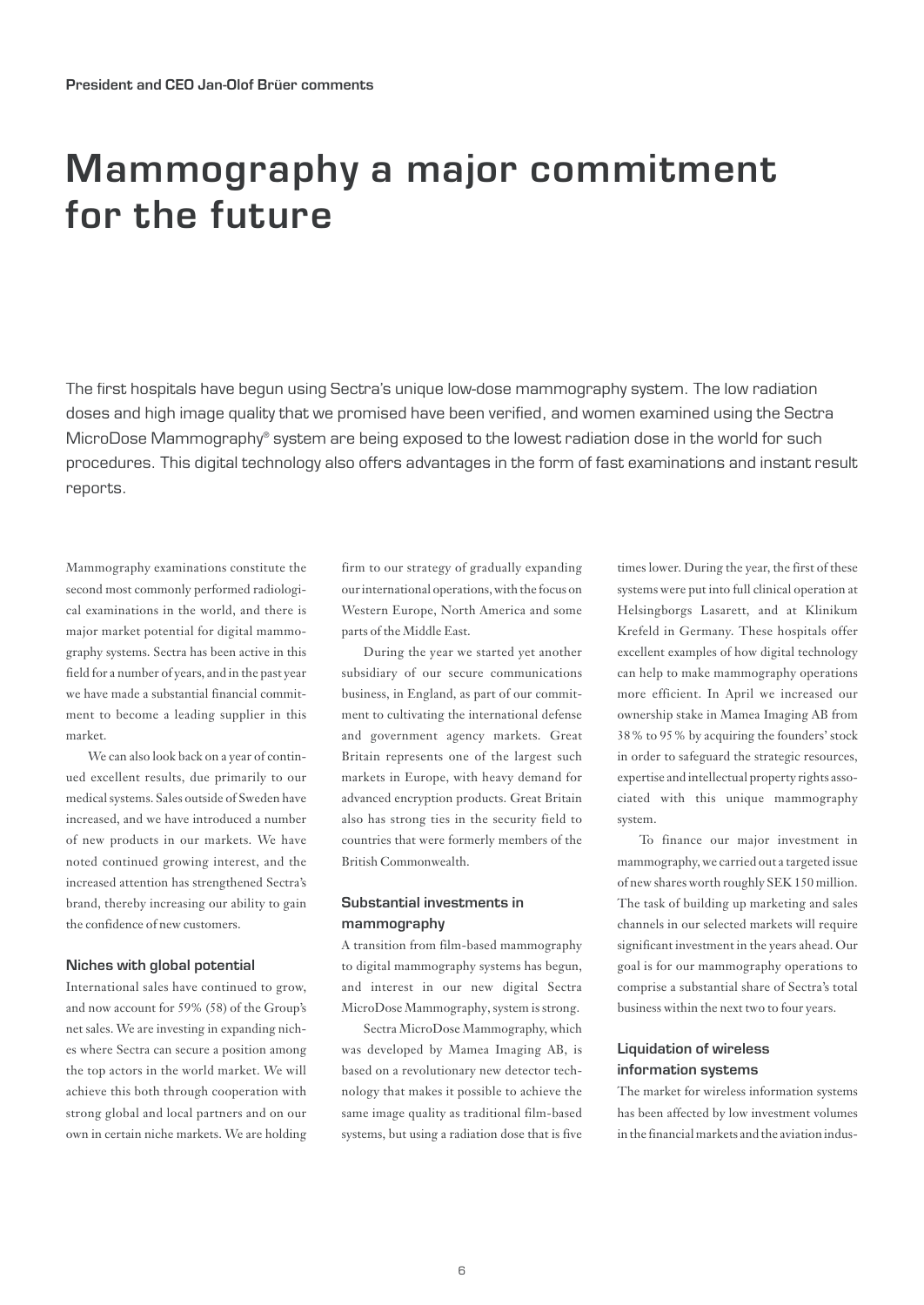President and CEO Jan-Olof Brüer comments

# Mammography a major commitment for the future

The first hospitals have begun using Sectra's unique low-dose mammography system. The low radiation doses and high image quality that we promised have been verified, and women examined using the Sectra MicroDose Mammography® system are being exposed to the lowest radiation dose in the world for such procedures. This digital technology also offers advantages in the form of fast examinations and instant result reports.

Mammography examinations constitute the second most commonly performed radiological examinations in the world, and there is major market potential for digital mammography systems. Sectra has been active in this field for a number of years, and in the past year we have made a substantial financial commitment to become a leading supplier in this market.

We can also look back on a year of continued excellent results, due primarily to our medical systems. Sales outside of Sweden have increased, and we have introduced a number of new products in our markets. We have noted continued growing interest, and the increased attention has strengthened Sectra's brand, thereby increasing our ability to gain the confidence of new customers.

### Niches with global potential

International sales have continued to grow, and now account for 59% (58) of the Group's net sales. We are investing in expanding niches where Sectra can secure a position among the top actors in the world market. We will achieve this both through cooperation with strong global and local partners and on our own in certain niche markets. We are holding firm to our strategy of gradually expanding our international operations, with the focus on Western Europe, North America and some parts of the Middle East.

During the year we started yet another subsidiary of our secure communications business, in England, as part of our commitment to cultivating the international defense and government agency markets. Great Britain represents one of the largest such markets in Europe, with heavy demand for advanced encryption products. Great Britain also has strong ties in the security field to countries that were formerly members of the British Commonwealth.

### Substantial investments in mammography

A transition from film-based mammography to digital mammography systems has begun, and interest in our new digital Sectra MicroDose Mammography, system is strong.

Sectra MicroDose Mammography, which was developed by Mamea Imaging AB, is based on a revolutionary new detector technology that makes it possible to achieve the same image quality as traditional film-based systems, but using a radiation dose that is five times lower. During the year, the first of these systems were put into full clinical operation at Helsingborgs Lasarett, and at Klinikum Krefeld in Germany. These hospitals offer excellent examples of how digital technology can help to make mammography operations more efficient. In April we increased our ownership stake in Mamea Imaging AB from 38 % to 95 % by acquiring the founders' stock in order to safeguard the strategic resources, expertise and intellectual property rights associated with this unique mammography system.

To finance our major investment in mammography, we carried out a targeted issue of new shares worth roughly SEK 150 million. The task of building up marketing and sales channels in our selected markets will require significant investment in the years ahead. Our goal is for our mammography operations to comprise a substantial share of Sectra's total business within the next two to four years.

### Liquidation of wireless information systems

The market for wireless information systems has been affected by low investment volumes in the financial markets and the aviation indus-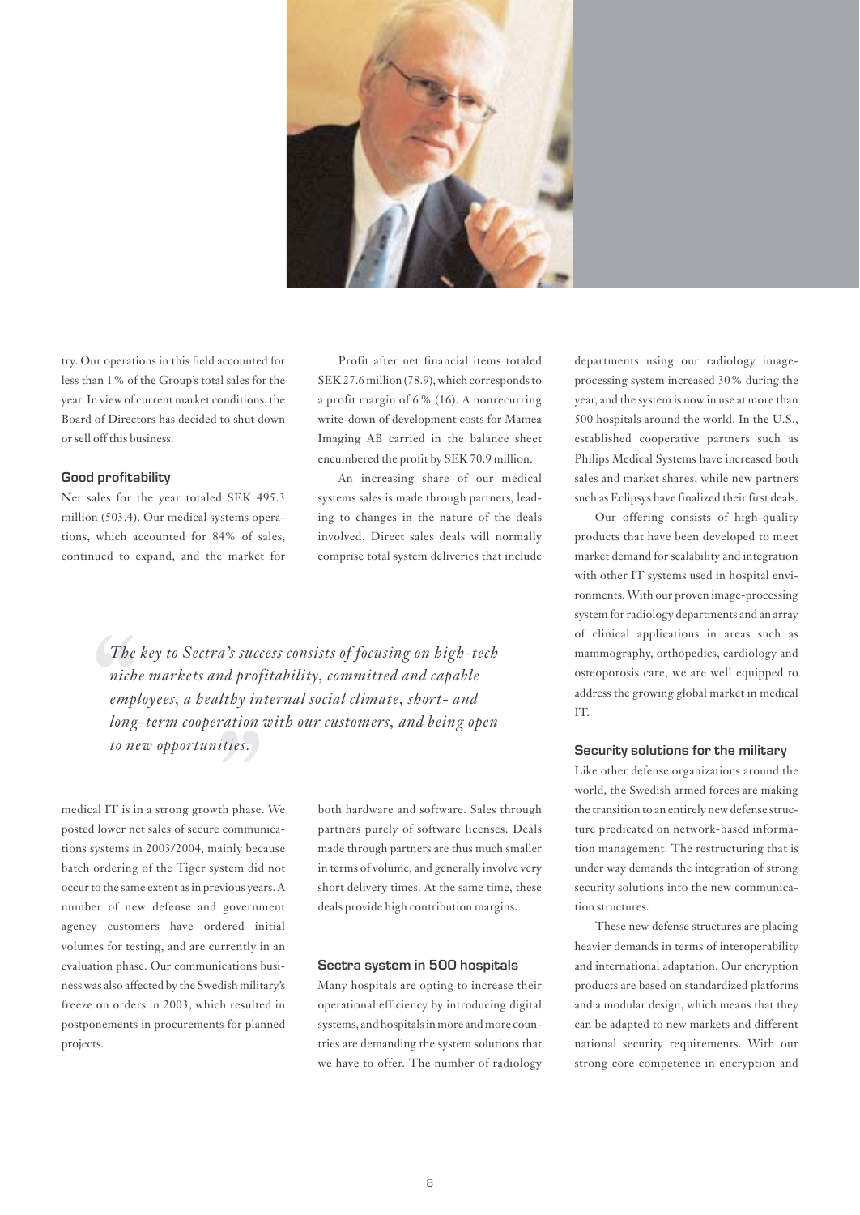try. Our operations in this field accounted for less than 1% of the Group's total sales for the year. In view of current market conditions, the Board of Directors has decided to shut down or sell off this business.

#### Good profitability

Net sales for the year totaled SEK 495.3 million (503.4). Our medical systems operations, which accounted for 84% of sales, continued to expand, and the market for medical IT is in a strong growth phase. We posted lower net sales of secure communications systems in 2003/2004, mainly because batch ordering of the Tiger system did not occur to the same extent as in previous years. A number of new defense and government agency customers have ordered initial volumes for testing, and are currently in an evaluation phase. Our communications business was also affected by the Swedish military's freeze on orders in 2003, which resulted in postponements in procurements for planned projects.

Profit after net financial items totaled SEK 27.6 million (78.9), which corresponds to a profit margin of 6% (16). A nonrecurring write-down of development costs for Mamea Imaging AB carried in the balance sheet encumbered the profit by SEK 70.9 million.

An increasing share of our medical systems sales is made through partners, leading to changes in the nature of the deals involved. Direct sales deals will normally comprise total system deliveries that include both hardware and software. Sales through partners purely of software licenses. Deals made through partners are thus much smaller in terms of volume, and generally involve very short delivery times. At the same time, these deals provide high contribution margins.

> *"The key to Sectra's success consists of focusing on high-tech niche markets and profitability, committed and capable employees, a healthy internal social climate, short- and long-term cooperation with our customers, and being open to new opportunities."*

#### Sectra system in 500 hospitals

Many hospitals are opting to increase their operational efficiency by introducing digital systems, and hospitals in more and more countries are demanding the system solutions that we have to offer. The number of radiology departments using our radiology image-processing system increased 30% during the year, and the system is now in use at more than 500 hospitals around the world. In the U.S., established cooperative partners such as Philips Medical Systems have increased both sales and market shares, while new partners such as Eclipsys have finalized their first deals.

Our offering consists of high-quality products that have been developed to meet market demand for scalability and integration with other IT systems used in hospital environments. With our proven image-processing system for radiology departments and an array of clinical applications in areas such as mammography, orthopedics, cardiology and osteoporosis care, we are well equipped to address the growing global market in medical IT.

#### Security solutions for the military

Like other defense organizations around the world, the Swedish armed forces are making the transition to an entirely new defense structure predicated on network-based information management. The restructuring that is under way demands the integration of strong security solutions into the new communication structures.

These new defense structures are placing heavier demands in terms of interoperability and international adaptation. Our encryption products are based on standardized platforms and a modular design, which means that they can be adapted to new markets and different national security requirements. With our strong core competence in encryption and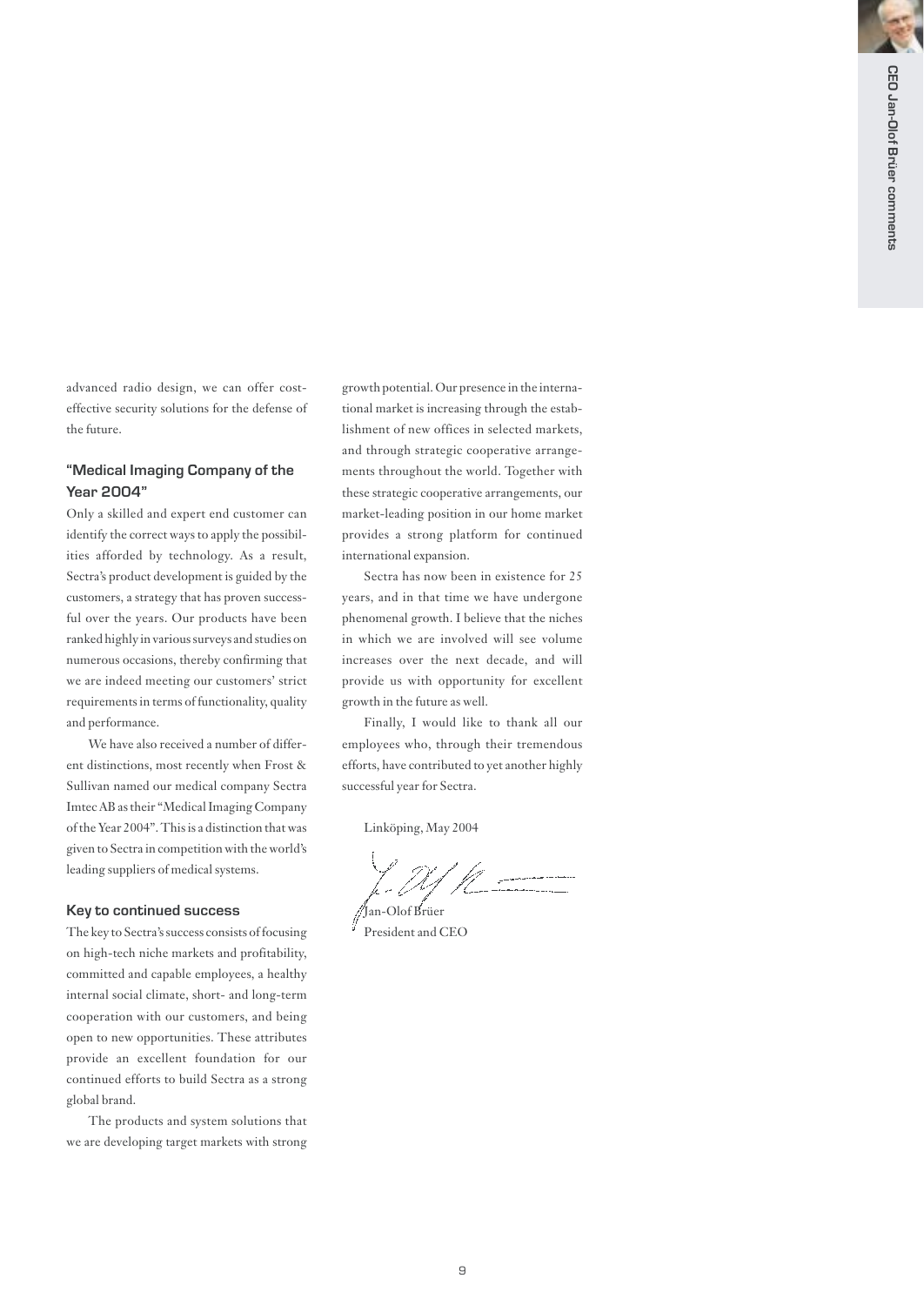advanced radio design, we can offer cost-effective security solutions for the defense of the future.

### "Medical Imaging Company of the Year 2004"

Only a skilled and expert end customer can identify the correct ways to apply the possibilities afforded by technology. As a result, Sectra's product development is guided by the customers, a strategy that has proven successful over the years. Our products have been ranked highly in various surveys and studies on numerous occasions, thereby confirming that we are indeed meeting our customers' strict requirements in terms of functionality, quality and performance.

We have also received a number of different distinctions, most recently when Frost & Sullivan named our medical company Sectra Imtec AB as their "Medical Imaging Company of the Year 2004". This is a distinction that was given to Sectra in competition with the world's leading suppliers of medical systems.

### Key to continued success

The key to Sectra's success consists of focusing on high-tech niche markets and profitability, committed and capable employees, a healthy internal social climate, short- and long-term cooperation with our customers, and being open to new opportunities. These attributes provide an excellent foundation for our continued efforts to build Sectra as a strong global brand.

The products and system solutions that we are developing target markets with strong growth potential. Our presence in the international market is increasing through the establishment of new offices in selected markets, and through strategic cooperative arrangements throughout the world. Together with these strategic cooperative arrangements, our market-leading position in our home market provides a strong platform for continued international expansion.

Sectra has now been in existence for 25 years, and in that time we have undergone phenomenal growth. I believe that the niches in which we are involved will see volume increases over the next decade, and will provide us with opportunity for excellent growth in the future as well.

Finally, I would like to thank all our employees who, through their tremendous efforts, have contributed to yet another highly successful year for Sectra.

Linköping, May 2004

Jan-Olof Brüer
President and CEO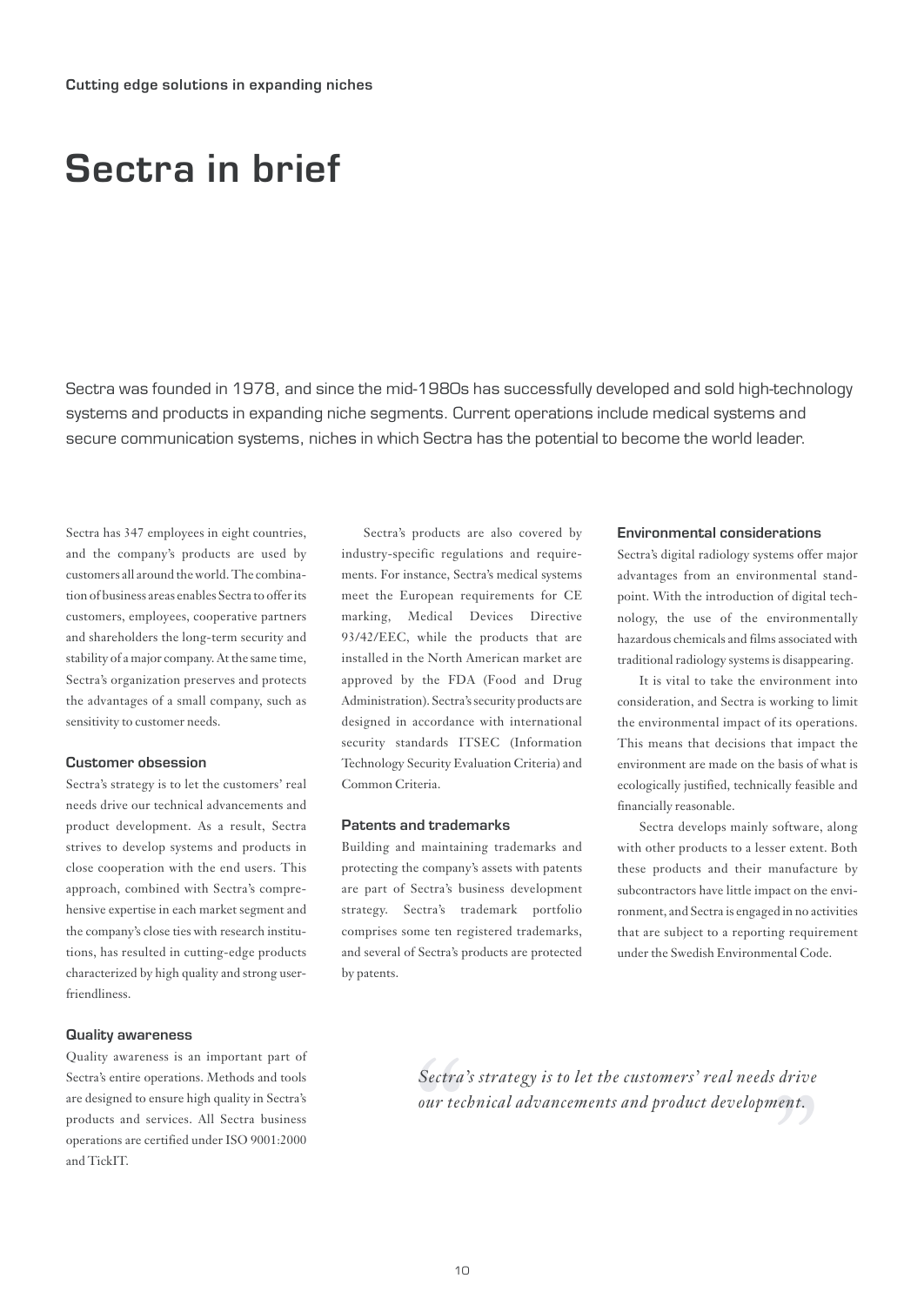Cutting edge solutions in expanding niches

# Sectra in brief

Sectra was founded in 1978, and since the mid-1980s has successfully developed and sold high-technology systems and products in expanding niche segments. Current operations include medical systems and secure communication systems, niches in which Sectra has the potential to become the world leader.

Sectra has 347 employees in eight countries, and the company's products are used by customers all around the world. The combination of business areas enables Sectra to offer its customers, employees, cooperative partners and shareholders the long-term security and stability of a major company. At the same time, Sectra's organization preserves and protects the advantages of a small company, such as sensitivity to customer needs.

### Customer obsession

Sectra's strategy is to let the customers' real needs drive our technical advancements and product development. As a result, Sectra strives to develop systems and products in close cooperation with the end users. This approach, combined with Sectra's comprehensive expertise in each market segment and the company's close ties with research institutions, has resulted in cutting-edge products characterized by high quality and strong user-friendliness.

### Quality awareness

Quality awareness is an important part of Sectra's entire operations. Methods and tools are designed to ensure high quality in Sectra's products and services. All Sectra business operations are certified under ISO 9001:2000 and TickIT.

Sectra's products are also covered by industry-specific regulations and requirements. For instance, Sectra's medical systems meet the European requirements for CE marking, Medical Devices Directive 93/42/EEC, while the products that are installed in the North American market are approved by the FDA (Food and Drug Administration). Sectra's security products are designed in accordance with international security standards ITSEC (Information Technology Security Evaluation Criteria) and Common Criteria.

### Patents and trademarks

Building and maintaining trademarks and protecting the company's assets with patents are part of Sectra's business development strategy. Sectra's trademark portfolio comprises some ten registered trademarks, and several of Sectra's products are protected by patents.

### Environmental considerations

Sectra's digital radiology systems offer major advantages from an environmental standpoint. With the introduction of digital technology, the use of the environmentally hazardous chemicals and films associated with traditional radiology systems is disappearing.

It is vital to take the environment into consideration, and Sectra is working to limit the environmental impact of its operations. This means that decisions that impact the environment are made on the basis of what is ecologically justified, technically feasible and financially reasonable.

Sectra develops mainly software, along with other products to a lesser extent. Both these products and their manufacture by subcontractors have little impact on the environment, and Sectra is engaged in no activities that are subject to a reporting requirement under the Swedish Environmental Code.

> *"Sectra's strategy is to let the customers' real needs drive our technical advancements and product development."*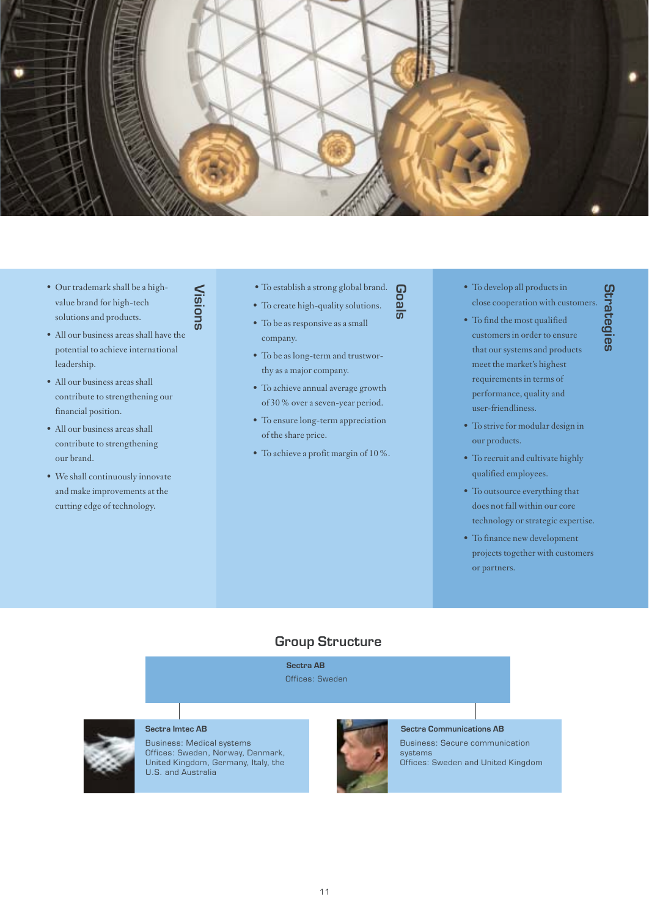## Visions

- Our trademark shall be a high-value brand for high-tech solutions and products.
- All our business areas shall have the potential to achieve international leadership.
- All our business areas shall contribute to strengthening our financial position.
- All our business areas shall contribute to strengthening our brand.
- We shall continuously innovate and make improvements at the cutting edge of technology.

## Goals

- To establish a strong global brand.
- To create high-quality solutions.
- To be as responsive as a small company.
- To be as long-term and trustworthy as a major company.
- To achieve annual average growth of 30 % over a seven-year period.
- To ensure long-term appreciation of the share price.
- To achieve a profit margin of 10 %.

## Strategies

- To develop all products in close cooperation with customers.
- To find the most qualified customers in order to ensure that our systems and products meet the market's highest requirements in terms of performance, quality and user-friendliness.
- To strive for modular design in our products.
- To recruit and cultivate highly qualified employees.
- To outsource everything that does not fall within our core technology or strategic expertise.
- To finance new development projects together with customers or partners.

## Group Structure

**Sectra AB**
Offices: Sweden

**Sectra Imtec AB**
Business: Medical systems
Offices: Sweden, Norway, Denmark, United Kingdom, Germany, Italy, the U.S. and Australia

**Sectra Communications AB**
Business: Secure communication systems
Offices: Sweden and United Kingdom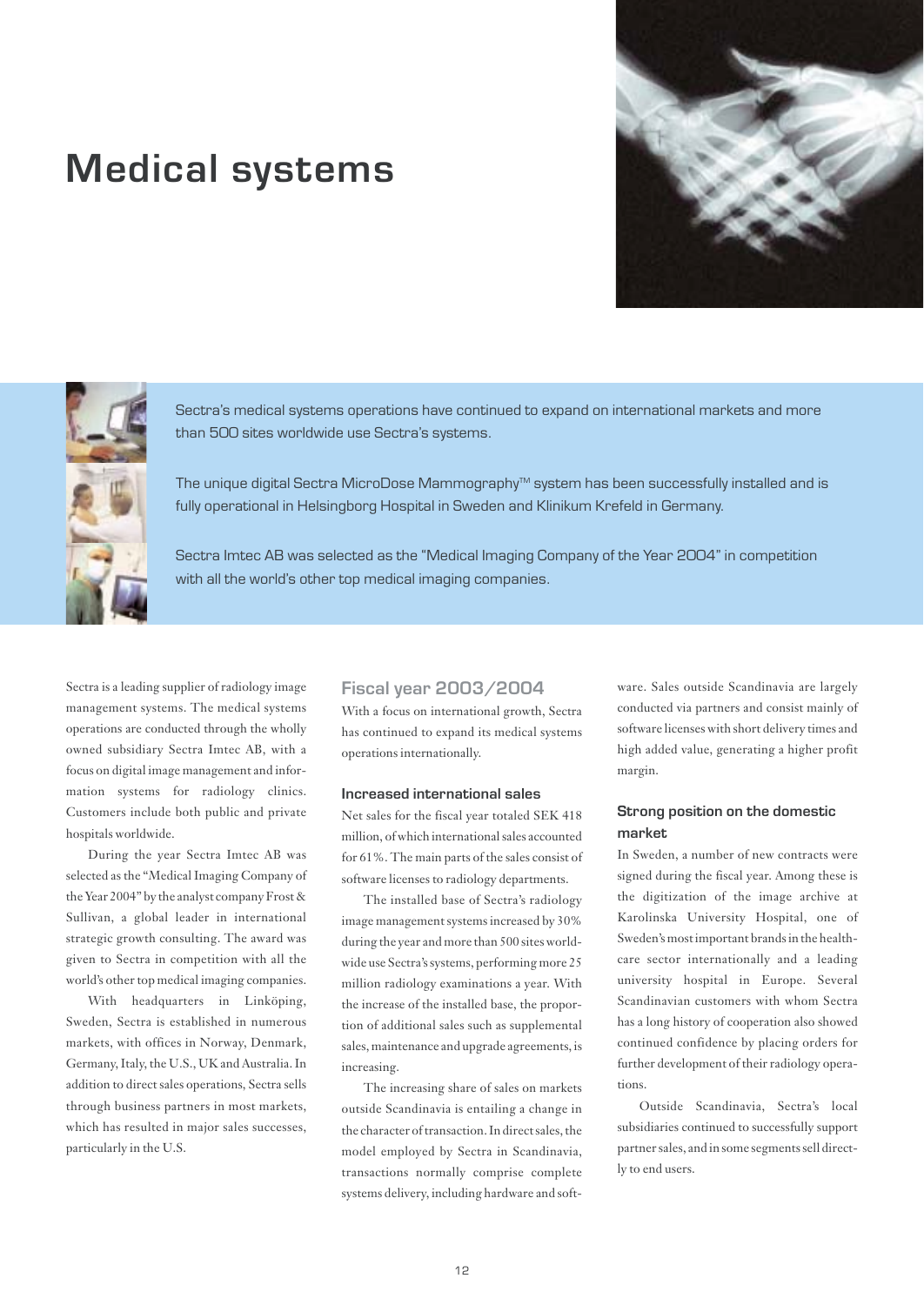# Medical systems

Sectra's medical systems operations have continued to expand on international markets and more than 500 sites worldwide use Sectra's systems.

The unique digital Sectra MicroDose Mammography™ system has been successfully installed and is fully operational in Helsingborg Hospital in Sweden and Klinikum Krefeld in Germany.

Sectra Imtec AB was selected as the "Medical Imaging Company of the Year 2004" in competition with all the world's other top medical imaging companies.

Sectra is a leading supplier of radiology image management systems. The medical systems operations are conducted through the wholly owned subsidiary Sectra Imtec AB, with a focus on digital image management and information systems for radiology clinics. Customers include both public and private hospitals worldwide.

During the year Sectra Imtec AB was selected as the "Medical Imaging Company of the Year 2004" by the analyst company Frost & Sullivan, a global leader in international strategic growth consulting. The award was given to Sectra in competition with all the world's other top medical imaging companies.

With headquarters in Linköping, Sweden, Sectra is established in numerous markets, with offices in Norway, Denmark, Germany, Italy, the U.S., UK and Australia. In addition to direct sales operations, Sectra sells through business partners in most markets, which has resulted in major sales successes, particularly in the U.S.

## Fiscal year 2003/2004

With a focus on international growth, Sectra has continued to expand its medical systems operations internationally.

### Increased international sales

Net sales for the fiscal year totaled SEK 418 million, of which international sales accounted for 61%. The main parts of the sales consist of software licenses to radiology departments.

The installed base of Sectra's radiology image management systems increased by 30% during the year and more than 500 sites worldwide use Sectra's systems, performing more 25 million radiology examinations a year. With the increase of the installed base, the proportion of additional sales such as supplemental sales, maintenance and upgrade agreements, is increasing.

The increasing share of sales on markets outside Scandinavia is entailing a change in the character of transaction. In direct sales, the model employed by Sectra in Scandinavia, transactions normally comprise complete systems delivery, including hardware and software. Sales outside Scandinavia are largely conducted via partners and consist mainly of software licenses with short delivery times and high added value, generating a higher profit margin.

### Strong position on the domestic market

In Sweden, a number of new contracts were signed during the fiscal year. Among these is the digitization of the image archive at Karolinska University Hospital, one of Sweden's most important brands in the healthcare sector internationally and a leading university hospital in Europe. Several Scandinavian customers with whom Sectra has a long history of cooperation also showed continued confidence by placing orders for further development of their radiology operations.

Outside Scandinavia, Sectra's local subsidiaries continued to successfully support partner sales, and in some segments sell directly to end users.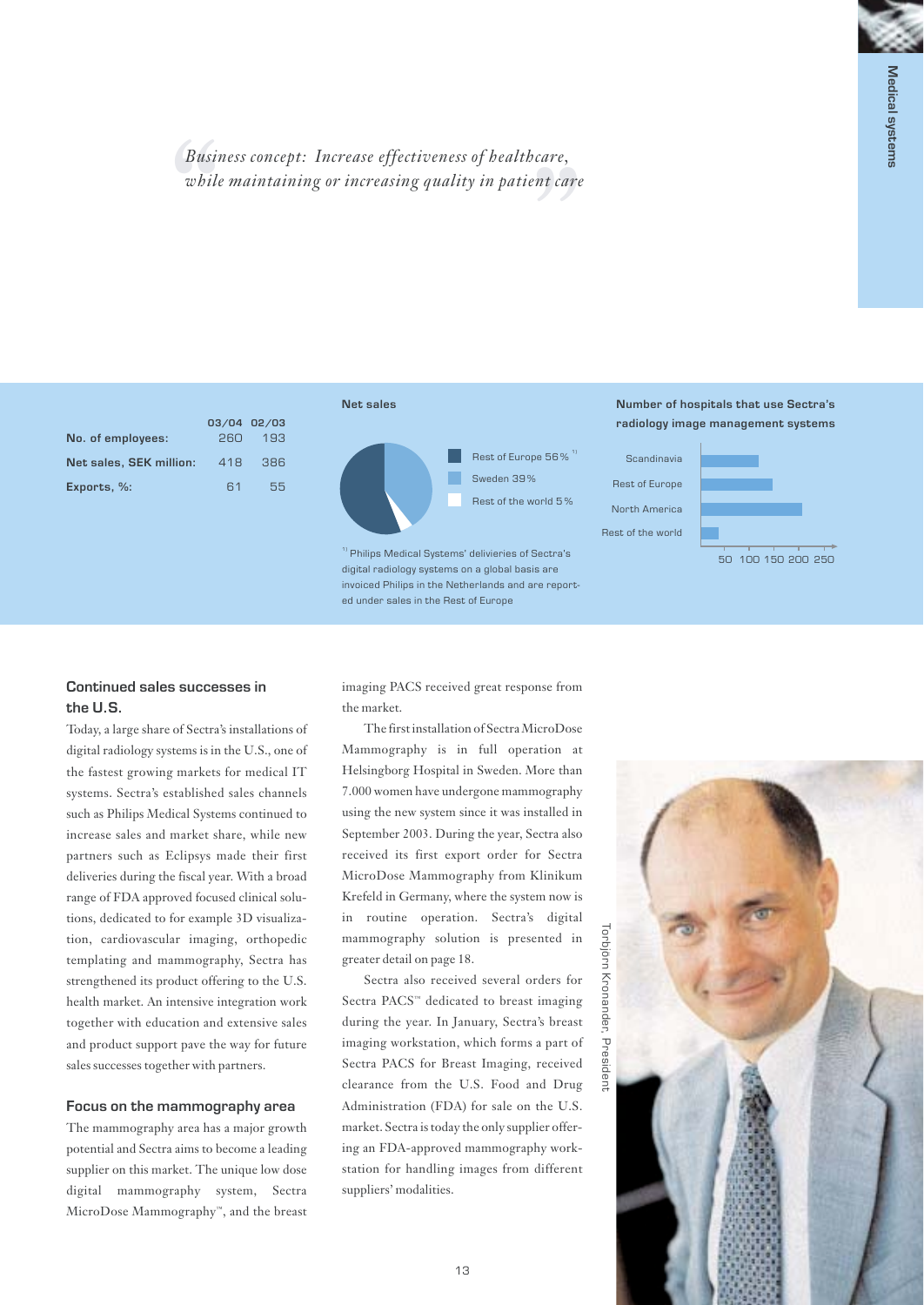*Business concept: Increase effectiveness of healthcare, while maintaining or increasing quality in patient care*

| | 03/04 | 02/03 |
|---|---|---|
| **No. of employees:** | 260 | 193 |
| **Net sales, SEK million:** | 418 | 386 |
| **Exports, %:** | 61 | 55 |

**Net sales**

- Rest of Europe 56%[1]
- Sweden 39%
- Rest of the world 5%

[1] Philips Medical Systems' delivieries of Sectra's digital radiology systems on a global basis are invoiced Philips in the Netherlands and are reported under sales in the Rest of Europe

**Number of hospitals that use Sectra's radiology image management systems**

Scandinavia, Rest of Europe, North America, Rest of the world

50 100 150 200 250

### Continued sales successes in the U.S.

Today, a large share of Sectra's installations of digital radiology systems is in the U.S., one of the fastest growing markets for medical IT systems. Sectra's established sales channels such as Philips Medical Systems continued to increase sales and market share, while new partners such as Eclipsys made their first deliveries during the fiscal year. With a broad range of FDA approved focused clinical solutions, dedicated to for example 3D visualization, cardiovascular imaging, orthopedic templating and mammography, Sectra has strengthened its product offering to the U.S. health market. An intensive integration work together with education and extensive sales and product support pave the way for future sales successes together with partners.

### Focus on the mammography area

The mammography area has a major growth potential and Sectra aims to become a leading supplier on this market. The unique low dose digital mammography system, Sectra MicroDose Mammography™, and the breast imaging PACS received great response from the market.

The first installation of Sectra MicroDose Mammography is in full operation at Helsingborg Hospital in Sweden. More than 7.000 women have undergone mammography using the new system since it was installed in September 2003. During the year, Sectra also received its first export order for Sectra MicroDose Mammography from Klinikum Krefeld in Germany, where the system now is in routine operation. Sectra's digital mammography solution is presented in greater detail on page 18.

Sectra also received several orders for Sectra PACS™ dedicated to breast imaging during the year. In January, Sectra's breast imaging workstation, which forms a part of Sectra PACS for Breast Imaging, received clearance from the U.S. Food and Drug Administration (FDA) for sale on the U.S. market. Sectra is today the only supplier offering an FDA-approved mammography workstation for handling images from different suppliers' modalities.

Torbjörn Kronander, President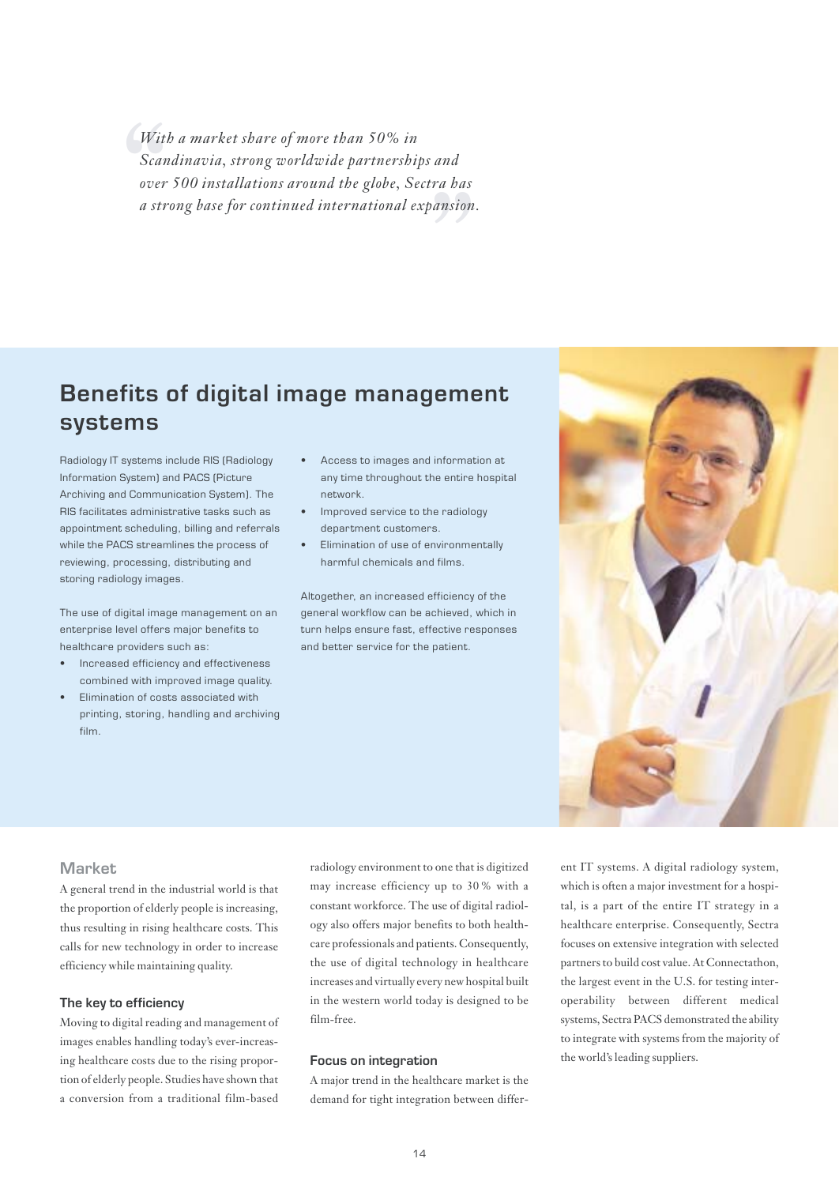> *With a market share of more than 50% in Scandinavia, strong worldwide partnerships and over 500 installations around the globe, Sectra has a strong base for continued international expansion.*

## Benefits of digital image management systems

Radiology IT systems include RIS (Radiology Information System) and PACS (Picture Archiving and Communication System). The RIS facilitates administrative tasks such as appointment scheduling, billing and referrals while the PACS streamlines the process of reviewing, processing, distributing and storing radiology images.

The use of digital image management on an enterprise level offers major benefits to healthcare providers such as:

- Increased efficiency and effectiveness combined with improved image quality.
- Elimination of costs associated with printing, storing, handling and archiving film.
- Access to images and information at any time throughout the entire hospital network.
- Improved service to the radiology department customers.
- Elimination of use of environmentally harmful chemicals and films.

Altogether, an increased efficiency of the general workflow can be achieved, which in turn helps ensure fast, effective responses and better service for the patient.

### Market

A general trend in the industrial world is that the proportion of elderly people is increasing, thus resulting in rising healthcare costs. This calls for new technology in order to increase efficiency while maintaining quality.

#### The key to efficiency

Moving to digital reading and management of images enables handling today's ever-increasing healthcare costs due to the rising proportion of elderly people. Studies have shown that a conversion from a traditional film-based radiology environment to one that is digitized may increase efficiency up to 30 % with a constant workforce. The use of digital radiology also offers major benefits to both healthcare professionals and patients. Consequently, the use of digital technology in healthcare increases and virtually every new hospital built in the western world today is designed to be film-free.

#### Focus on integration

A major trend in the healthcare market is the demand for tight integration between different IT systems. A digital radiology system, which is often a major investment for a hospital, is a part of the entire IT strategy in a healthcare enterprise. Consequently, Sectra focuses on extensive integration with selected partners to build cost value. At Connectathon, the largest event in the U.S. for testing interoperability between different medical systems, Sectra PACS demonstrated the ability to integrate with systems from the majority of the world's leading suppliers.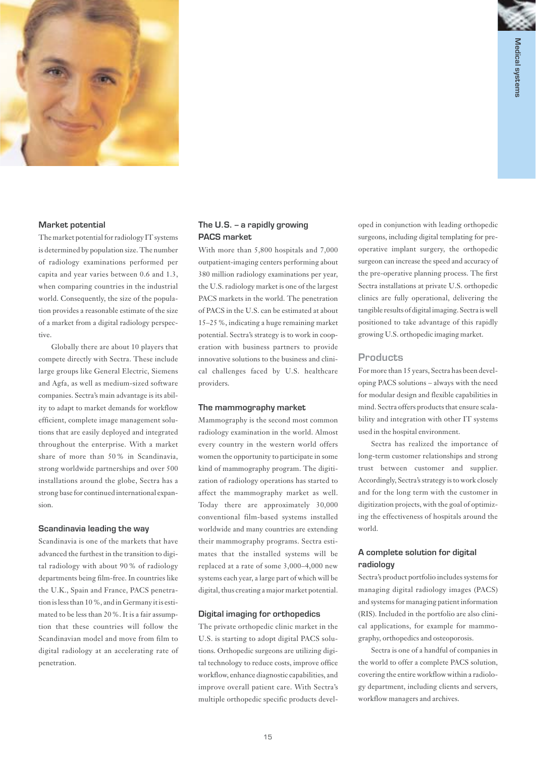## Market potential

The market potential for radiology IT systems is determined by population size. The number of radiology examinations performed per capita and year varies between 0.6 and 1.3, when comparing countries in the industrial world. Consequently, the size of the population provides a reasonable estimate of the size of a market from a digital radiology perspective.

Globally there are about 10 players that compete directly with Sectra. These include large groups like General Electric, Siemens and Agfa, as well as medium-sized software companies. Sectra's main advantage is its ability to adapt to market demands for workflow efficient, complete image management solutions that are easily deployed and integrated throughout the enterprise. With a market share of more than 50 % in Scandinavia, strong worldwide partnerships and over 500 installations around the globe, Sectra has a strong base for continued international expansion.

## Scandinavia leading the way

Scandinavia is one of the markets that have advanced the furthest in the transition to digital radiology with about 90 % of radiology departments being film-free. In countries like the U.K., Spain and France, PACS penetration is less than 10 %, and in Germany it is estimated to be less than 20 %. It is a fair assumption that these countries will follow the Scandinavian model and move from film to digital radiology at an accelerating rate of penetration.

## The U.S. – a rapidly growing PACS market

With more than 5,800 hospitals and 7,000 outpatient-imaging centers performing about 380 million radiology examinations per year, the U.S. radiology market is one of the largest PACS markets in the world. The penetration of PACS in the U.S. can be estimated at about 15–25 %, indicating a huge remaining market potential. Sectra's strategy is to work in cooperation with business partners to provide innovative solutions to the business and clinical challenges faced by U.S. healthcare providers.

## The mammography market

Mammography is the second most common radiology examination in the world. Almost every country in the western world offers women the opportunity to participate in some kind of mammography program. The digitization of radiology operations has started to affect the mammography market as well. Today there are approximately 30,000 conventional film-based systems installed worldwide and many countries are extending their mammography programs. Sectra estimates that the installed systems will be replaced at a rate of some 3,000–4,000 new systems each year, a large part of which will be digital, thus creating a major market potential.

## Digital imaging for orthopedics

The private orthopedic clinic market in the U.S. is starting to adopt digital PACS solutions. Orthopedic surgeons are utilizing digital technology to reduce costs, improve office workflow, enhance diagnostic capabilities, and improve overall patient care. With Sectra's multiple orthopedic specific products developed in conjunction with leading orthopedic surgeons, including digital templating for pre-operative implant surgery, the orthopedic surgeon can increase the speed and accuracy of the pre-operative planning process. The first Sectra installations at private U.S. orthopedic clinics are fully operational, delivering the tangible results of digital imaging. Sectra is well positioned to take advantage of this rapidly growing U.S. orthopedic imaging market.

# Products

For more than 15 years, Sectra has been developing PACS solutions – always with the need for modular design and flexible capabilities in mind. Sectra offers products that ensure scalability and integration with other IT systems used in the hospital environment.

Sectra has realized the importance of long-term customer relationships and strong trust between customer and supplier. Accordingly, Sectra's strategy is to work closely and for the long term with the customer in digitization projects, with the goal of optimizing the effectiveness of hospitals around the world.

## A complete solution for digital radiology

Sectra's product portfolio includes systems for managing digital radiology images (PACS) and systems for managing patient information (RIS). Included in the portfolio are also clinical applications, for example for mammography, orthopedics and osteoporosis.

Sectra is one of a handful of companies in the world to offer a complete PACS solution, covering the entire workflow within a radiology department, including clients and servers, workflow managers and archives.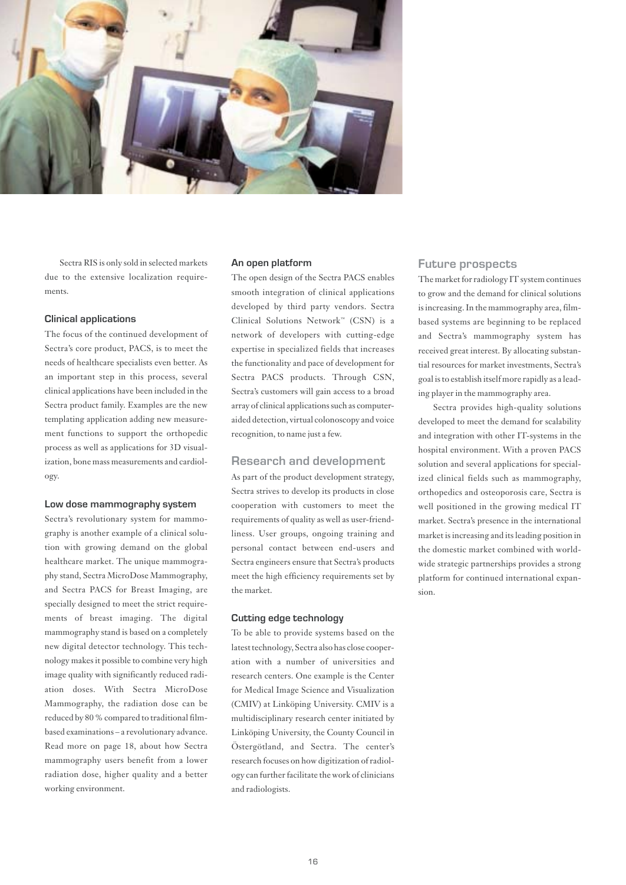Sectra RIS is only sold in selected markets due to the extensive localization requirements.

#### Clinical applications

The focus of the continued development of Sectra's core product, PACS, is to meet the needs of healthcare specialists even better. As an important step in this process, several clinical applications have been included in the Sectra product family. Examples are the new templating application adding new measurement functions to support the orthopedic process as well as applications for 3D visualization, bone mass measurements and cardiology.

#### Low dose mammography system

Sectra's revolutionary system for mammography is another example of a clinical solution with growing demand on the global healthcare market. The unique mammography stand, Sectra MicroDose Mammography, and Sectra PACS for Breast Imaging, are specially designed to meet the strict requirements of breast imaging. The digital mammography stand is based on a completely new digital detector technology. This technology makes it possible to combine very high image quality with significantly reduced radiation doses. With Sectra MicroDose Mammography, the radiation dose can be reduced by 80 % compared to traditional film-based examinations – a revolutionary advance. Read more on page 18, about how Sectra mammography users benefit from a lower radiation dose, higher quality and a better working environment.

#### An open platform

The open design of the Sectra PACS enables smooth integration of clinical applications developed by third party vendors. Sectra Clinical Solutions Network™ (CSN) is a network of developers with cutting-edge expertise in specialized fields that increases the functionality and pace of development for Sectra PACS products. Through CSN, Sectra's customers will gain access to a broad array of clinical applications such as computer-aided detection, virtual colonoscopy and voice recognition, to name just a few.

### Research and development

As part of the product development strategy, Sectra strives to develop its products in close cooperation with customers to meet the requirements of quality as well as user-friendliness. User groups, ongoing training and personal contact between end-users and Sectra engineers ensure that Sectra's products meet the high efficiency requirements set by the market.

#### Cutting edge technology

To be able to provide systems based on the latest technology, Sectra also has close cooperation with a number of universities and research centers. One example is the Center for Medical Image Science and Visualization (CMIV) at Linköping University. CMIV is a multidisciplinary research center initiated by Linköping University, the County Council in Östergötland, and Sectra. The center's research focuses on how digitization of radiology can further facilitate the work of clinicians and radiologists.

### Future prospects

The market for radiology IT system continues to grow and the demand for clinical solutions is increasing. In the mammography area, film-based systems are beginning to be replaced and Sectra's mammography system has received great interest. By allocating substantial resources for market investments, Sectra's goal is to establish itself more rapidly as a leading player in the mammography area.

Sectra provides high-quality solutions developed to meet the demand for scalability and integration with other IT-systems in the hospital environment. With a proven PACS solution and several applications for specialized clinical fields such as mammography, orthopedics and osteoporosis care, Sectra is well positioned in the growing medical IT market. Sectra's presence in the international market is increasing and its leading position in the domestic market combined with worldwide strategic partnerships provides a strong platform for continued international expansion.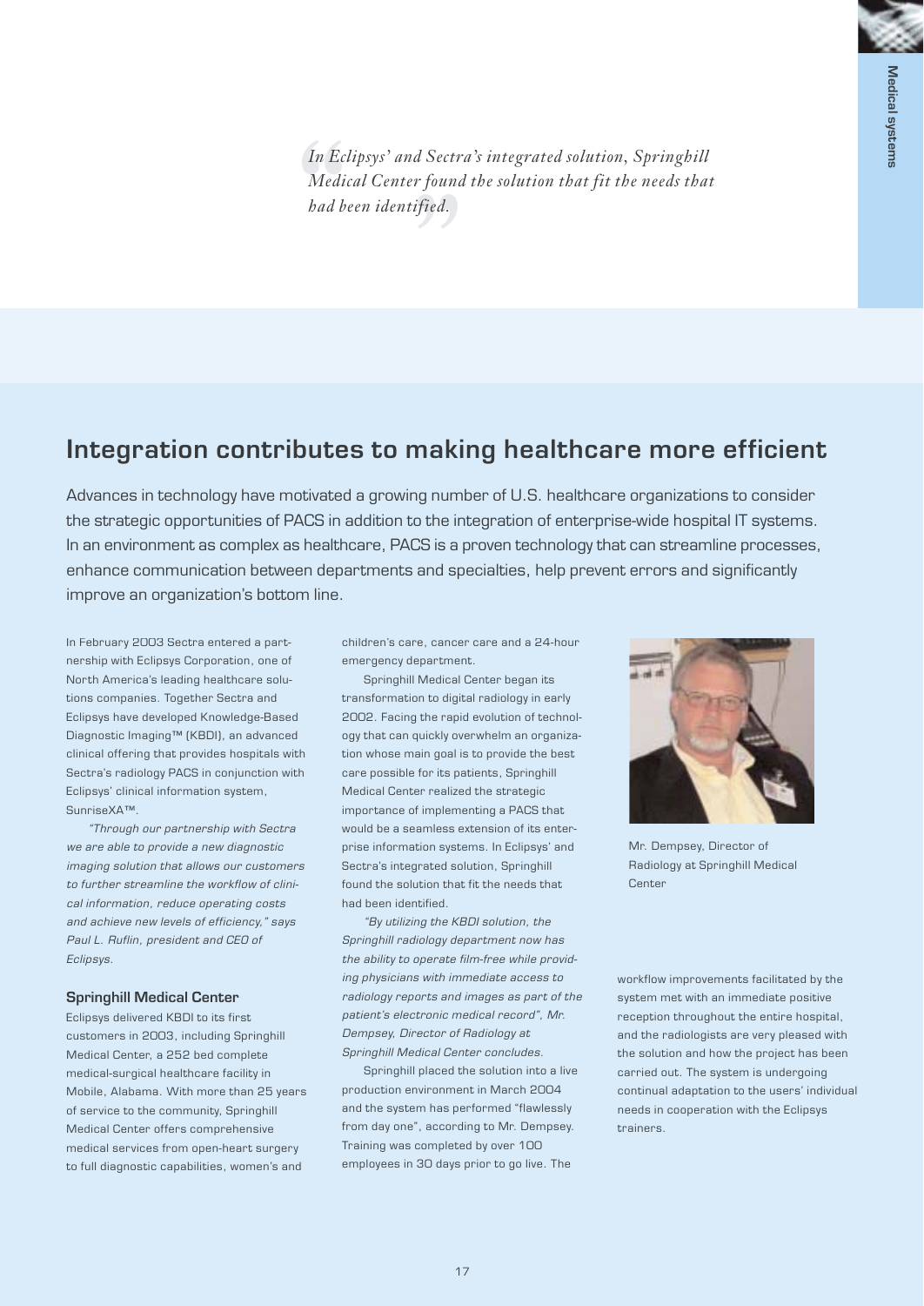> *In Eclipsys' and Sectra's integrated solution, Springhill Medical Center found the solution that fit the needs that had been identified.*

## Integration contributes to making healthcare more efficient

Advances in technology have motivated a growing number of U.S. healthcare organizations to consider the strategic opportunities of PACS in addition to the integration of enterprise-wide hospital IT systems. In an environment as complex as healthcare, PACS is a proven technology that can streamline processes, enhance communication between departments and specialties, help prevent errors and significantly improve an organization's bottom line.

In February 2003 Sectra entered a partnership with Eclipsys Corporation, one of North America's leading healthcare solutions companies. Together Sectra and Eclipsys have developed Knowledge-Based Diagnostic Imaging™ (KBDI), an advanced clinical offering that provides hospitals with Sectra's radiology PACS in conjunction with Eclipsys' clinical information system, SunriseXA™.

*"Through our partnership with Sectra we are able to provide a new diagnostic imaging solution that allows our customers to further streamline the workflow of clinical information, reduce operating costs and achieve new levels of efficiency," says Paul L. Ruflin, president and CEO of Eclipsys.*

### Springhill Medical Center

Eclipsys delivered KBDI to its first customers in 2003, including Springhill Medical Center, a 252 bed complete medical-surgical healthcare facility in Mobile, Alabama. With more than 25 years of service to the community, Springhill Medical Center offers comprehensive medical services from open-heart surgery to full diagnostic capabilities, women's and children's care, cancer care and a 24-hour emergency department.

Springhill Medical Center began its transformation to digital radiology in early 2002. Facing the rapid evolution of technology that can quickly overwhelm an organization whose main goal is to provide the best care possible for its patients, Springhill Medical Center realized the strategic importance of implementing a PACS that would be a seamless extension of its enterprise information systems. In Eclipsys' and Sectra's integrated solution, Springhill found the solution that fit the needs that had been identified.

*"By utilizing the KBDI solution, the Springhill radiology department now has the ability to operate film-free while providing physicians with immediate access to radiology reports and images as part of the patient's electronic medical record", Mr. Dempsey, Director of Radiology at Springhill Medical Center concludes.*

Springhill placed the solution into a live production environment in March 2004 and the system has performed "flawlessly from day one", according to Mr. Dempsey. Training was completed by over 100 employees in 30 days prior to go live. The workflow improvements facilitated by the system met with an immediate positive reception throughout the entire hospital, and the radiologists are very pleased with the solution and how the project has been carried out. The system is undergoing continual adaptation to the users' individual needs in cooperation with the Eclipsys trainers.

Mr. Dempsey, Director of Radiology at Springhill Medical Center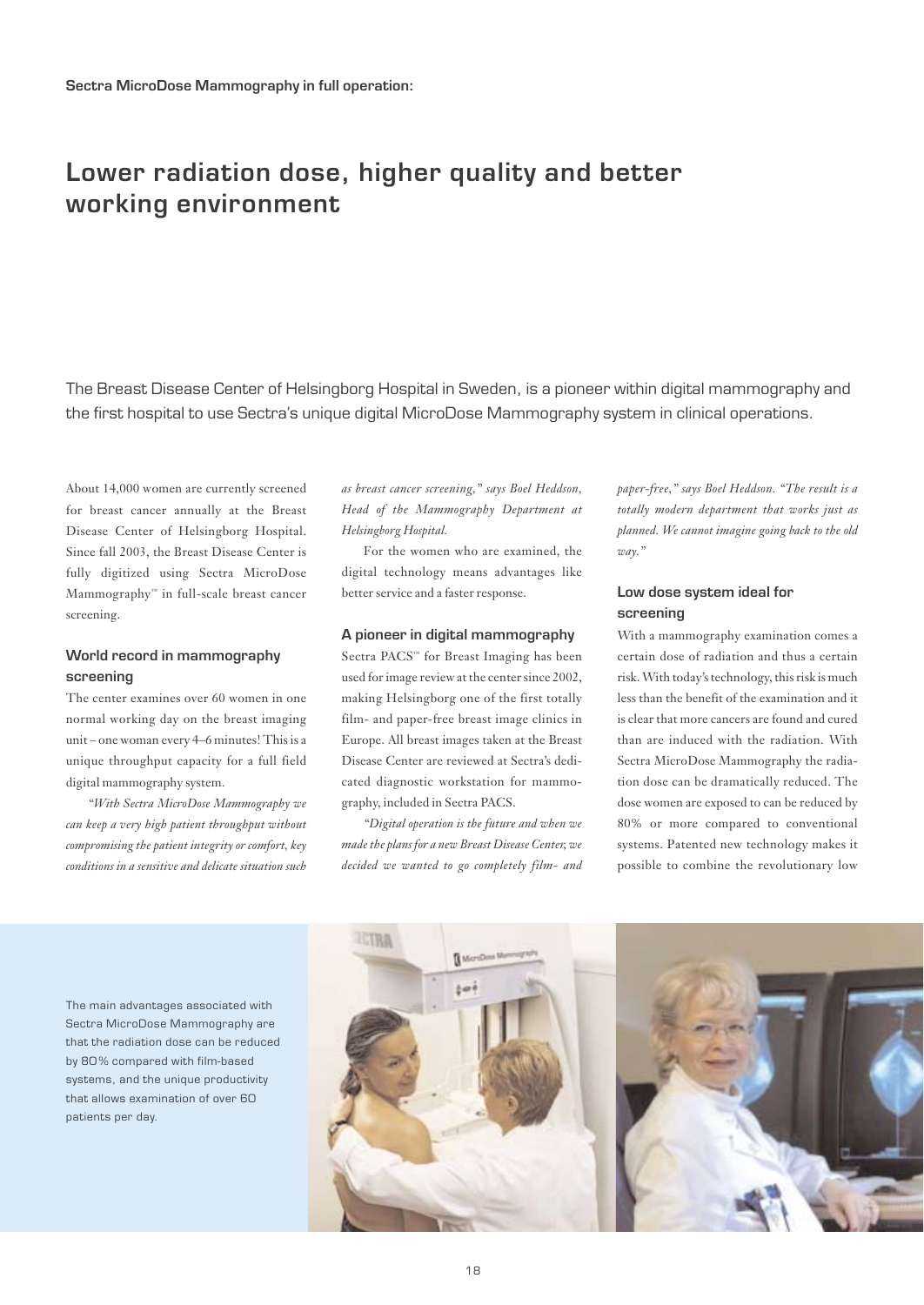**Sectra MicroDose Mammography in full operation:**

# Lower radiation dose, higher quality and better working environment

The Breast Disease Center of Helsingborg Hospital in Sweden, is a pioneer within digital mammography and the first hospital to use Sectra's unique digital MicroDose Mammography system in clinical operations.

About 14,000 women are currently screened for breast cancer annually at the Breast Disease Center of Helsingborg Hospital. Since fall 2003, the Breast Disease Center is fully digitized using Sectra MicroDose Mammography™ in full-scale breast cancer screening.

### World record in mammography screening

The center examines over 60 women in one normal working day on the breast imaging unit – one woman every 4–6 minutes! This is a unique throughput capacity for a full field digital mammography system.

*"With Sectra MicroDose Mammography we can keep a very high patient throughput without compromising the patient integrity or comfort, key conditions in a sensitive and delicate situation such as breast cancer screening," says Boel Heddson, Head of the Mammography Department at Helsingborg Hospital.*

For the women who are examined, the digital technology means advantages like better service and a faster response.

### A pioneer in digital mammography

Sectra PACS™ for Breast Imaging has been used for image review at the center since 2002, making Helsingborg one of the first totally film- and paper-free breast image clinics in Europe. All breast images taken at the Breast Disease Center are reviewed at Sectra's dedicated diagnostic workstation for mammography, included in Sectra PACS.

*"Digital operation is the future and when we made the plans for a new Breast Disease Center, we decided we wanted to go completely film- and paper-free," says Boel Heddson. "The result is a totally modern department that works just as planned. We cannot imagine going back to the old way."*

### Low dose system ideal for screening

With a mammography examination comes a certain dose of radiation and thus a certain risk. With today's technology, this risk is much less than the benefit of the examination and it is clear that more cancers are found and cured than are induced with the radiation. With Sectra MicroDose Mammography the radiation dose can be dramatically reduced. The dose women are exposed to can be reduced by 80% or more compared to conventional systems. Patented new technology makes it possible to combine the revolutionary low

The main advantages associated with Sectra MicroDose Mammography are that the radiation dose can be reduced by 80% compared with film-based systems, and the unique productivity that allows examination of over 60 patients per day.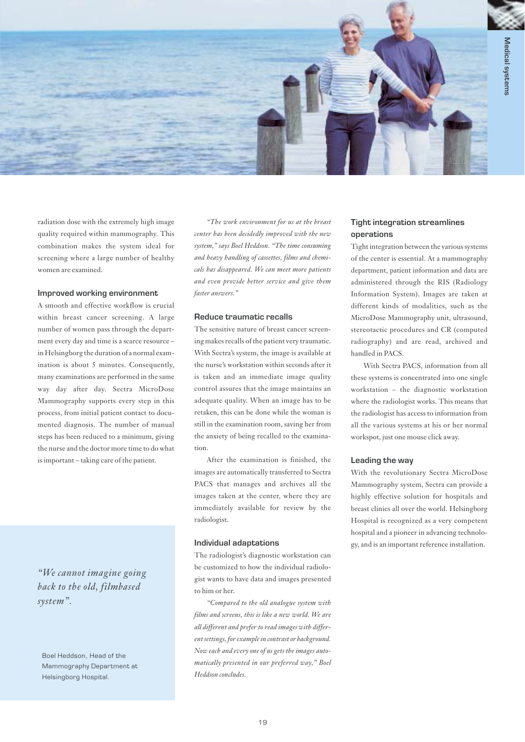radiation dose with the extremely high image quality required within mammography. This combination makes the system ideal for screening where a large number of healthy women are examined.

#### Improved working environment

A smooth and effective workflow is crucial within breast cancer screening. A large number of women pass through the department every day and time is a scarce resource – in Helsingborg the duration of a normal examination is about 5 minutes. Consequently, many examinations are performed in the same way day after day. Sectra MicroDose Mammography supports every step in this process, from initial patient contact to documented diagnosis. The number of manual steps has been reduced to a minimum, giving the nurse and the doctor more time to do what is important – taking care of the patient.

*"We cannot imagine going back to the old, filmbased system".*

Boel Heddson, Head of the Mammography Department at Helsingborg Hospital.

*"The work environment for us at the breast center has been decidedly improved with the new system," says Boel Heddson. "The time consuming and heavy handling of cassettes, films and chemicals has disappeared. We can meet more patients and even provide better service and give them faster answers."*

#### Reduce traumatic recalls

The sensitive nature of breast cancer screening makes recalls of the patient very traumatic. With Sectra's system, the image is available at the nurse's workstation within seconds after it is taken and an immediate image quality control assures that the image maintains an adequate quality. When an image has to be retaken, this can be done while the woman is still in the examination room, saving her from the anxiety of being recalled to the examination.

After the examination is finished, the images are automatically transferred to Sectra PACS that manages and archives all the images taken at the center, where they are immediately available for review by the radiologist.

#### Individual adaptations

The radiologist's diagnostic workstation can be customized to how the individual radiologist wants to have data and images presented to him or her.

*"Compared to the old analogue system with films and screens, this is like a new world. We are all different and prefer to read images with different settings, for example in contrast or background. Now each and every one of us gets the images automatically presented in our preferred way," Boel Heddson concludes.*

#### Tight integration streamlines operations

Tight integration between the various systems of the center is essential. At a mammography department, patient information and data are administered through the RIS (Radiology Information System). Images are taken at different kinds of modalities, such as the MicroDose Mammography unit, ultrasound, stereotactic procedures and CR (computed radiography) and are read, archived and handled in PACS.

With Sectra PACS, information from all these systems is concentrated into one single workstation – the diagnostic workstation where the radiologist works. This means that the radiologist has access to information from all the various systems at his or her normal workspot, just one mouse click away.

#### Leading the way

With the revolutionary Sectra MicroDose Mammography system, Sectra can provide a highly effective solution for hospitals and breast clinics all over the world. Helsingborg Hospital is recognized as a very competent hospital and a pioneer in advancing technology, and is an important reference installation.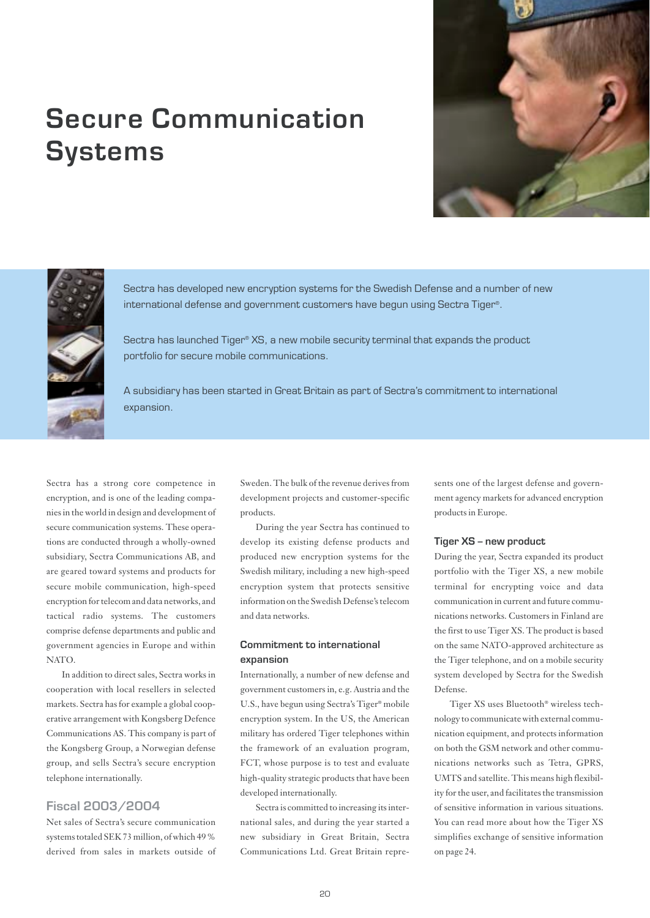# Secure Communication Systems

Sectra has developed new encryption systems for the Swedish Defense and a number of new international defense and government customers have begun using Sectra Tiger®.

Sectra has launched Tiger® XS, a new mobile security terminal that expands the product portfolio for secure mobile communications.

A subsidiary has been started in Great Britain as part of Sectra's commitment to international expansion.

Sectra has a strong core competence in encryption, and is one of the leading companies in the world in design and development of secure communication systems. These operations are conducted through a wholly-owned subsidiary, Sectra Communications AB, and are geared toward systems and products for secure mobile communication, high-speed encryption for telecom and data networks, and tactical radio systems. The customers comprise defense departments and public and government agencies in Europe and within NATO.

In addition to direct sales, Sectra works in cooperation with local resellers in selected markets. Sectra has for example a global cooperative arrangement with Kongsberg Defence Communications AS. This company is part of the Kongsberg Group, a Norwegian defense group, and sells Sectra's secure encryption telephone internationally.

## Fiscal 2003/2004

Net sales of Sectra's secure communication systems totaled SEK 73 million, of which 49 % derived from sales in markets outside of Sweden. The bulk of the revenue derives from development projects and customer-specific products.

During the year Sectra has continued to develop its existing defense products and produced new encryption systems for the Swedish military, including a new high-speed encryption system that protects sensitive information on the Swedish Defense's telecom and data networks.

### Commitment to international expansion

Internationally, a number of new defense and government customers in, e.g. Austria and the U.S., have begun using Sectra's Tiger® mobile encryption system. In the US, the American military has ordered Tiger telephones within the framework of an evaluation program, FCT, whose purpose is to test and evaluate high-quality strategic products that have been developed internationally.

Sectra is committed to increasing its international sales, and during the year started a new subsidiary in Great Britain, Sectra Communications Ltd. Great Britain represents one of the largest defense and government agency markets for advanced encryption products in Europe.

### Tiger XS – new product

During the year, Sectra expanded its product portfolio with the Tiger XS, a new mobile terminal for encrypting voice and data communication in current and future communications networks. Customers in Finland are the first to use Tiger XS. The product is based on the same NATO-approved architecture as the Tiger telephone, and on a mobile security system developed by Sectra for the Swedish Defense.

Tiger XS uses Bluetooth® wireless technology to communicate with external communication equipment, and protects information on both the GSM network and other communications networks such as Tetra, GPRS, UMTS and satellite. This means high flexibility for the user, and facilitates the transmission of sensitive information in various situations. You can read more about how the Tiger XS simplifies exchange of sensitive information on page 24.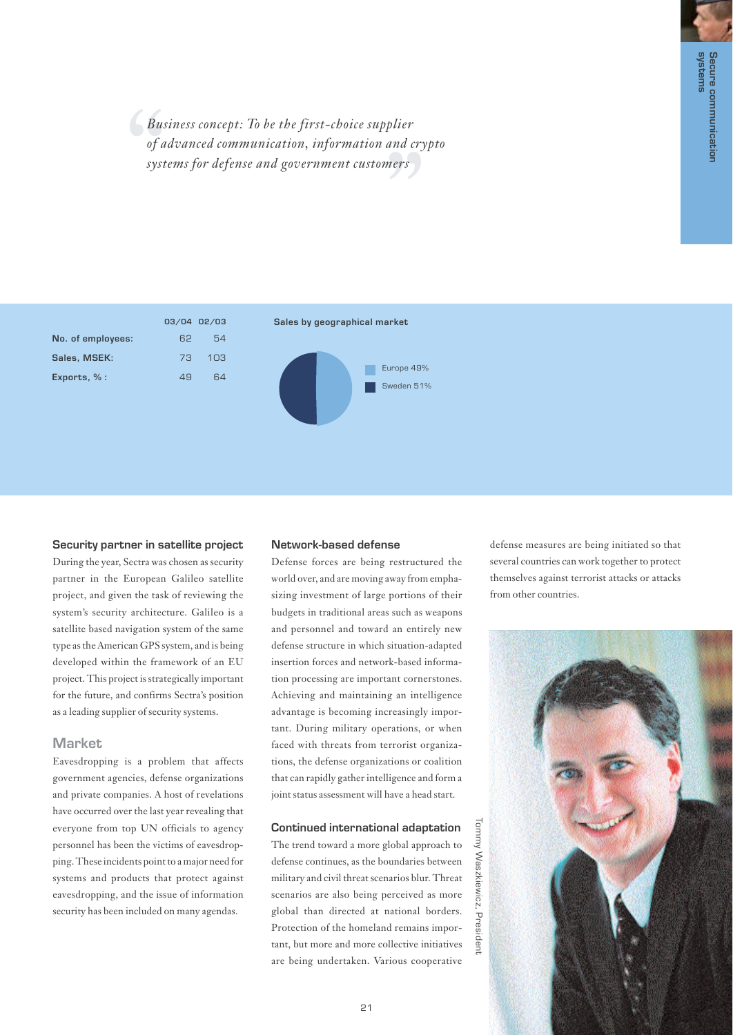> *Business concept: To be the first-choice supplier of advanced communication, information and crypto systems for defense and government customers*

Secure communication systems

| | 03/04 | 02/03 |
|---|---|---|
| **No. of employees:** | 62 | 54 |
| **Sales, MSEK:** | 73 | 103 |
| **Exports, % :** | 49 | 64 |

**Sales by geographical market**

Europe 49%
Sweden 51%

### Security partner in satellite project

During the year, Sectra was chosen as security partner in the European Galileo satellite project, and given the task of reviewing the system's security architecture. Galileo is a satellite based navigation system of the same type as the American GPS system, and is being developed within the framework of an EU project. This project is strategically important for the future, and confirms Sectra's position as a leading supplier of security systems.

## Market

Eavesdropping is a problem that affects government agencies, defense organizations and private companies. A host of revelations have occurred over the last year revealing that everyone from top UN officials to agency personnel has been the victims of eavesdropping. These incidents point to a major need for systems and products that protect against eavesdropping, and the issue of information security has been included on many agendas.

### Network-based defense

Defense forces are being restructured the world over, and are moving away from emphasizing investment of large portions of their budgets in traditional areas such as weapons and personnel and toward an entirely new defense structure in which situation-adapted insertion forces and network-based information processing are important cornerstones. Achieving and maintaining an intelligence advantage is becoming increasingly important. During military operations, or when faced with threats from terrorist organizations, the defense organizations or coalition that can rapidly gather intelligence and form a joint status assessment will have a head start.

### Continued international adaptation

The trend toward a more global approach to defense continues, as the boundaries between military and civil threat scenarios blur. Threat scenarios are also being perceived as more global than directed at national borders. Protection of the homeland remains important, but more and more collective initiatives are being undertaken. Various cooperative defense measures are being initiated so that several countries can work together to protect themselves against terrorist attacks or attacks from other countries.

Tommy Waszkiewicz, President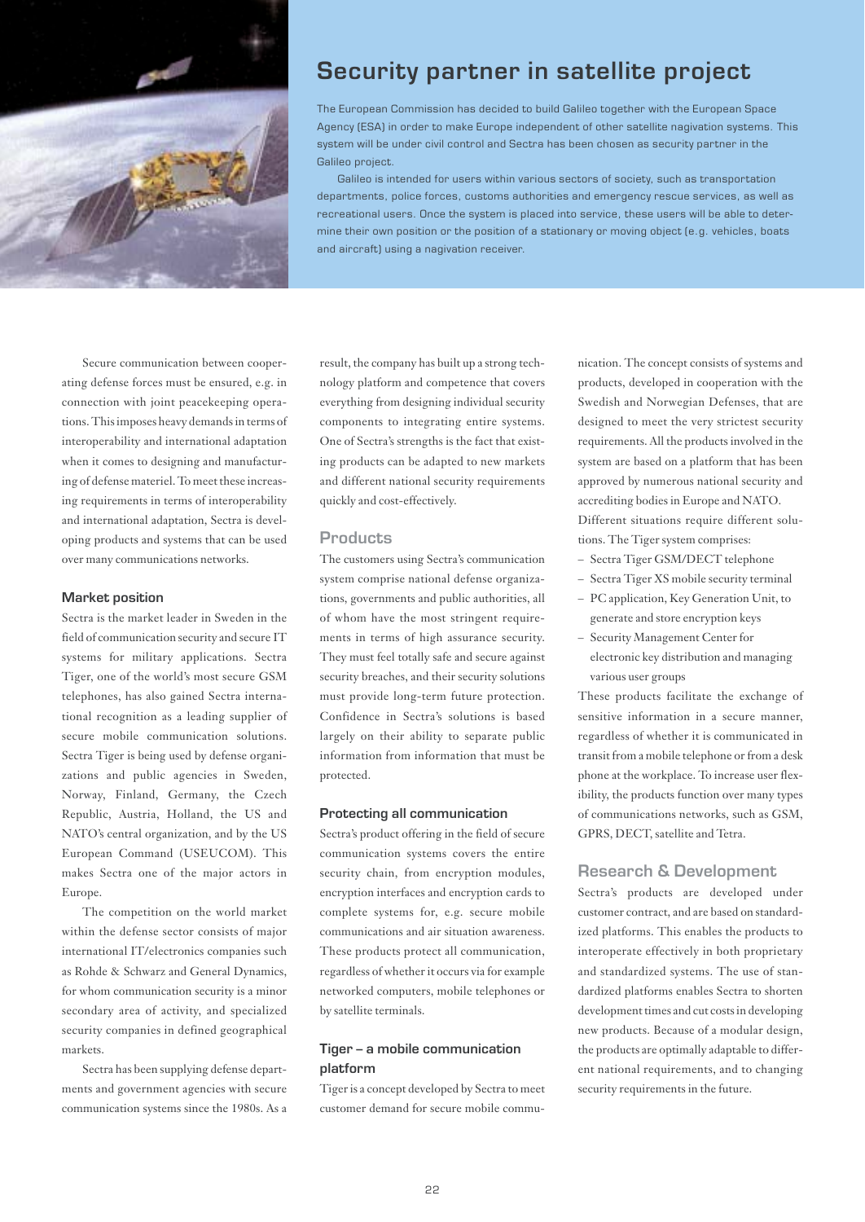## Security partner in satellite project

The European Commission has decided to build Galileo together with the European Space Agency (ESA) in order to make Europe independent of other satellite nagivation systems. This system will be under civil control and Sectra has been chosen as security partner in the Galileo project.

Galileo is intended for users within various sectors of society, such as transportation departments, police forces, customs authorities and emergency rescue services, as well as recreational users. Once the system is placed into service, these users will be able to determine their own position or the position of a stationary or moving object (e.g. vehicles, boats and aircraft) using a nagivation receiver.

Secure communication between cooperating defense forces must be ensured, e.g. in connection with joint peacekeeping operations. This imposes heavy demands in terms of interoperability and international adaptation when it comes to designing and manufacturing of defense materiel. To meet these increasing requirements in terms of interoperability and international adaptation, Sectra is developing products and systems that can be used over many communications networks.

### Market position

Sectra is the market leader in Sweden in the field of communication security and secure IT systems for military applications. Sectra Tiger, one of the world's most secure GSM telephones, has also gained Sectra international recognition as a leading supplier of secure mobile communication solutions. Sectra Tiger is being used by defense organizations and public agencies in Sweden, Norway, Finland, Germany, the Czech Republic, Austria, Holland, the US and NATO's central organization, and by the US European Command (USEUCOM). This makes Sectra one of the major actors in Europe.

The competition on the world market within the defense sector consists of major international IT/electronics companies such as Rohde & Schwarz and General Dynamics, for whom communication security is a minor secondary area of activity, and specialized security companies in defined geographical markets.

Sectra has been supplying defense departments and government agencies with secure communication systems since the 1980s. As a result, the company has built up a strong technology platform and competence that covers everything from designing individual security components to integrating entire systems. One of Sectra's strengths is the fact that existing products can be adapted to new markets and different national security requirements quickly and cost-effectively.

## Products

The customers using Sectra's communication system comprise national defense organizations, governments and public authorities, all of whom have the most stringent requirements in terms of high assurance security. They must feel totally safe and secure against security breaches, and their security solutions must provide long-term future protection. Confidence in Sectra's solutions is based largely on their ability to separate public information from information that must be protected.

### Protecting all communication

Sectra's product offering in the field of secure communication systems covers the entire security chain, from encryption modules, encryption interfaces and encryption cards to complete systems for, e.g. secure mobile communications and air situation awareness. These products protect all communication, regardless of whether it occurs via for example networked computers, mobile telephones or by satellite terminals.

### Tiger – a mobile communication platform

Tiger is a concept developed by Sectra to meet customer demand for secure mobile communication. The concept consists of systems and products, developed in cooperation with the Swedish and Norwegian Defenses, that are designed to meet the very strictest security requirements. All the products involved in the system are based on a platform that has been approved by numerous national security and accrediting bodies in Europe and NATO.

Different situations require different solutions. The Tiger system comprises:

- Sectra Tiger GSM/DECT telephone
- Sectra Tiger XS mobile security terminal
- PC application, Key Generation Unit, to generate and store encryption keys
- Security Management Center for electronic key distribution and managing various user groups

These products facilitate the exchange of sensitive information in a secure manner, regardless of whether it is communicated in transit from a mobile telephone or from a desk phone at the workplace. To increase user flexibility, the products function over many types of communications networks, such as GSM, GPRS, DECT, satellite and Tetra.

## Research & Development

Sectra's products are developed under customer contract, and are based on standardized platforms. This enables the products to interoperate effectively in both proprietary and standardized systems. The use of standardized platforms enables Sectra to shorten development times and cut costs in developing new products. Because of a modular design, the products are optimally adaptable to different national requirements, and to changing security requirements in the future.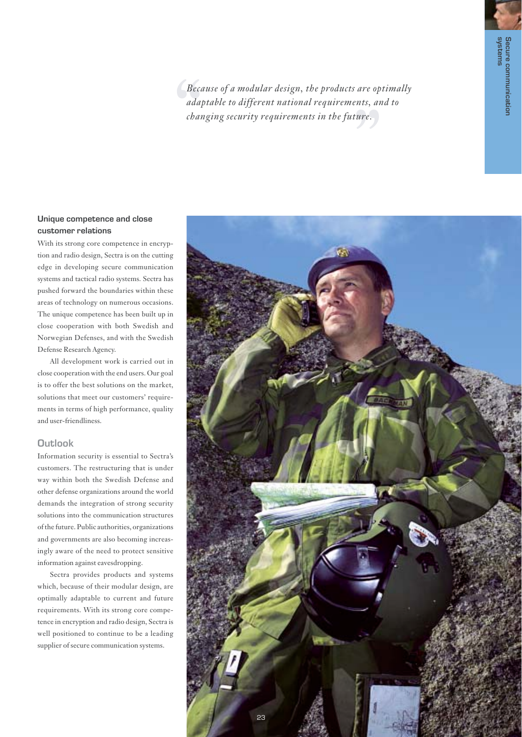> *Because of a modular design, the products are optimally adaptable to different national requirements, and to changing security requirements in the future.*

### Unique competence and close customer relations

With its strong core competence in encryption and radio design, Sectra is on the cutting edge in developing secure communication systems and tactical radio systems. Sectra has pushed forward the boundaries within these areas of technology on numerous occasions. The unique competence has been built up in close cooperation with both Swedish and Norwegian Defenses, and with the Swedish Defense Research Agency.

All development work is carried out in close cooperation with the end users. Our goal is to offer the best solutions on the market, solutions that meet our customers' requirements in terms of high performance, quality and user-friendliness.

### Outlook

Information security is essential to Sectra's customers. The restructuring that is under way within both the Swedish Defense and other defense organizations around the world demands the integration of strong security solutions into the communication structures of the future. Public authorities, organizations and governments are also becoming increasingly aware of the need to protect sensitive information against eavesdropping.

Sectra provides products and systems which, because of their modular design, are optimally adaptable to current and future requirements. With its strong core competence in encryption and radio design, Sectra is well positioned to continue to be a leading supplier of secure communication systems.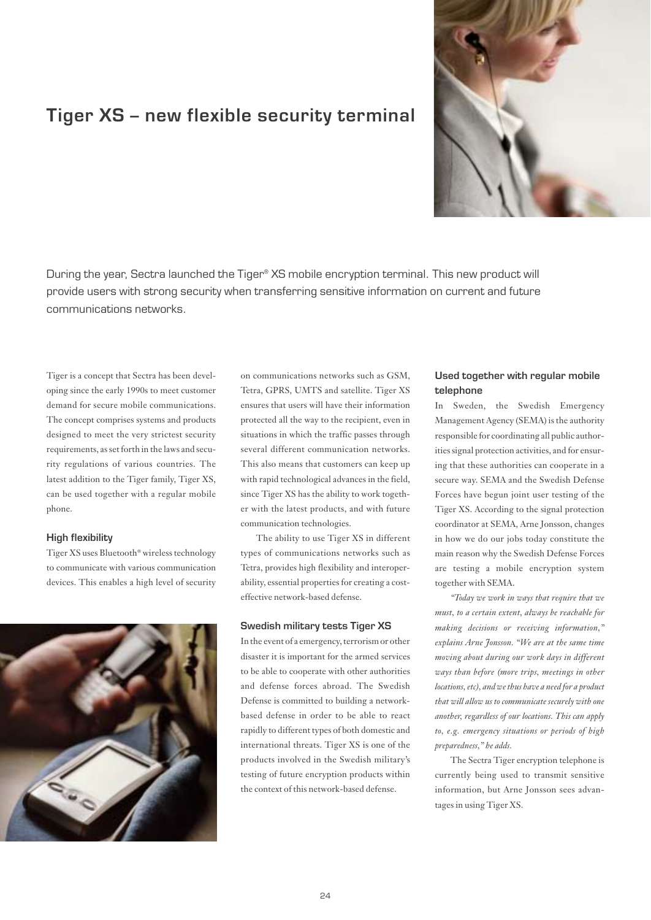# Tiger XS – new flexible security terminal

During the year, Sectra launched the Tiger® XS mobile encryption terminal. This new product will provide users with strong security when transferring sensitive information on current and future communications networks.

Tiger is a concept that Sectra has been developing since the early 1990s to meet customer demand for secure mobile communications. The concept comprises systems and products designed to meet the very strictest security requirements, as set forth in the laws and security regulations of various countries. The latest addition to the Tiger family, Tiger XS, can be used together with a regular mobile phone.

### High flexibility

Tiger XS uses Bluetooth® wireless technology to communicate with various communication devices. This enables a high level of security on communications networks such as GSM, Tetra, GPRS, UMTS and satellite. Tiger XS ensures that users will have their information protected all the way to the recipient, even in situations in which the traffic passes through several different communication networks. This also means that customers can keep up with rapid technological advances in the field, since Tiger XS has the ability to work together with the latest products, and with future communication technologies.

The ability to use Tiger XS in different types of communications networks such as Tetra, provides high flexibility and interoperability, essential properties for creating a cost-effective network-based defense.

### Swedish military tests Tiger XS

In the event of a emergency, terrorism or other disaster it is important for the armed services to be able to cooperate with other authorities and defense forces abroad. The Swedish Defense is committed to building a network-based defense in order to be able to react rapidly to different types of both domestic and international threats. Tiger XS is one of the products involved in the Swedish military's testing of future encryption products within the context of this network-based defense.

### Used together with regular mobile telephone

In Sweden, the Swedish Emergency Management Agency (SEMA) is the authority responsible for coordinating all public authorities signal protection activities, and for ensuring that these authorities can cooperate in a secure way. SEMA and the Swedish Defense Forces have begun joint user testing of the Tiger XS. According to the signal protection coordinator at SEMA, Arne Jonsson, changes in how we do our jobs today constitute the main reason why the Swedish Defense Forces are testing a mobile encryption system together with SEMA.

*"Today we work in ways that require that we must, to a certain extent, always be reachable for making decisions or receiving information," explains Arne Jonsson. "We are at the same time moving about during our work days in different ways than before (more trips, meetings in other locations, etc), and we thus have a need for a product that will allow us to communicate securely with one another, regardless of our locations. This can apply to, e.g. emergency situations or periods of high preparedness," he adds.*

The Sectra Tiger encryption telephone is currently being used to transmit sensitive information, but Arne Jonsson sees advantages in using Tiger XS.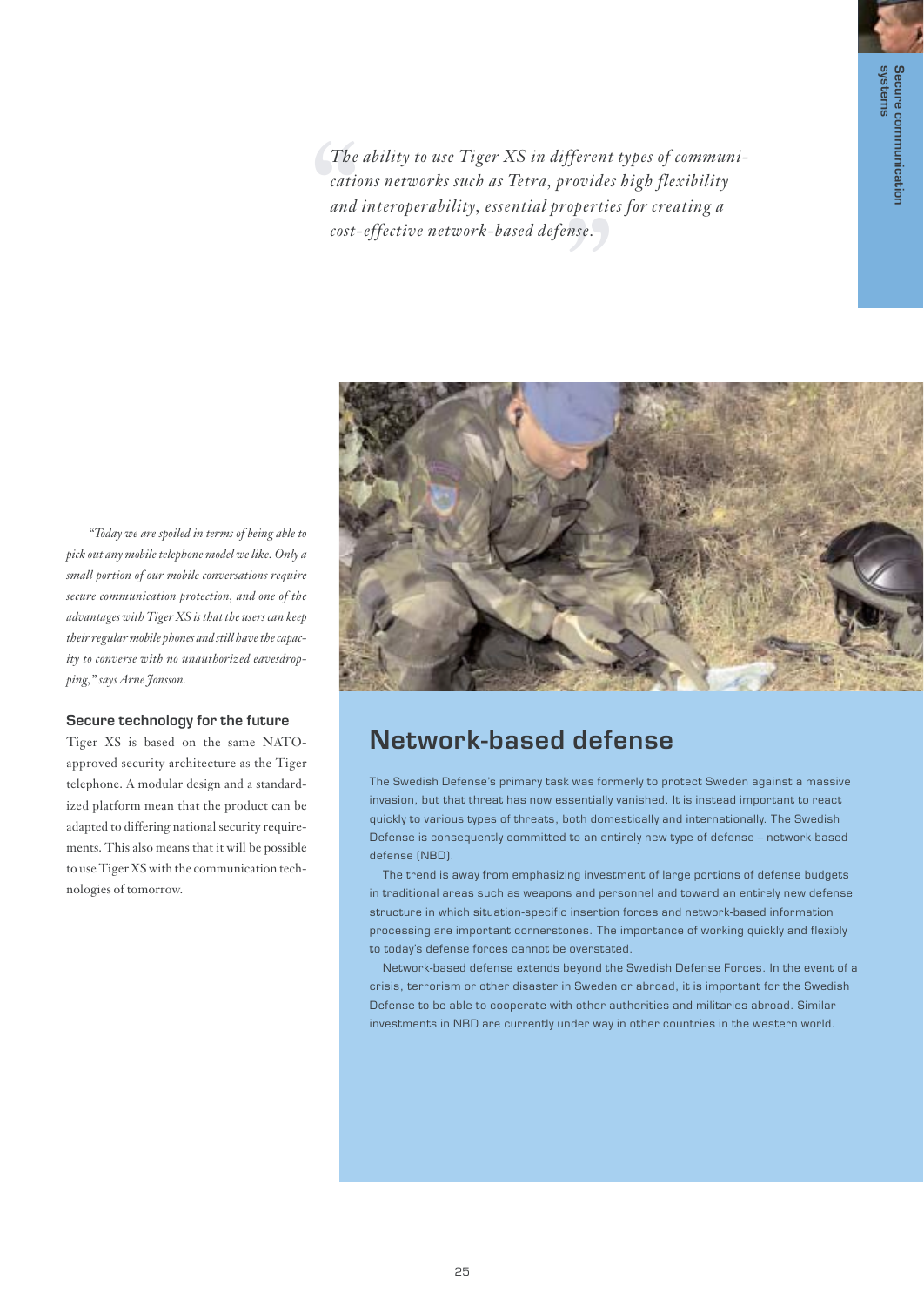*"The ability to use Tiger XS in different types of communications networks such as Tetra, provides high flexibility and interoperability, essential properties for creating a cost-effective network-based defense."*

*"Today we are spoiled in terms of being able to pick out any mobile telephone model we like. Only a small portion of our mobile conversations require secure communication protection, and one of the advantages with Tiger XS is that the users can keep their regular mobile phones and still have the capacity to converse with no unauthorized eavesdropping," says Arne Jonsson.*

### Secure technology for the future

Tiger XS is based on the same NATO-approved security architecture as the Tiger telephone. A modular design and a standardized platform mean that the product can be adapted to differing national security requirements. This also means that it will be possible to use Tiger XS with the communication technologies of tomorrow.

## Network-based defense

The Swedish Defense's primary task was formerly to protect Sweden against a massive invasion, but that threat has now essentially vanished. It is instead important to react quickly to various types of threats, both domestically and internationally. The Swedish Defense is consequently committed to an entirely new type of defense – network-based defense (NBD).

The trend is away from emphasizing investment of large portions of defense budgets in traditional areas such as weapons and personnel and toward an entirely new defense structure in which situation-specific insertion forces and network-based information processing are important cornerstones. The importance of working quickly and flexibly to today's defense forces cannot be overstated.

Network-based defense extends beyond the Swedish Defense Forces. In the event of a crisis, terrorism or other disaster in Sweden or abroad, it is important for the Swedish Defense to be able to cooperate with other authorities and militaries abroad. Similar investments in NBD are currently under way in other countries in the western world.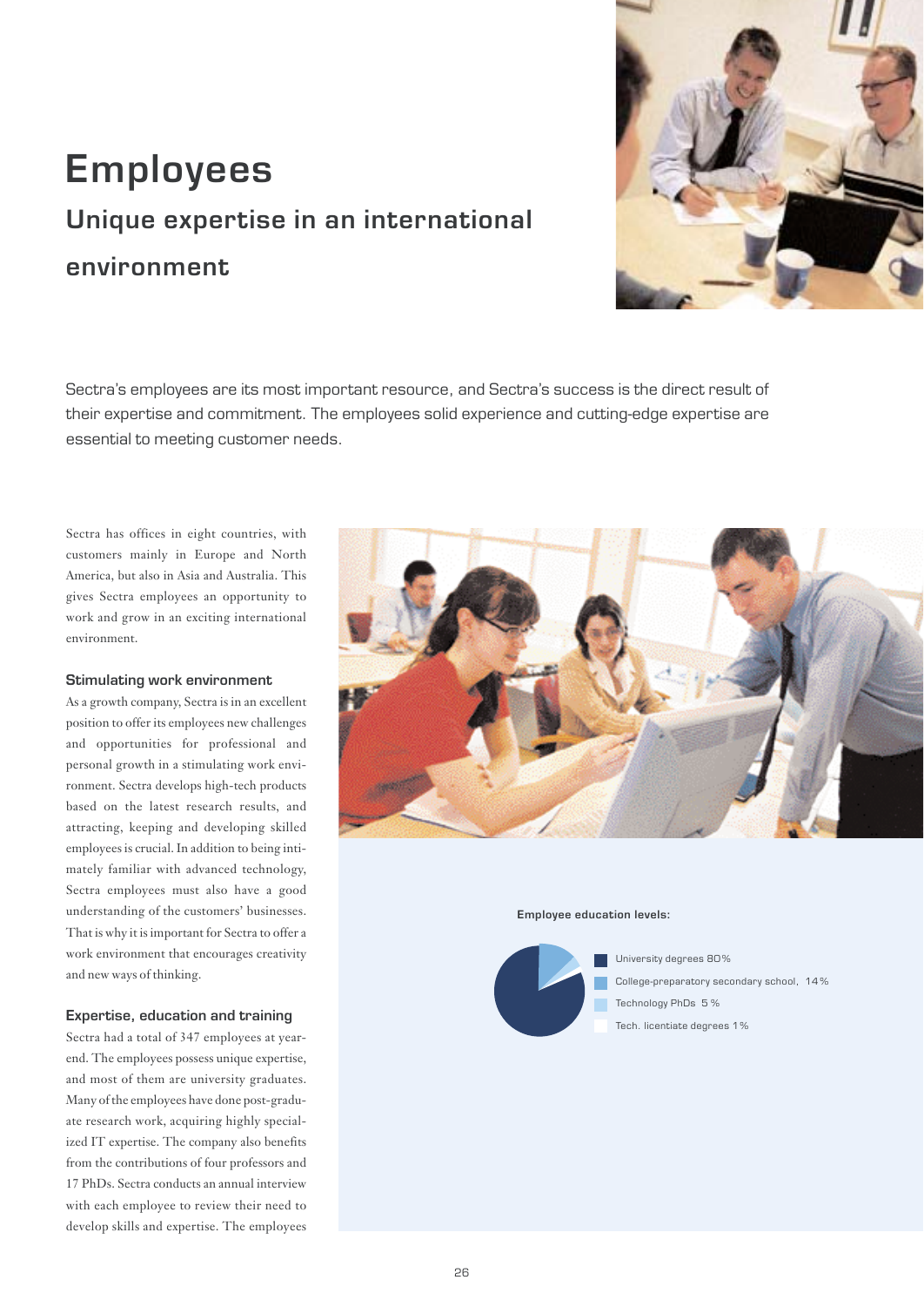# Employees

## Unique expertise in an international environment

Sectra's employees are its most important resource, and Sectra's success is the direct result of their expertise and commitment. The employees solid experience and cutting-edge expertise are essential to meeting customer needs.

Sectra has offices in eight countries, with customers mainly in Europe and North America, but also in Asia and Australia. This gives Sectra employees an opportunity to work and grow in an exciting international environment.

### Stimulating work environment

As a growth company, Sectra is in an excellent position to offer its employees new challenges and opportunities for professional and personal growth in a stimulating work environment. Sectra develops high-tech products based on the latest research results, and attracting, keeping and developing skilled employees is crucial. In addition to being intimately familiar with advanced technology, Sectra employees must also have a good understanding of the customers' businesses. That is why it is important for Sectra to offer a work environment that encourages creativity and new ways of thinking.

### Expertise, education and training

Sectra had a total of 347 employees at year-end. The employees possess unique expertise, and most of them are university graduates. Many of the employees have done post-graduate research work, acquiring highly specialized IT expertise. The company also benefits from the contributions of four professors and 17 PhDs. Sectra conducts an annual interview with each employee to review their need to develop skills and expertise. The employees

**Employee education levels:**

- University degrees 80%
- College-preparatory secondary school, 14%
- Technology PhDs 5 %
- Tech. licentiate degrees 1%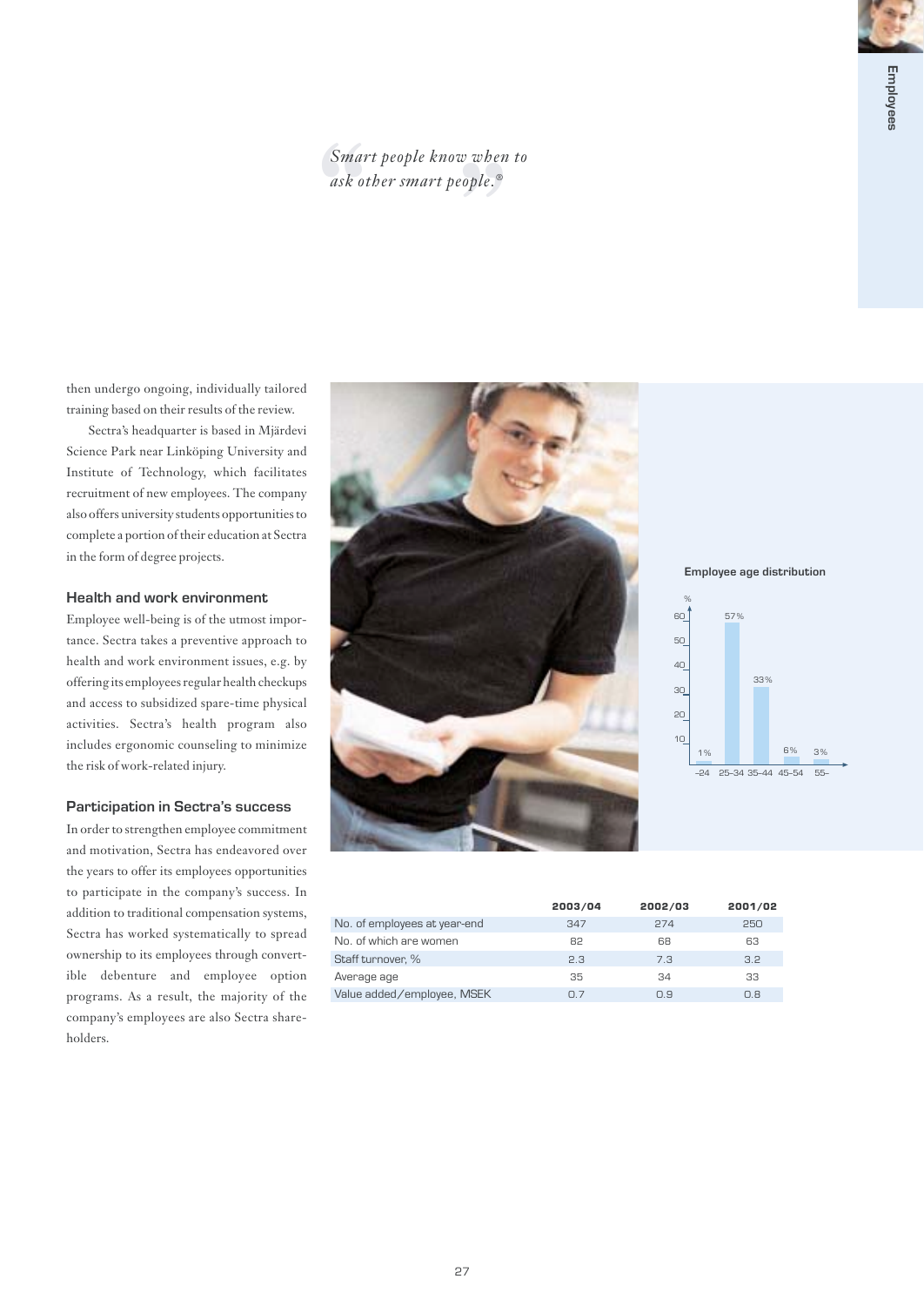*Smart people know when to ask other smart people.®*

then undergo ongoing, individually tailored training based on their results of the review.

Sectra's headquarter is based in Mjärdevi Science Park near Linköping University and Institute of Technology, which facilitates recruitment of new employees. The company also offers university students opportunities to complete a portion of their education at Sectra in the form of degree projects.

### Health and work environment

Employee well-being is of the utmost importance. Sectra takes a preventive approach to health and work environment issues, e.g. by offering its employees regular health checkups and access to subsidized spare-time physical activities. Sectra's health program also includes ergonomic counseling to minimize the risk of work-related injury.

### Participation in Sectra's success

In order to strengthen employee commitment and motivation, Sectra has endeavored over the years to offer its employees opportunities to participate in the company's success. In addition to traditional compensation systems, Sectra has worked systematically to spread ownership to its employees through convertible debenture and employee option programs. As a result, the majority of the company's employees are also Sectra shareholders.

**Employee age distribution**

| Age | % |
|---|---|
| –24 | 1% |
| 25–34 | 57% |
| 35–44 | 33% |
| 45–54 | 6% |
| 55– | 3% |

| | 2003/04 | 2002/03 | 2001/02 |
|---|---|---|---|
| No. of employees at year-end | 347 | 274 | 250 |
| No. of which are women | 82 | 68 | 63 |
| Staff turnover, % | 2.3 | 7.3 | 3.2 |
| Average age | 35 | 34 | 33 |
| Value added/employee, MSEK | 0.7 | 0.9 | 0.8 |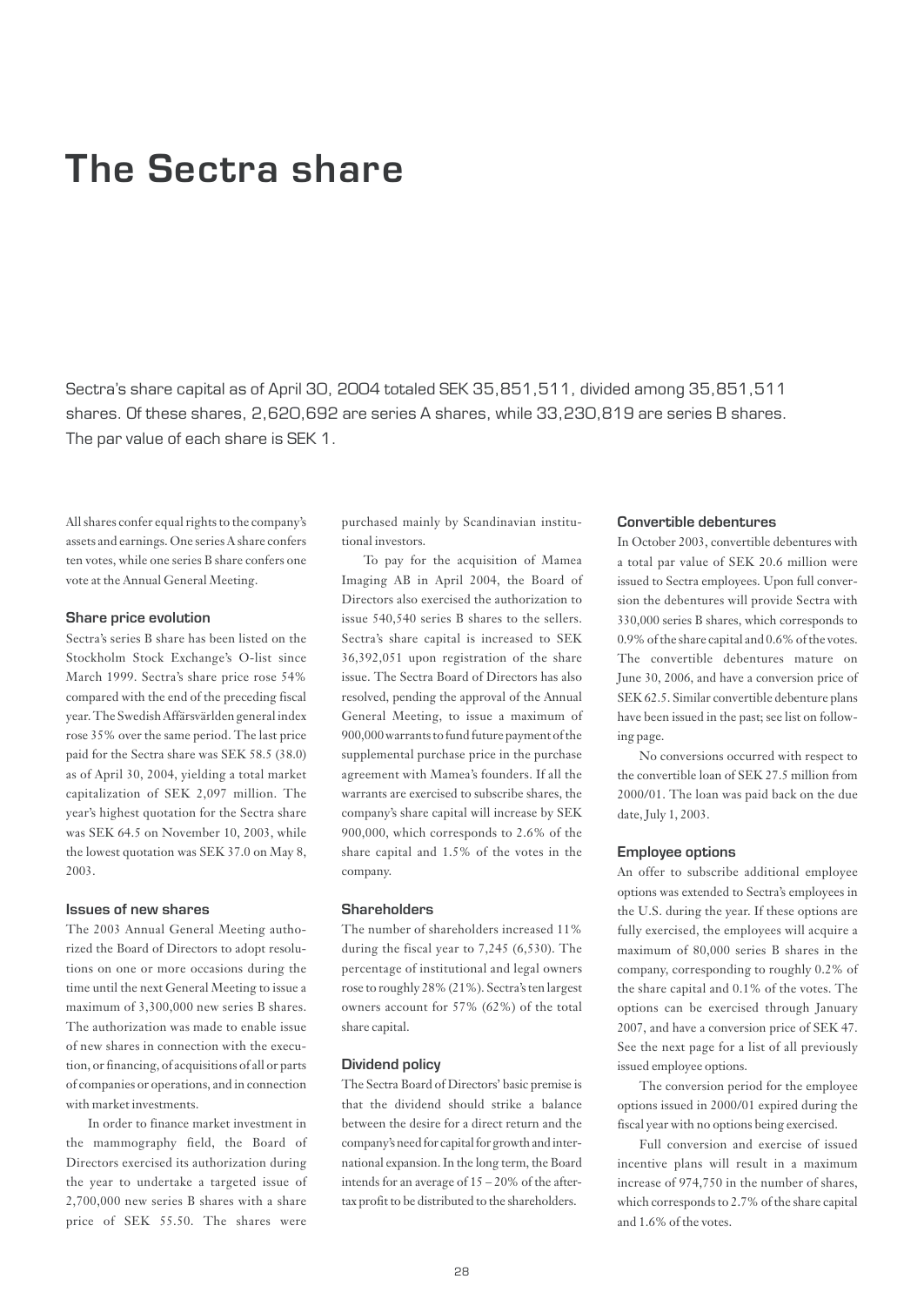# The Sectra share

Sectra's share capital as of April 30, 2004 totaled SEK 35,851,511, divided among 35,851,511 shares. Of these shares, 2,620,692 are series A shares, while 33,230,819 are series B shares. The par value of each share is SEK 1.

All shares confer equal rights to the company's assets and earnings. One series A share confers ten votes, while one series B share confers one vote at the Annual General Meeting.

### Share price evolution

Sectra's series B share has been listed on the Stockholm Stock Exchange's O-list since March 1999. Sectra's share price rose 54% compared with the end of the preceding fiscal year. The Swedish Affärsvärlden general index rose 35% over the same period. The last price paid for the Sectra share was SEK 58.5 (38.0) as of April 30, 2004, yielding a total market capitalization of SEK 2,097 million. The year's highest quotation for the Sectra share was SEK 64.5 on November 10, 2003, while the lowest quotation was SEK 37.0 on May 8, 2003.

### Issues of new shares

The 2003 Annual General Meeting authorized the Board of Directors to adopt resolutions on one or more occasions during the time until the next General Meeting to issue a maximum of 3,300,000 new series B shares. The authorization was made to enable issue of new shares in connection with the execution, or financing, of acquisitions of all or parts of companies or operations, and in connection with market investments.

In order to finance market investment in the mammography field, the Board of Directors exercised its authorization during the year to undertake a targeted issue of 2,700,000 new series B shares with a share price of SEK 55.50. The shares were purchased mainly by Scandinavian institutional investors.

To pay for the acquisition of Mamea Imaging AB in April 2004, the Board of Directors also exercised the authorization to issue 540,540 series B shares to the sellers. Sectra's share capital is increased to SEK 36,392,051 upon registration of the share issue. The Sectra Board of Directors has also resolved, pending the approval of the Annual General Meeting, to issue a maximum of 900,000 warrants to fund future payment of the supplemental purchase price in the purchase agreement with Mamea's founders. If all the warrants are exercised to subscribe shares, the company's share capital will increase by SEK 900,000, which corresponds to 2.6% of the share capital and 1.5% of the votes in the company.

### Shareholders

The number of shareholders increased 11% during the fiscal year to 7,245 (6,530). The percentage of institutional and legal owners rose to roughly 28% (21%). Sectra's ten largest owners account for 57% (62%) of the total share capital.

### Dividend policy

The Sectra Board of Directors' basic premise is that the dividend should strike a balance between the desire for a direct return and the company's need for capital for growth and international expansion. In the long term, the Board intends for an average of 15 – 20% of the after-tax profit to be distributed to the shareholders.

### Convertible debentures

In October 2003, convertible debentures with a total par value of SEK 20.6 million were issued to Sectra employees. Upon full conversion the debentures will provide Sectra with 330,000 series B shares, which corresponds to 0.9% of the share capital and 0.6% of the votes. The convertible debentures mature on June 30, 2006, and have a conversion price of SEK 62.5. Similar convertible debenture plans have been issued in the past; see list on following page.

No conversions occurred with respect to the convertible loan of SEK 27.5 million from 2000/01. The loan was paid back on the due date, July 1, 2003.

### Employee options

An offer to subscribe additional employee options was extended to Sectra's employees in the U.S. during the year. If these options are fully exercised, the employees will acquire a maximum of 80,000 series B shares in the company, corresponding to roughly 0.2% of the share capital and 0.1% of the votes. The options can be exercised through January 2007, and have a conversion price of SEK 47. See the next page for a list of all previously issued employee options.

The conversion period for the employee options issued in 2000/01 expired during the fiscal year with no options being exercised.

Full conversion and exercise of issued incentive plans will result in a maximum increase of 974,750 in the number of shares, which corresponds to 2.7% of the share capital and 1.6% of the votes.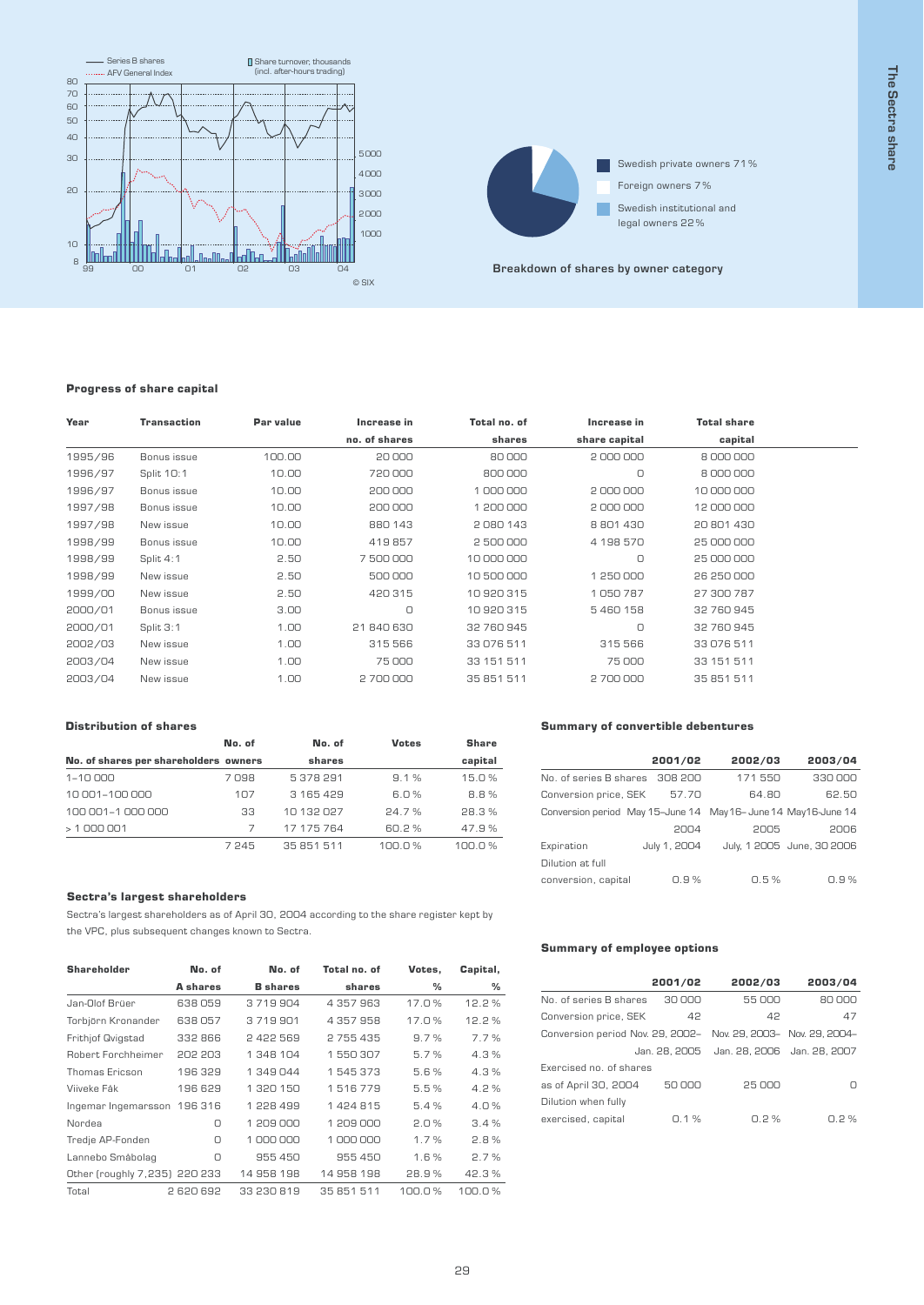Series B shares
AFV General Index
Share turnover, thousands (incl. after-hours trading)

© SIX

Swedish private owners 71%
Foreign owners 7%
Swedish institutional and legal owners 22%

Breakdown of shares by owner category

### Progress of share capital

| Year | Transaction | Par value | Increase in no. of shares | Total no. of shares | Increase in share capital | Total share capital |
|---|---|---|---|---|---|---|
| 1995/96 | Bonus issue | 100.00 | 20 000 | 80 000 | 2 000 000 | 8 000 000 |
| 1996/97 | Split 10:1 | 10.00 | 720 000 | 800 000 | 0 | 8 000 000 |
| 1996/97 | Bonus issue | 10.00 | 200 000 | 1 000 000 | 2 000 000 | 10 000 000 |
| 1997/98 | Bonus issue | 10.00 | 200 000 | 1 200 000 | 2 000 000 | 12 000 000 |
| 1997/98 | New issue | 10.00 | 880 143 | 2 080 143 | 8 801 430 | 20 801 430 |
| 1998/99 | Bonus issue | 10.00 | 419 857 | 2 500 000 | 4 198 570 | 25 000 000 |
| 1998/99 | Split 4:1 | 2.50 | 7 500 000 | 10 000 000 | 0 | 25 000 000 |
| 1998/99 | New issue | 2.50 | 500 000 | 10 500 000 | 1 250 000 | 26 250 000 |
| 1999/00 | New issue | 2.50 | 420 315 | 10 920 315 | 1 050 787 | 27 300 787 |
| 2000/01 | Bonus issue | 3.00 | 0 | 10 920 315 | 5 460 158 | 32 760 945 |
| 2000/01 | Split 3:1 | 1.00 | 21 840 630 | 32 760 945 | 0 | 32 760 945 |
| 2002/03 | New issue | 1.00 | 315 566 | 33 076 511 | 315 566 | 33 076 511 |
| 2003/04 | New issue | 1.00 | 75 000 | 33 151 511 | 75 000 | 33 151 511 |
| 2003/04 | New issue | 1.00 | 2 700 000 | 35 851 511 | 2 700 000 | 35 851 511 |

### Distribution of shares

| No. of shares per shareholders | No. of owners | No. of shares | Votes | Share capital |
|---|---|---|---|---|
| 1–10 000 | 7 098 | 5 378 291 | 9.1 % | 15.0 % |
| 10 001–100 000 | 107 | 3 165 429 | 6.0 % | 8.8 % |
| 100 001–1 000 000 | 33 | 10 132 027 | 24.7 % | 28.3 % |
| > 1 000 001 | 7 | 17 175 764 | 60.2 % | 47.9 % |
| | 7 245 | 35 851 511 | 100.0 % | 100.0 % |

### Sectra's largest shareholders

Sectra's largest shareholders as of April 30, 2004 according to the share register kept by the VPC, plus subsequent changes known to Sectra.

| Shareholder | No. of A shares | No. of B shares | Total no. of shares | Votes, % | Capital, % |
|---|---|---|---|---|---|
| Jan-Olof Brüer | 638 059 | 3 719 904 | 4 357 963 | 17.0 % | 12.2 % |
| Torbjörn Kronander | 638 057 | 3 719 901 | 4 357 958 | 17.0 % | 12.2 % |
| Frithjof Qvigstad | 332 866 | 2 422 569 | 2 755 435 | 9.7 % | 7.7 % |
| Robert Forchheimer | 202 203 | 1 348 104 | 1 550 307 | 5.7 % | 4.3 % |
| Thomas Ericson | 196 329 | 1 349 044 | 1 545 373 | 5.6 % | 4.3 % |
| Viiveke Fåk | 196 629 | 1 320 150 | 1 516 779 | 5.5 % | 4.2 % |
| Ingemar Ingemarsson | 196 316 | 1 228 499 | 1 424 815 | 5.4 % | 4.0 % |
| Nordea | 0 | 1 209 000 | 1 209 000 | 2.0 % | 3.4 % |
| Tredje AP-Fonden | 0 | 1 000 000 | 1 000 000 | 1.7 % | 2.8 % |
| Lannebo Småbolag | 0 | 955 450 | 955 450 | 1.6 % | 2.7 % |
| Other (roughly 7,235) | 220 233 | 14 958 198 | 14 958 198 | 28.9 % | 42.3 % |
| Total | 2 620 692 | 33 230 819 | 35 851 511 | 100.0 % | 100.0 % |

### Summary of convertible debentures

| | 2001/02 | 2002/03 | 2003/04 |
|---|---|---|---|
| No. of series B shares | 308 200 | 171 550 | 330 000 |
| Conversion price, SEK | 57.70 | 64.80 | 62.50 |
| Conversion period | May 15–June 14 2004 | May 16–June 14 2005 | May 16–June 14 2006 |
| Expiration | July 1, 2004 | July, 1 2005 | June, 30 2006 |
| Dilution at full conversion, capital | 0.9 % | 0.5 % | 0.9 % |

### Summary of employee options

| | 2001/02 | 2002/03 | 2003/04 |
|---|---|---|---|
| No. of series B shares | 30 000 | 55 000 | 80 000 |
| Conversion price, SEK | 42 | 42 | 47 |
| Conversion period | Nov. 29, 2002– Jan. 28, 2005 | Nov. 29, 2003– Jan. 28, 2006 | Nov. 29, 2004– Jan. 28, 2007 |
| Exercised no. of shares as of April 30, 2004 | 50 000 | 25 000 | 0 |
| Dilution when fully exercised, capital | 0.1 % | 0.2 % | 0.2 % |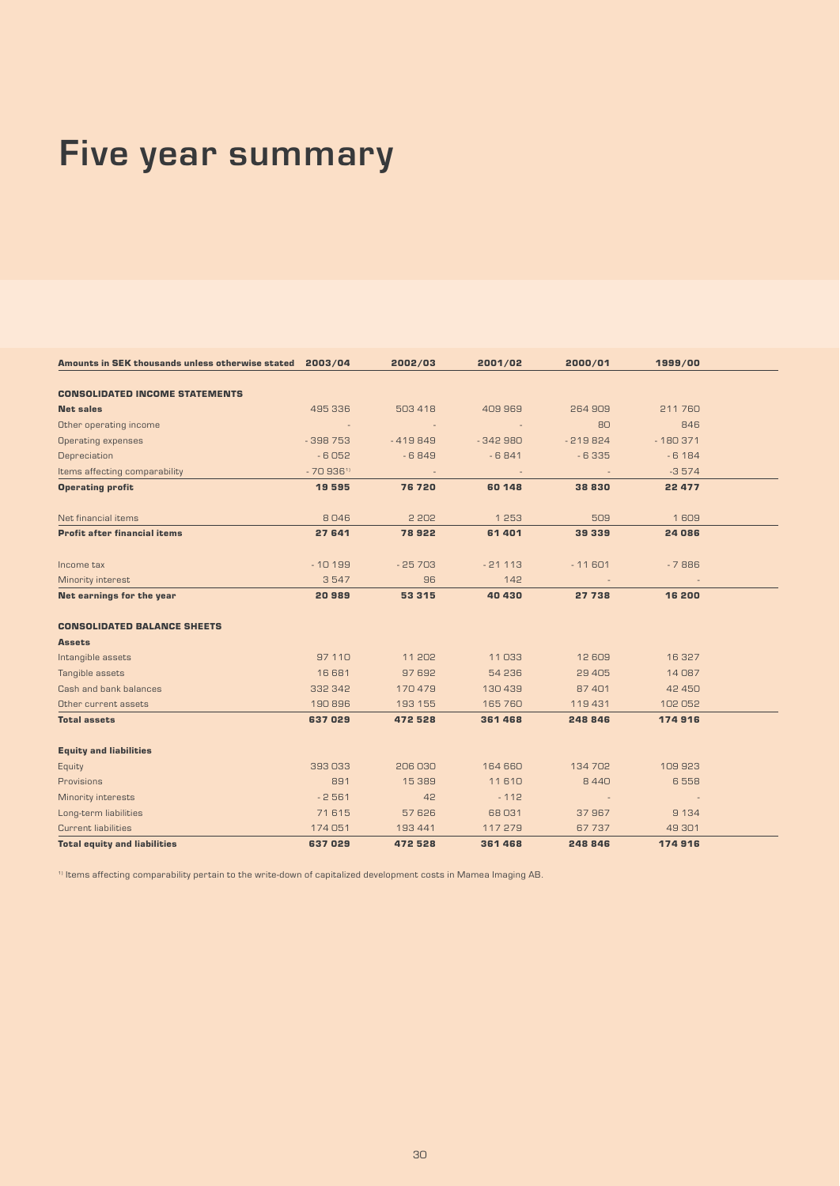# Five year summary

| Amounts in SEK thousands unless otherwise stated | 2003/04 | 2002/03 | 2001/02 | 2000/01 | 1999/00 |
|---|---|---|---|---|---|
| **CONSOLIDATED INCOME STATEMENTS** | | | | | |
| **Net sales** | 495 336 | 503 418 | 409 969 | 264 909 | 211 760 |
| Other operating income | - | - | - | 80 | 846 |
| Operating expenses | - 398 753 | - 419 849 | - 342 980 | - 219 824 | - 180 371 |
| Depreciation | - 6 052 | - 6 849 | - 6 841 | - 6 335 | - 6 184 |
| Items affecting comparability | - 70 936[1] | - | - | - | -3 574 |
| **Operating profit** | **19 595** | **76 720** | **60 148** | **38 830** | **22 477** |
| Net financial items | 8 046 | 2 202 | 1 253 | 509 | 1 609 |
| **Profit after financial items** | **27 641** | **78 922** | **61 401** | **39 339** | **24 086** |
| Income tax | - 10 199 | - 25 703 | - 21 113 | - 11 601 | - 7 886 |
| Minority interest | 3 547 | 96 | 142 | - | - |
| **Net earnings for the year** | **20 989** | **53 315** | **40 430** | **27 738** | **16 200** |
| **CONSOLIDATED BALANCE SHEETS** | | | | | |
| **Assets** | | | | | |
| Intangible assets | 97 110 | 11 202 | 11 033 | 12 609 | 16 327 |
| Tangible assets | 16 681 | 97 692 | 54 236 | 29 405 | 14 087 |
| Cash and bank balances | 332 342 | 170 479 | 130 439 | 87 401 | 42 450 |
| Other current assets | 190 896 | 193 155 | 165 760 | 119 431 | 102 052 |
| **Total assets** | **637 029** | **472 528** | **361 468** | **248 846** | **174 916** |
| **Equity and liabilities** | | | | | |
| Equity | 393 033 | 206 030 | 164 660 | 134 702 | 109 923 |
| Provisions | 891 | 15 389 | 11 610 | 8 440 | 6 558 |
| Minority interests | - 2 561 | 42 | - 112 | - | - |
| Long-term liabilities | 71 615 | 57 626 | 68 031 | 37 967 | 9 134 |
| Current liabilities | 174 051 | 193 441 | 117 279 | 67 737 | 49 301 |
| **Total equity and liabilities** | **637 029** | **472 528** | **361 468** | **248 846** | **174 916** |

[1] Items affecting comparability pertain to the write-down of capitalized development costs in Mamea Imaging AB.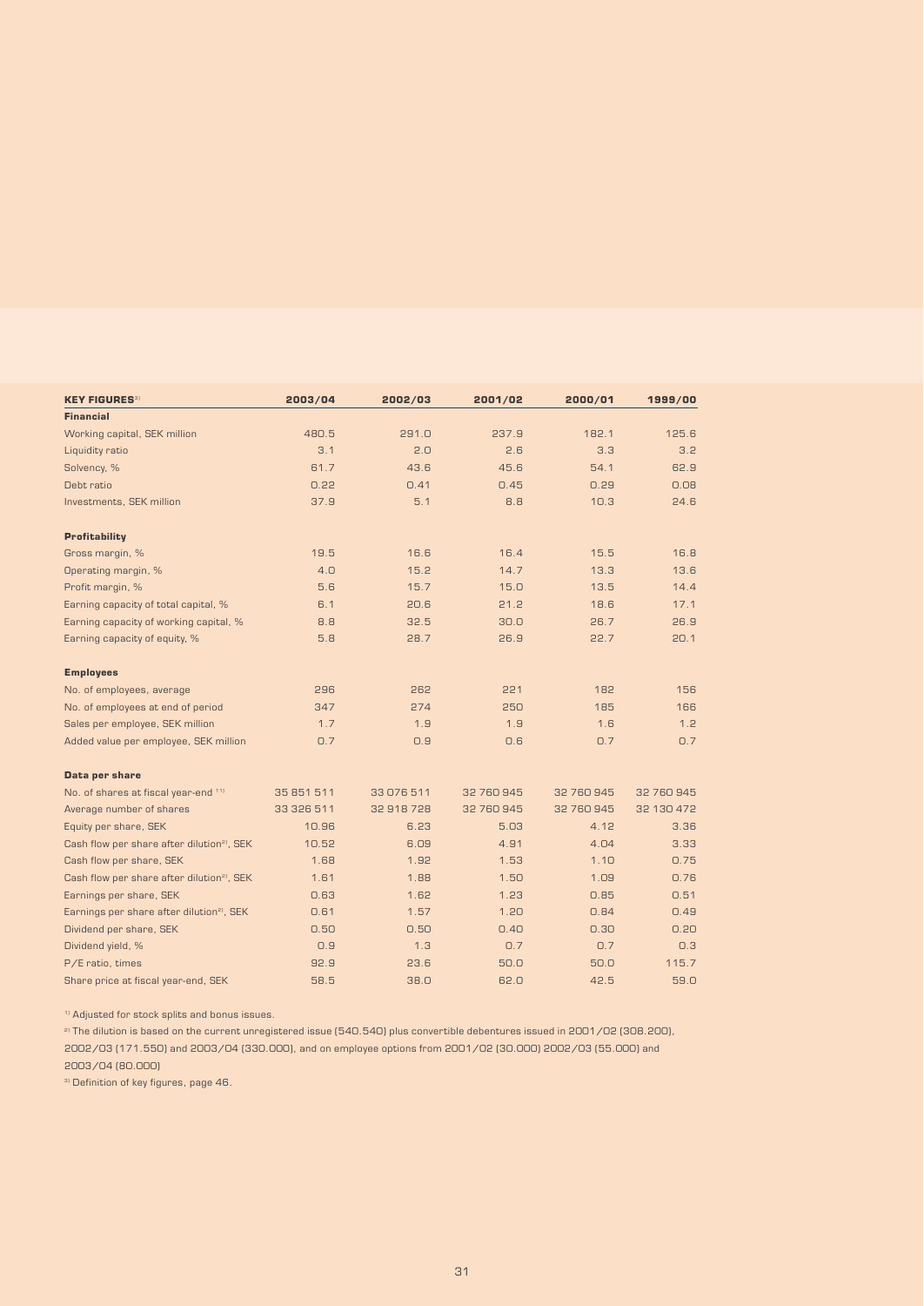| KEY FIGURES[3] | 2003/04 | 2002/03 | 2001/02 | 2000/01 | 1999/00 |
|---|---|---|---|---|---|
| **Financial** | | | | | |
| Working capital, SEK million | 480.5 | 291.0 | 237.9 | 182.1 | 125.6 |
| Liquidity ratio | 3.1 | 2.0 | 2.6 | 3.3 | 3.2 |
| Solvency, % | 61.7 | 43.6 | 45.6 | 54.1 | 62.9 |
| Debt ratio | 0.22 | 0.41 | 0.45 | 0.29 | 0.08 |
| Investments, SEK million | 37.9 | 5.1 | 8.8 | 10.3 | 24.6 |
| **Profitability** | | | | | |
| Gross margin, % | 19.5 | 16.6 | 16.4 | 15.5 | 16.8 |
| Operating margin, % | 4.0 | 15.2 | 14.7 | 13.3 | 13.6 |
| Profit margin, % | 5.6 | 15.7 | 15.0 | 13.5 | 14.4 |
| Earning capacity of total capital, % | 6.1 | 20.6 | 21.2 | 18.6 | 17.1 |
| Earning capacity of working capital, % | 8.8 | 32.5 | 30.0 | 26.7 | 26.9 |
| Earning capacity of equity, % | 5.8 | 28.7 | 26.9 | 22.7 | 20.1 |
| **Employees** | | | | | |
| No. of employees, average | 296 | 262 | 221 | 182 | 156 |
| No. of employees at end of period | 347 | 274 | 250 | 185 | 166 |
| Sales per employee, SEK million | 1.7 | 1.9 | 1.9 | 1.6 | 1.2 |
| Added value per employee, SEK million | 0.7 | 0.9 | 0.6 | 0.7 | 0.7 |
| **Data per share** | | | | | |
| No. of shares at fiscal year-end [1] | 35 851 511 | 33 076 511 | 32 760 945 | 32 760 945 | 32 760 945 |
| Average number of shares | 33 326 511 | 32 918 728 | 32 760 945 | 32 760 945 | 32 130 472 |
| Equity per share, SEK | 10.96 | 6.23 | 5.03 | 4.12 | 3.36 |
| Cash flow per share after dilution[2], SEK | 10.52 | 6.09 | 4.91 | 4.04 | 3.33 |
| Cash flow per share, SEK | 1.68 | 1.92 | 1.53 | 1.10 | 0.75 |
| Cash flow per share after dilution[2], SEK | 1.61 | 1.88 | 1.50 | 1.09 | 0.76 |
| Earnings per share, SEK | 0.63 | 1.62 | 1.23 | 0.85 | 0.51 |
| Earnings per share after dilution[2], SEK | 0.61 | 1.57 | 1.20 | 0.84 | 0.49 |
| Dividend per share, SEK | 0.50 | 0.50 | 0.40 | 0.30 | 0.20 |
| Dividend yield, % | 0.9 | 1.3 | 0.7 | 0.7 | 0.3 |
| P/E ratio, times | 92.9 | 23.6 | 50.0 | 50.0 | 115.7 |
| Share price at fiscal year-end, SEK | 58.5 | 38.0 | 62.0 | 42.5 | 59.0 |

[1] Adjusted for stock splits and bonus issues.

[2] The dilution is based on the current unregistered issue (540.540) plus convertible debentures issued in 2001/02 (308.200), 2002/03 (171.550) and 2003/04 (330.000), and on employee options from 2001/02 (30.000) 2002/03 (55.000) and 2003/04 (80.000)

[3] Definition of key figures, page 46.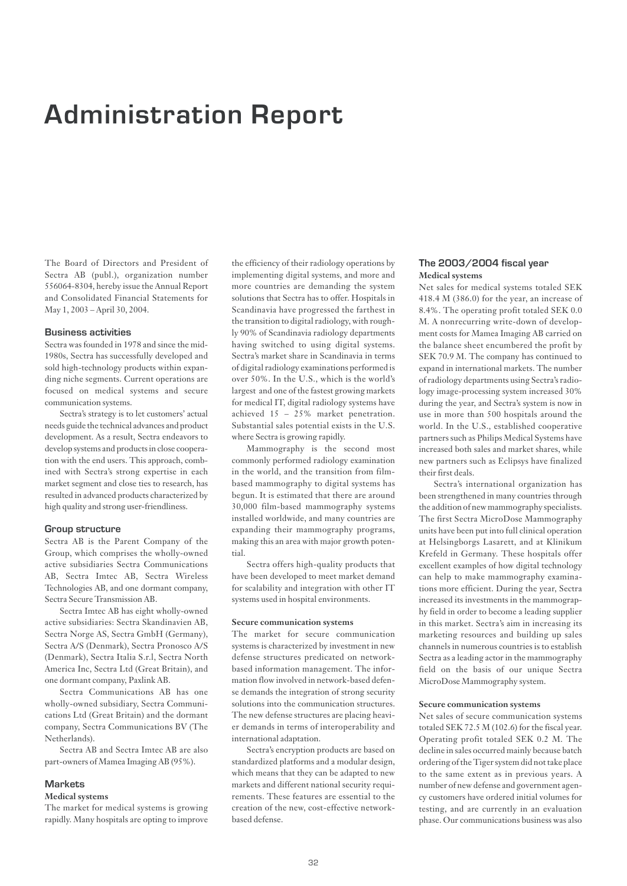# Administration Report

The Board of Directors and President of Sectra AB (publ.), organization number 556064-8304, hereby issue the Annual Report and Consolidated Financial Statements for May 1, 2003 – April 30, 2004.

### Business activities

Sectra was founded in 1978 and since the mid-1980s, Sectra has successfully developed and sold high-technology products within expanding niche segments. Current operations are focused on medical systems and secure communication systems.

Sectra's strategy is to let customers' actual needs guide the technical advances and product development. As a result, Sectra endeavors to develop systems and products in close cooperation with the end users. This approach, combined with Sectra's strong expertise in each market segment and close ties to research, has resulted in advanced products characterized by high quality and strong user-friendliness.

### Group structure

Sectra AB is the Parent Company of the Group, which comprises the wholly-owned active subsidiaries Sectra Communications AB, Sectra Imtec AB, Sectra Wireless Technologies AB, and one dormant company, Sectra Secure Transmission AB.

Sectra Imtec AB has eight wholly-owned active subsidiaries: Sectra Skandinavien AB, Sectra Norge AS, Sectra GmbH (Germany), Sectra A/S (Denmark), Sectra Pronosco A/S (Denmark), Sectra Italia S.r.l, Sectra North America Inc, Sectra Ltd (Great Britain), and one dormant company, Paxlink AB.

Sectra Communications AB has one wholly-owned subsidiary, Sectra Communications Ltd (Great Britain) and the dormant company, Sectra Communications BV (The Netherlands).

Sectra AB and Sectra Imtec AB are also part-owners of Mamea Imaging AB (95%).

### Markets

**Medical systems**

The market for medical systems is growing rapidly. Many hospitals are opting to improve the efficiency of their radiology operations by implementing digital systems, and more and more countries are demanding the system solutions that Sectra has to offer. Hospitals in Scandinavia have progressed the farthest in the transition to digital radiology, with roughly 90% of Scandinavia radiology departments having switched to using digital systems. Sectra's market share in Scandinavia in terms of digital radiology examinations performed is over 50%. In the U.S., which is the world's largest and one of the fastest growing markets for medical IT, digital radiology systems have achieved 15 – 25% market penetration. Substantial sales potential exists in the U.S. where Sectra is growing rapidly.

Mammography is the second most commonly performed radiology examination in the world, and the transition from film-based mammography to digital systems has begun. It is estimated that there are around 30,000 film-based mammography systems installed worldwide, and many countries are expanding their mammography programs, making this an area with major growth potential.

Sectra offers high-quality products that have been developed to meet market demand for scalability and integration with other IT systems used in hospital environments.

**Secure communication systems**

The market for secure communication systems is characterized by investment in new defense structures predicated on network-based information management. The information flow involved in network-based defense demands the integration of strong security solutions into the communication structures. The new defense structures are placing heavier demands in terms of interoperability and international adaptation.

Sectra's encryption products are based on standardized platforms and a modular design, which means that they can be adapted to new markets and different national security requirements. These features are essential to the creation of the new, cost-effective network-based defense.

### The 2003/2004 fiscal year

**Medical systems**

Net sales for medical systems totaled SEK 418.4 M (386.0) for the year, an increase of 8.4%. The operating profit totaled SEK 0.0 M. A nonrecurring write-down of development costs for Mamea Imaging AB carried on the balance sheet encumbered the profit by SEK 70.9 M. The company has continued to expand in international markets. The number of radiology departments using Sectra's radiology image-processing system increased 30% during the year, and Sectra's system is now in use in more than 500 hospitals around the world. In the U.S., established cooperative partners such as Philips Medical Systems have increased both sales and market shares, while new partners such as Eclipsys have finalized their first deals.

Sectra's international organization has been strengthened in many countries through the addition of new mammography specialists. The first Sectra MicroDose Mammography units have been put into full clinical operation at Helsingborgs Lasarett, and at Klinikum Krefeld in Germany. These hospitals offer excellent examples of how digital technology can help to make mammography examinations more efficient. During the year, Sectra increased its investments in the mammography field in order to become a leading supplier in this market. Sectra's aim in increasing its marketing resources and building up sales channels in numerous countries is to establish Sectra as a leading actor in the mammography field on the basis of our unique Sectra MicroDose Mammography system.

**Secure communication systems**

Net sales of secure communication systems totaled SEK 72.5 M (102.6) for the fiscal year. Operating profit totaled SEK 0.2 M. The decline in sales occurred mainly because batch ordering of the Tiger system did not take place to the same extent as in previous years. A number of new defense and government agency customers have ordered initial volumes for testing, and are currently in an evaluation phase. Our communications business was also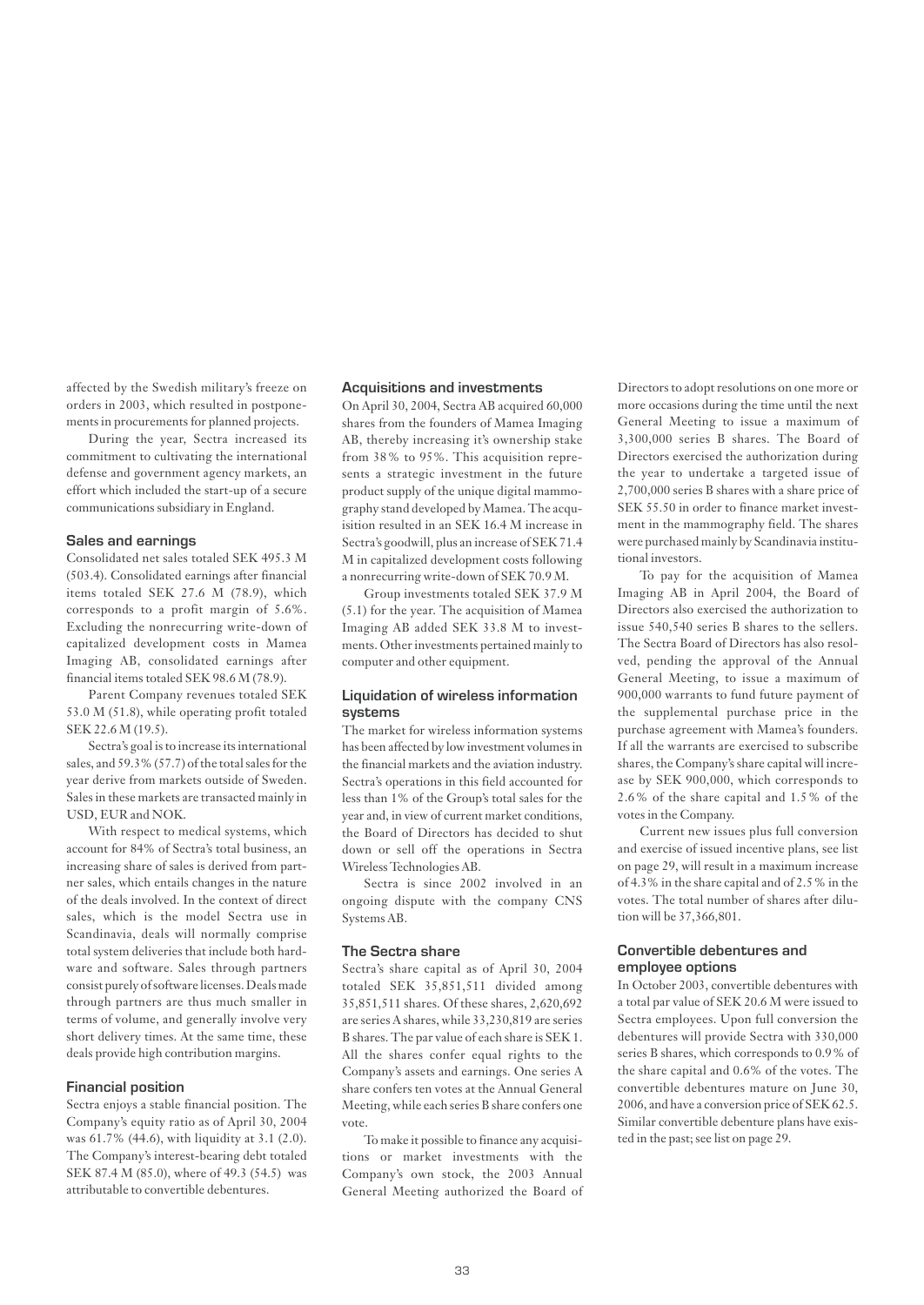affected by the Swedish military's freeze on orders in 2003, which resulted in postponements in procurements for planned projects.

During the year, Sectra increased its commitment to cultivating the international defense and government agency markets, an effort which included the start-up of a secure communications subsidiary in England.

### Sales and earnings

Consolidated net sales totaled SEK 495.3 M (503.4). Consolidated earnings after financial items totaled SEK 27.6 M (78.9), which corresponds to a profit margin of 5.6%. Excluding the nonrecurring write-down of capitalized development costs in Mamea Imaging AB, consolidated earnings after financial items totaled SEK 98.6 M (78.9).

Parent Company revenues totaled SEK 53.0 M (51.8), while operating profit totaled SEK 22.6 M (19.5).

Sectra's goal is to increase its international sales, and 59.3% (57.7) of the total sales for the year derive from markets outside of Sweden. Sales in these markets are transacted mainly in USD, EUR and NOK.

With respect to medical systems, which account for 84% of Sectra's total business, an increasing share of sales is derived from partner sales, which entails changes in the nature of the deals involved. In the context of direct sales, which is the model Sectra use in Scandinavia, deals will normally comprise total system deliveries that include both hardware and software. Sales through partners consist purely of software licenses. Deals made through partners are thus much smaller in terms of volume, and generally involve very short delivery times. At the same time, these deals provide high contribution margins.

### Financial position

Sectra enjoys a stable financial position. The Company's equity ratio as of April 30, 2004 was 61.7% (44.6), with liquidity at 3.1 (2.0). The Company's interest-bearing debt totaled SEK 87.4 M (85.0), where of 49.3 (54.5) was attributable to convertible debentures.

### Acquisitions and investments

On April 30, 2004, Sectra AB acquired 60,000 shares from the founders of Mamea Imaging AB, thereby increasing it's ownership stake from 38% to 95%. This acquisition represents a strategic investment in the future product supply of the unique digital mammography stand developed by Mamea. The acquisition resulted in an SEK 16.4 M increase in Sectra's goodwill, plus an increase of SEK 71.4 M in capitalized development costs following a nonrecurring write-down of SEK 70.9 M.

Group investments totaled SEK 37.9 M (5.1) for the year. The acquisition of Mamea Imaging AB added SEK 33.8 M to investments. Other investments pertained mainly to computer and other equipment.

### Liquidation of wireless information systems

The market for wireless information systems has been affected by low investment volumes in the financial markets and the aviation industry. Sectra's operations in this field accounted for less than 1% of the Group's total sales for the year and, in view of current market conditions, the Board of Directors has decided to shut down or sell off the operations in Sectra Wireless Technologies AB.

Sectra is since 2002 involved in an ongoing dispute with the company CNS Systems AB.

### The Sectra share

Sectra's share capital as of April 30, 2004 totaled SEK 35,851,511 divided among 35,851,511 shares. Of these shares, 2,620,692 are series A shares, while 33,230,819 are series B shares. The par value of each share is SEK 1. All the shares confer equal rights to the Company's assets and earnings. One series A share confers ten votes at the Annual General Meeting, while each series B share confers one vote.

To make it possible to finance any acquisitions or market investments with the Company's own stock, the 2003 Annual General Meeting authorized the Board of Directors to adopt resolutions on one more or more occasions during the time until the next General Meeting to issue a maximum of 3,300,000 series B shares. The Board of Directors exercised the authorization during the year to undertake a targeted issue of 2,700,000 series B shares with a share price of SEK 55.50 in order to finance market investment in the mammography field. The shares were purchased mainly by Scandinavia institutional investors.

To pay for the acquisition of Mamea Imaging AB in April 2004, the Board of Directors also exercised the authorization to issue 540,540 series B shares to the sellers. The Sectra Board of Directors has also resolved, pending the approval of the Annual General Meeting, to issue a maximum of 900,000 warrants to fund future payment of the supplemental purchase price in the purchase agreement with Mamea's founders. If all the warrants are exercised to subscribe shares, the Company's share capital will increase by SEK 900,000, which corresponds to 2.6% of the share capital and 1.5% of the votes in the Company.

Current new issues plus full conversion and exercise of issued incentive plans, see list on page 29, will result in a maximum increase of 4.3% in the share capital and of 2.5% in the votes. The total number of shares after dilution will be 37,366,801.

### Convertible debentures and employee options

In October 2003, convertible debentures with a total par value of SEK 20.6 M were issued to Sectra employees. Upon full conversion the debentures will provide Sectra with 330,000 series B shares, which corresponds to 0.9% of the share capital and 0.6% of the votes. The convertible debentures mature on June 30, 2006, and have a conversion price of SEK 62.5. Similar convertible debenture plans have existed in the past; see list on page 29.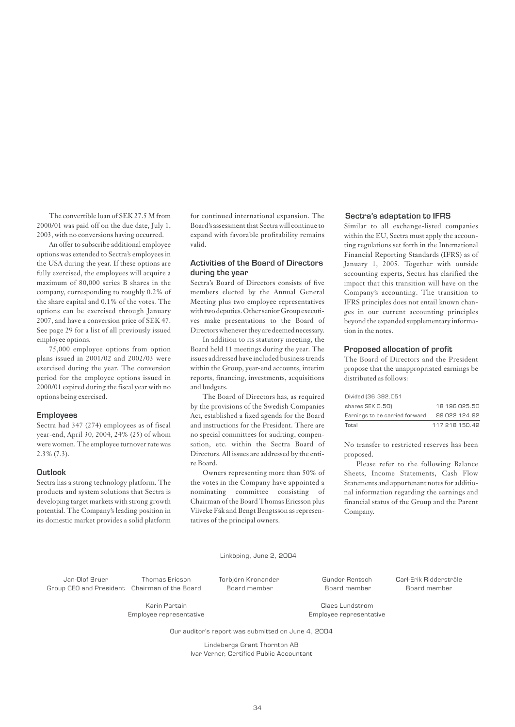The convertible loan of SEK 27.5 M from 2000/01 was paid off on the due date, July 1, 2003, with no conversions having occurred.

An offer to subscribe additional employee options was extended to Sectra's employees in the USA during the year. If these options are fully exercised, the employees will acquire a maximum of 80,000 series B shares in the company, corresponding to roughly 0.2% of the share capital and 0.1% of the votes. The options can be exercised through January 2007, and have a conversion price of SEK 47. See page 29 for a list of all previously issued employee options.

75,000 employee options from option plans issued in 2001/02 and 2002/03 were exercised during the year. The conversion period for the employee options issued in 2000/01 expired during the fiscal year with no options being exercised.

### Employees

Sectra had 347 (274) employees as of fiscal year-end, April 30, 2004, 24% (25) of whom were women. The employee turnover rate was 2.3% (7.3).

### Outlook

Sectra has a strong technology platform. The products and system solutions that Sectra is developing target markets with strong growth potential. The Company's leading position in its domestic market provides a solid platform for continued international expansion. The Board's assessment that Sectra will continue to expand with favorable profitability remains valid.

### Activities of the Board of Directors during the year

Sectra's Board of Directors consists of five members elected by the Annual General Meeting plus two employee representatives with two deputies. Other senior Group executives make presentations to the Board of Directors whenever they are deemed necessary.

In addition to its statutory meeting, the Board held 11 meetings during the year. The issues addressed have included business trends within the Group, year-end accounts, interim reports, financing, investments, acquisitions and budgets.

The Board of Directors has, as required by the provisions of the Swedish Companies Act, established a fixed agenda for the Board and instructions for the President. There are no special committees for auditing, compensation, etc. within the Sectra Board of Directors. All issues are addressed by the entire Board.

Owners representing more than 50% of the votes in the Company have appointed a nominating committee consisting of Chairman of the Board Thomas Ericsson plus Viiveke Fåk and Bengt Bengtsson as representatives of the principal owners.

### Sectra's adaptation to IFRS

Similar to all exchange-listed companies within the EU, Sectra must apply the accounting regulations set forth in the International Financial Reporting Standards (IFRS) as of January 1, 2005. Together with outside accounting experts, Sectra has clarified the impact that this transition will have on the Company's accounting. The transition to IFRS principles does not entail known changes in our current accounting principles beyond the expanded supplementary information in the notes.

### Proposed allocation of profit

The Board of Directors and the President propose that the unappropriated earnings be distributed as follows:

| | |
|---|---|
| Divided (36.392.051 shares SEK 0.50) | 18 196 025.50 |
| Earnings to be carried forward | 99 022 124.92 |
| Total | 117 218 150.42 |

No transfer to restricted reserves has been proposed.

Please refer to the following Balance Sheets, Income Statements, Cash Flow Statements and appurtenant notes for additional information regarding the earnings and financial status of the Group and the Parent Company.

Linköping, June 2, 2004

Jan-Olof Brüer
Group CEO and President

Thomas Ericson
Chairman of the Board

Torbjörn Kronander
Board member

Gündor Rentsch
Board member

Carl-Erik Ridderstråle
Board member

Karin Partain
Employee representative

Claes Lundström
Employee representative

Our auditor's report was submitted on June 4, 2004

Lindebergs Grant Thornton AB
Ivar Verner, Certified Public Accountant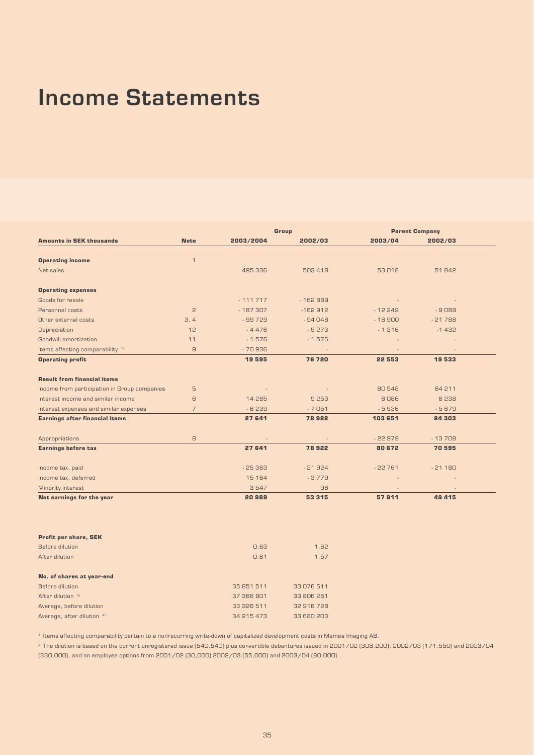# Income Statements

| Amounts in SEK thousands | Note | Group 2003/2004 | Group 2002/03 | Parent Company 2003/04 | Parent Company 2002/03 |
|---|---|---|---|---|---|
| **Operating income** | 1 | | | | |
| Net sales | | 495 336 | 503 418 | 53 018 | 51 842 |
| **Operating expenses** | | | | | |
| Goods for resale | | - 111 717 | - 162 889 | - | - |
| Personnel costs | 2 | - 187 307 | -162 912 | - 12 249 | - 9 089 |
| Other external costs | 3, 4 | - 99 729 | - 94 048 | - 16 900 | - 21 788 |
| Depreciation | 12 | - 4 476 | - 5 273 | - 1 316 | -1 432 |
| Goodwill amortization | 11 | - 1 576 | - 1 576 | - | - |
| Items affecting comparability [1] | 9 | - 70 936 | - | - | - |
| **Operating profit** | | **19 595** | **76 720** | **22 553** | **19 533** |
| **Result from financial items** | | | | | |
| Income from participation in Group companies | 5 | - | - | 80 548 | 64 211 |
| Interest income and similar income | 6 | 14 285 | 9 253 | 6 086 | 6 238 |
| Interest expenses and similar expenses | 7 | - 6 239 | - 7 051 | - 5 536 | - 5 679 |
| **Earnings after financial items** | | **27 641** | **78 922** | **103 651** | **84 303** |
| Appropriations | 8 | - | - | - 22 979 | - 13 708 |
| **Earnings before tax** | | **27 641** | **78 922** | **80 672** | **70 595** |
| Income tax, paid | | - 25 363 | - 21 924 | - 22 761 | - 21 180 |
| Income tax, deferred | | 15 164 | - 3 779 | - | - |
| Minority interest | | 3 547 | 96 | - | - |
| **Net earnings for the year** | | **20 989** | **53 315** | **57 911** | **49 415** |

| | Group 2003/2004 | Group 2002/03 |
|---|---|---|
| **Profit per share, SEK** | | |
| Before dilution | 0.63 | 1.62 |
| After dilution | 0.61 | 1.57 |
| **No. of shares at year-end** | | |
| Before dilution | 35 851 511 | 33 076 511 |
| After dilution [2] | 37 366 801 | 33 806 261 |
| Average, before dilution | 33 326 511 | 32 918 728 |
| Average, after dilution [2] | 34 215 473 | 33 680 203 |

[1] Items affecting comparability pertain to a nonrecurring write-down of capitalized development costs in Mamea Imaging AB.

[2] The dilution is based on the current unregistered issue (540,540) plus convertible debentures issued in 2001/02 (308,200), 2002/03 (171,550) and 2003/04 (330,000), and on employee options from 2001/02 (30,000) 2002/03 (55,000) and 2003/04 (80,000).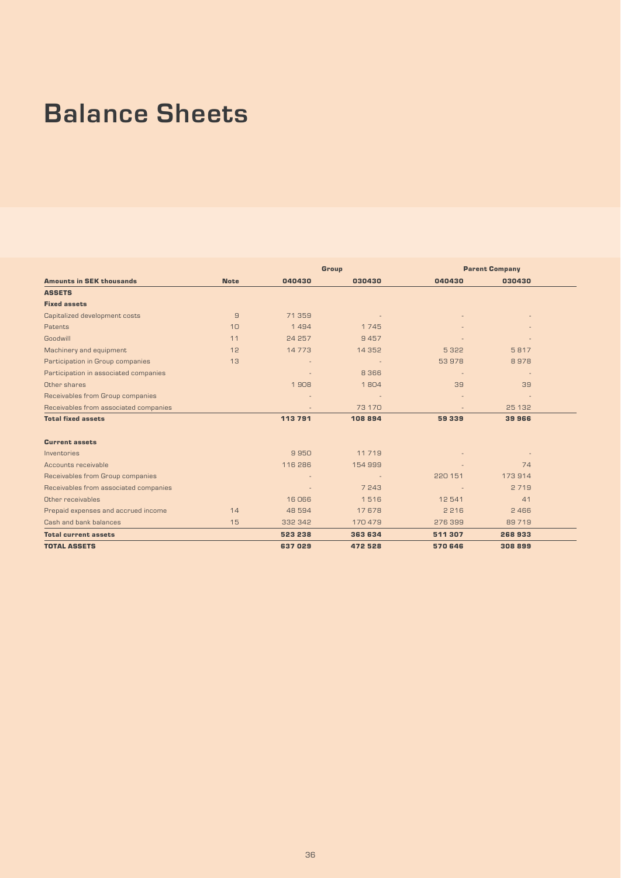# Balance Sheets

| | | Group | | Parent Company | |
|---|---|---|---|---|---|
| **Amounts in SEK thousands** | **Note** | **040430** | **030430** | **040430** | **030430** |
| **ASSETS** | | | | | |
| **Fixed assets** | | | | | |
| Capitalized development costs | 9 | 71 359 | - | - | - |
| Patents | 10 | 1 494 | 1 745 | - | - |
| Goodwill | 11 | 24 257 | 9 457 | - | - |
| Machinery and equipment | 12 | 14 773 | 14 352 | 5 322 | 5 817 |
| Participation in Group companies | 13 | - | - | 53 978 | 8 978 |
| Participation in associated companies | | - | 8 366 | - | - |
| Other shares | | 1 908 | 1 804 | 39 | 39 |
| Receivables from Group companies | | - | - | - | - |
| Receivables from associated companies | | - | 73 170 | - | 25 132 |
| **Total fixed assets** | | **113 791** | **108 894** | **59 339** | **39 966** |
| | | | | | |
| **Current assets** | | | | | |
| Inventories | | 9 950 | 11 719 | - | - |
| Accounts receivable | | 116 286 | 154 999 | - | 74 |
| Receivables from Group companies | | - | - | 220 151 | 173 914 |
| Receivables from associated companies | | - | 7 243 | - | 2 719 |
| Other receivables | | 16 066 | 1 516 | 12 541 | 41 |
| Prepaid expenses and accrued income | 14 | 48 594 | 17 678 | 2 216 | 2 466 |
| Cash and bank balances | 15 | 332 342 | 170 479 | 276 399 | 89 719 |
| **Total current assets** | | **523 238** | **363 634** | **511 307** | **268 933** |
| **TOTAL ASSETS** | | **637 029** | **472 528** | **570 646** | **308 899** |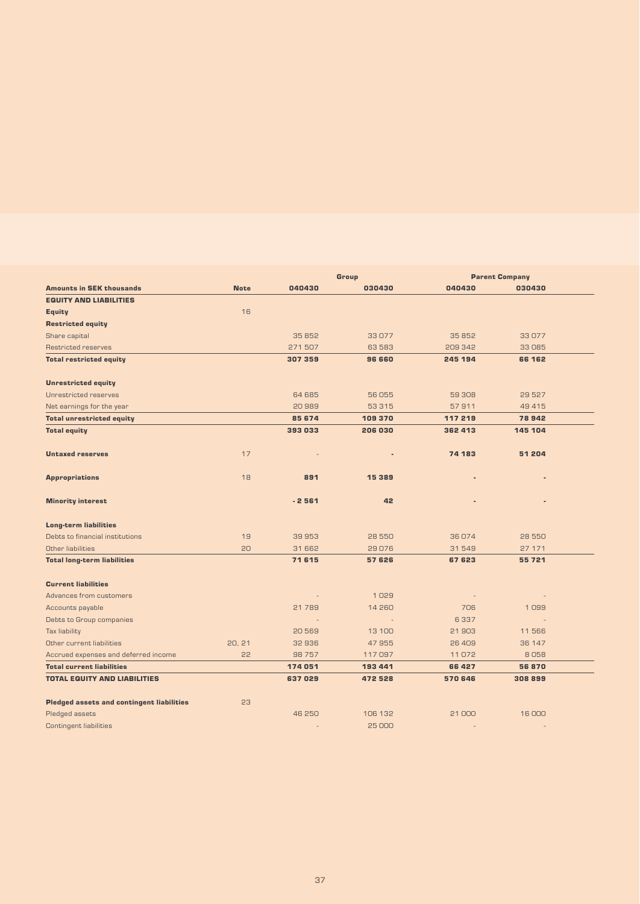| Amounts in SEK thousands | Note | Group 040430 | Group 030430 | Parent Company 040430 | Parent Company 030430 |
|---|---|---|---|---|---|
| **EQUITY AND LIABILITIES** | | | | | |
| **Equity** | 16 | | | | |
| **Restricted equity** | | | | | |
| Share capital | | 35 852 | 33 077 | 35 852 | 33 077 |
| Restricted reserves | | 271 507 | 63 583 | 209 342 | 33 085 |
| **Total restricted equity** | | **307 359** | **96 660** | **245 194** | **66 162** |
| | | | | | |
| **Unrestricted equity** | | | | | |
| Unrestricted reserves | | 64 685 | 56 055 | 59 308 | 29 527 |
| Net earnings for the year | | 20 989 | 53 315 | 57 911 | 49 415 |
| **Total unrestricted equity** | | **85 674** | **109 370** | **117 219** | **78 942** |
| **Total equity** | | **393 033** | **206 030** | **362 413** | **145 104** |
| | | | | | |
| **Untaxed reserves** | 17 | - | - | **74 183** | **51 204** |
| | | | | | |
| **Appropriations** | 18 | **891** | **15 389** | - | - |
| | | | | | |
| **Minority interest** | | **- 2 561** | **42** | - | - |
| | | | | | |
| **Long-term liabilities** | | | | | |
| Debts to financial institutions | 19 | 39 953 | 28 550 | 36 074 | 28 550 |
| Other liabilities | 20 | 31 662 | 29 076 | 31 549 | 27 171 |
| **Total long-term liabilities** | | **71 615** | **57 626** | **67 623** | **55 721** |
| | | | | | |
| **Current liabilities** | | | | | |
| Advances from customers | | - | 1 029 | - | - |
| Accounts payable | | 21 789 | 14 260 | 706 | 1 099 |
| Debts to Group companies | | - | - | 6 337 | - |
| Tax liability | | 20 569 | 13 100 | 21 903 | 11 566 |
| Other current liabilities | 20, 21 | 32 936 | 47 955 | 26 409 | 36 147 |
| Accrued expenses and deferred income | 22 | 98 757 | 117 097 | 11 072 | 8 058 |
| **Total current liabilities** | | **174 051** | **193 441** | **66 427** | **56 870** |
| **TOTAL EQUITY AND LIABILITIES** | | **637 029** | **472 528** | **570 646** | **308 899** |
| | | | | | |
| **Pledged assets and contingent liabilities** | 23 | | | | |
| Pledged assets | | 46 250 | 106 132 | 21 000 | 16 000 |
| Contingent liabilities | | - | 25 000 | - | - |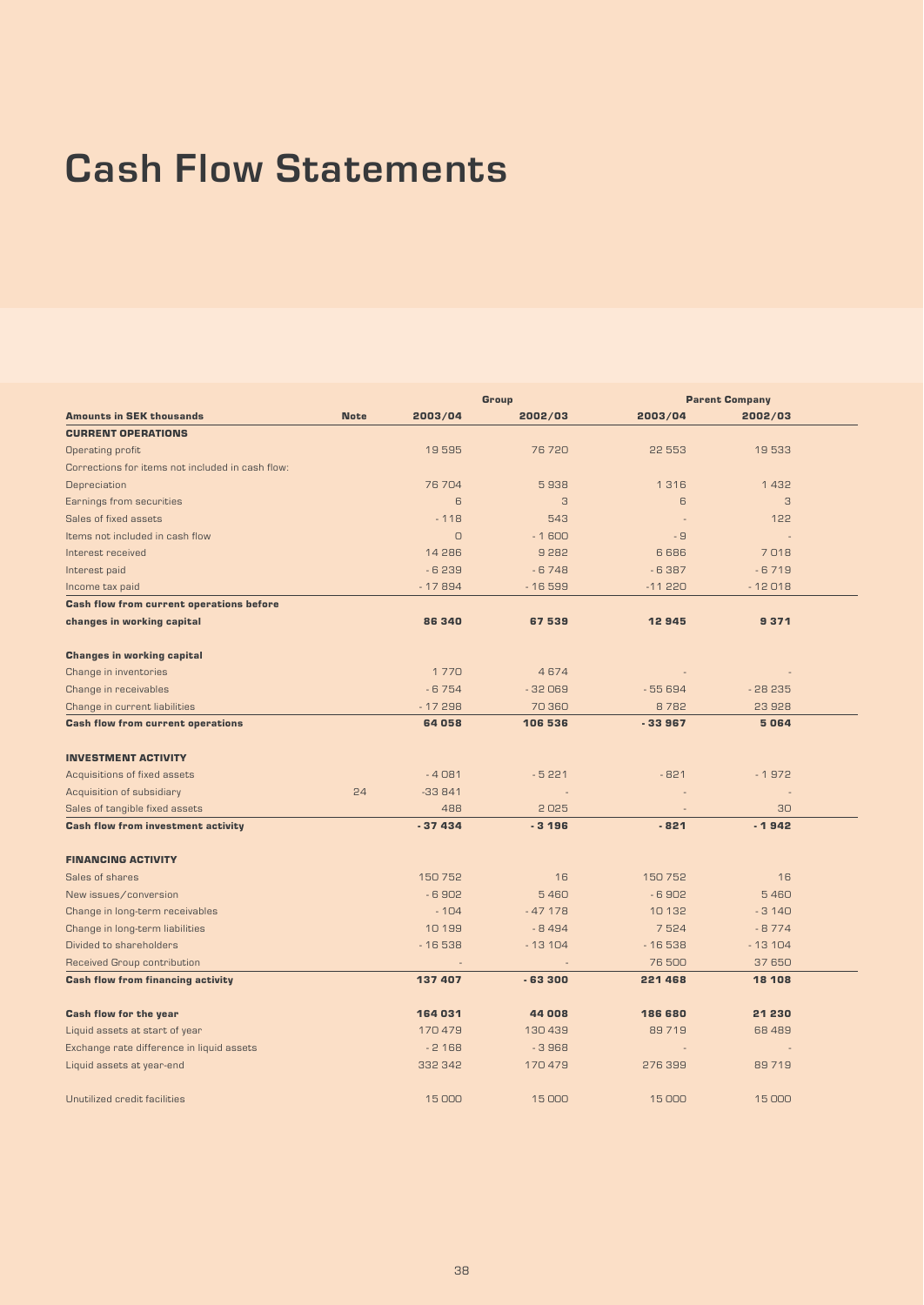# Cash Flow Statements

| Amounts in SEK thousands | Note | Group 2003/04 | Group 2002/03 | Parent Company 2003/04 | Parent Company 2002/03 |
|---|---|---|---|---|---|
| **CURRENT OPERATIONS** | | | | | |
| Operating profit | | 19 595 | 76 720 | 22 553 | 19 533 |
| Corrections for items not included in cash flow: | | | | | |
| Depreciation | | 76 704 | 5 938 | 1 316 | 1 432 |
| Earnings from securities | | 6 | 3 | 6 | 3 |
| Sales of fixed assets | | - 118 | 543 | - | 122 |
| Items not included in cash flow | | 0 | - 1 600 | - 9 | - |
| Interest received | | 14 286 | 9 282 | 6 686 | 7 018 |
| Interest paid | | - 6 239 | - 6 748 | - 6 387 | - 6 719 |
| Income tax paid | | - 17 894 | - 16 599 | -11 220 | - 12 018 |
| **Cash flow from current operations before changes in working capital** | | **86 340** | **67 539** | **12 945** | **9 371** |
| **Changes in working capital** | | | | | |
| Change in inventories | | 1 770 | 4 674 | - | - |
| Change in receivables | | - 6 754 | - 32 069 | - 55 694 | - 28 235 |
| Change in current liabilities | | - 17 298 | 70 360 | 8 782 | 23 928 |
| **Cash flow from current operations** | | **64 058** | **106 536** | **- 33 967** | **5 064** |
| **INVESTMENT ACTIVITY** | | | | | |
| Acquisitions of fixed assets | | - 4 081 | - 5 221 | - 821 | - 1 972 |
| Acquisition of subsidiary | 24 | -33 841 | - | - | - |
| Sales of tangible fixed assets | | 488 | 2 025 | - | 30 |
| **Cash flow from investment activity** | | **- 37 434** | **- 3 196** | **- 821** | **- 1 942** |
| **FINANCING ACTIVITY** | | | | | |
| Sales of shares | | 150 752 | 16 | 150 752 | 16 |
| New issues/conversion | | - 6 902 | 5 460 | - 6 902 | 5 460 |
| Change in long-term receivables | | - 104 | - 47 178 | 10 132 | - 3 140 |
| Change in long-term liabilities | | 10 199 | - 8 494 | 7 524 | - 8 774 |
| Divided to shareholders | | - 16 538 | - 13 104 | - 16 538 | - 13 104 |
| Received Group contribution | | - | - | 76 500 | 37 650 |
| **Cash flow from financing activity** | | **137 407** | **- 63 300** | **221 468** | **18 108** |
| **Cash flow for the year** | | **164 031** | **44 008** | **186 680** | **21 230** |
| Liquid assets at start of year | | 170 479 | 130 439 | 89 719 | 68 489 |
| Exchange rate difference in liquid assets | | - 2 168 | - 3 968 | - | - |
| Liquid assets at year-end | | 332 342 | 170 479 | 276 399 | 89 719 |
| Unutilized credit facilities | | 15 000 | 15 000 | 15 000 | 15 000 |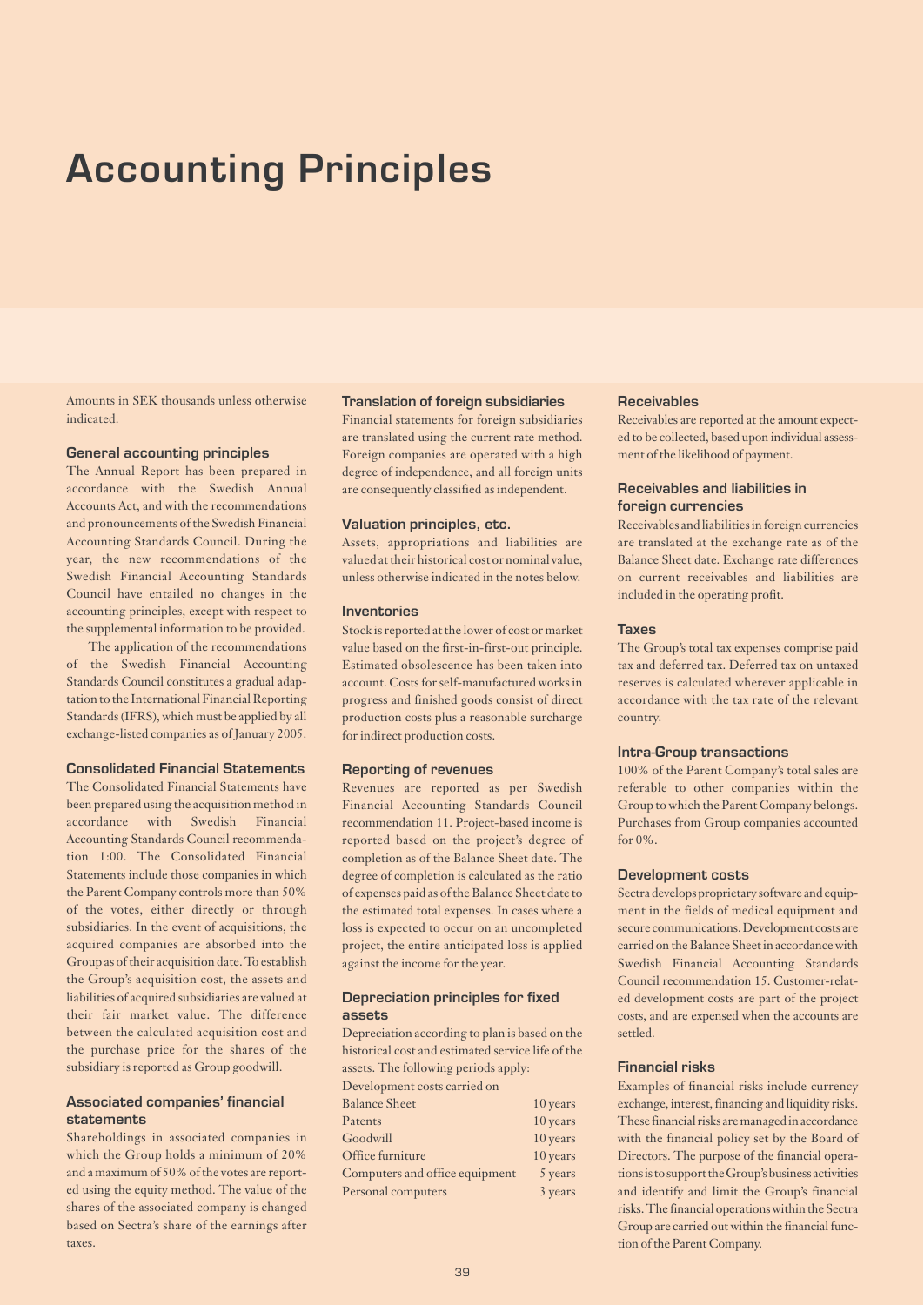# Accounting Principles

Amounts in SEK thousands unless otherwise indicated.

### General accounting principles

The Annual Report has been prepared in accordance with the Swedish Annual Accounts Act, and with the recommendations and pronouncements of the Swedish Financial Accounting Standards Council. During the year, the new recommendations of the Swedish Financial Accounting Standards Council have entailed no changes in the accounting principles, except with respect to the supplemental information to be provided.

The application of the recommendations of the Swedish Financial Accounting Standards Council constitutes a gradual adaptation to the International Financial Reporting Standards (IFRS), which must be applied by all exchange-listed companies as of January 2005.

### Consolidated Financial Statements

The Consolidated Financial Statements have been prepared using the acquisition method in accordance with Swedish Financial Accounting Standards Council recommendation 1:00. The Consolidated Financial Statements include those companies in which the Parent Company controls more than 50% of the votes, either directly or through subsidiaries. In the event of acquisitions, the acquired companies are absorbed into the Group as of their acquisition date. To establish the Group's acquisition cost, the assets and liabilities of acquired subsidiaries are valued at their fair market value. The difference between the calculated acquisition cost and the purchase price for the shares of the subsidiary is reported as Group goodwill.

### Associated companies' financial statements

Shareholdings in associated companies in which the Group holds a minimum of 20% and a maximum of 50% of the votes are reported using the equity method. The value of the shares of the associated company is changed based on Sectra's share of the earnings after taxes.

### Translation of foreign subsidiaries

Financial statements for foreign subsidiaries are translated using the current rate method. Foreign companies are operated with a high degree of independence, and all foreign units are consequently classified as independent.

### Valuation principles, etc.

Assets, appropriations and liabilities are valued at their historical cost or nominal value, unless otherwise indicated in the notes below.

### Inventories

Stock is reported at the lower of cost or market value based on the first-in-first-out principle. Estimated obsolescence has been taken into account. Costs for self-manufactured works in progress and finished goods consist of direct production costs plus a reasonable surcharge for indirect production costs.

### Reporting of revenues

Revenues are reported as per Swedish Financial Accounting Standards Council recommendation 11. Project-based income is reported based on the project's degree of completion as of the Balance Sheet date. The degree of completion is calculated as the ratio of expenses paid as of the Balance Sheet date to the estimated total expenses. In cases where a loss is expected to occur on an uncompleted project, the entire anticipated loss is applied against the income for the year.

### Depreciation principles for fixed assets

Depreciation according to plan is based on the historical cost and estimated service life of the assets. The following periods apply:

| | |
|---|---|
| Development costs carried on Balance Sheet | 10 years |
| Patents | 10 years |
| Goodwill | 10 years |
| Office furniture | 10 years |
| Computers and office equipment | 5 years |
| Personal computers | 3 years |

### Receivables

Receivables are reported at the amount expected to be collected, based upon individual assessment of the likelihood of payment.

### Receivables and liabilities in foreign currencies

Receivables and liabilities in foreign currencies are translated at the exchange rate as of the Balance Sheet date. Exchange rate differences on current receivables and liabilities are included in the operating profit.

### Taxes

The Group's total tax expenses comprise paid tax and deferred tax. Deferred tax on untaxed reserves is calculated wherever applicable in accordance with the tax rate of the relevant country.

### Intra-Group transactions

100% of the Parent Company's total sales are referable to other companies within the Group to which the Parent Company belongs. Purchases from Group companies accounted for 0%.

### Development costs

Sectra develops proprietary software and equipment in the fields of medical equipment and secure communications. Development costs are carried on the Balance Sheet in accordance with Swedish Financial Accounting Standards Council recommendation 15. Customer-related development costs are part of the project costs, and are expensed when the accounts are settled.

### Financial risks

Examples of financial risks include currency exchange, interest, financing and liquidity risks. These financial risks are managed in accordance with the financial policy set by the Board of Directors. The purpose of the financial operations is to support the Group's business activities and identify and limit the Group's financial risks. The financial operations within the Sectra Group are carried out within the financial function of the Parent Company.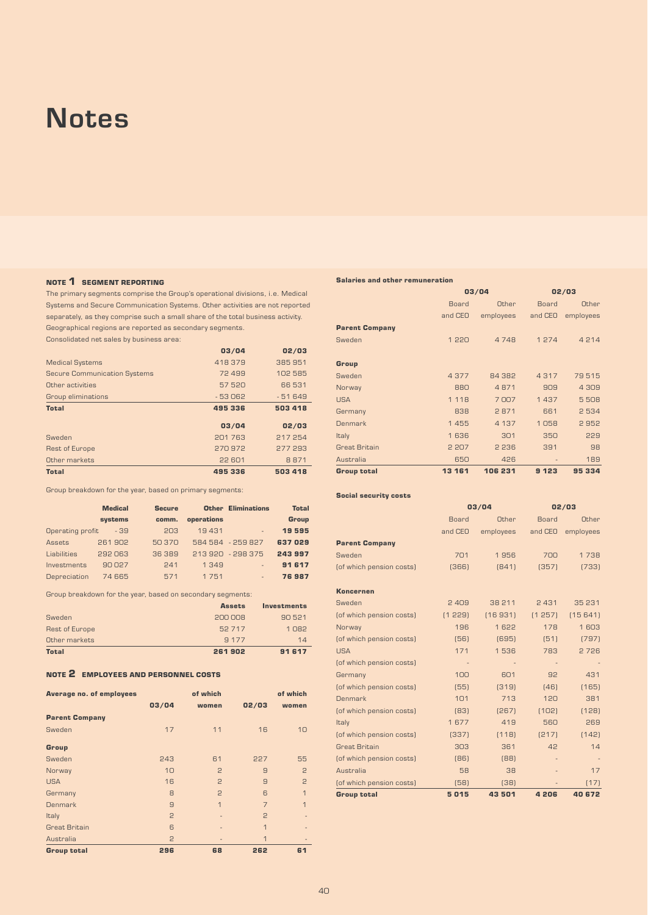# Notes

## NOTE 1 SEGMENT REPORTING

The primary segments comprise the Group's operational divisions, i.e. Medical Systems and Secure Communication Systems. Other activities are not reported separately, as they comprise such a small share of the total business activity. Geographical regions are reported as secondary segments.

Consolidated net sales by business area:

| | 03/04 | 02/03 |
|---|---|---|
| Medical Systems | 418 379 | 385 951 |
| Secure Communication Systems | 72 499 | 102 585 |
| Other activities | 57 520 | 66 531 |
| Group eliminations | - 53 062 | - 51 649 |
| **Total** | **495 336** | **503 418** |

| | 03/04 | 02/03 |
|---|---|---|
| Sweden | 201 763 | 217 254 |
| Rest of Europe | 270 972 | 277 293 |
| Other markets | 22 601 | 8 871 |
| **Total** | **495 336** | **503 418** |

Group breakdown for the year, based on primary segments:

| | Medical systems | Secure comm. | Other operations | Eliminations | Total Group |
|---|---|---|---|---|---|
| Operating profit | - 39 | 203 | 19 431 | - | **19 595** |
| Assets | 261 902 | 50 370 | 584 584 | - 259 827 | **637 029** |
| Liabilities | 292 063 | 36 389 | 213 920 | - 298 375 | **243 997** |
| Investments | 90 027 | 241 | 1 349 | - | **91 617** |
| Depreciation | 74 665 | 571 | 1 751 | - | **76 987** |

Group breakdown for the year, based on secondary segments:

| | Assets | Investments |
|---|---|---|
| Sweden | 200 008 | 90 521 |
| Rest of Europe | 52 717 | 1 082 |
| Other markets | 9 177 | 14 |
| **Total** | **261 902** | **91 617** |

## NOTE 2 EMPLOYEES AND PERSONNEL COSTS

| Average no. of employees | 03/04 | of which women | 02/03 | of which women |
|---|---|---|---|---|
| **Parent Company** | | | | |
| Sweden | 17 | 11 | 16 | 10 |
| **Group** | | | | |
| Sweden | 243 | 61 | 227 | 55 |
| Norway | 10 | 2 | 9 | 2 |
| USA | 16 | 2 | 9 | 2 |
| Germany | 8 | 2 | 6 | 1 |
| Denmark | 9 | 1 | 7 | 1 |
| Italy | 2 | - | 2 | - |
| Great Britain | 6 | - | 1 | - |
| Australia | 2 | - | 1 | - |
| **Group total** | **296** | **68** | **262** | **61** |

**Salaries and other remuneration**

| | 03/04 | | 02/03 | |
|---|---|---|---|---|
| | Board and CEO | Other employees | Board and CEO | Other employees |
| **Parent Company** | | | | |
| Sweden | 1 220 | 4 748 | 1 274 | 4 214 |
| **Group** | | | | |
| Sweden | 4 377 | 84 382 | 4 317 | 79 515 |
| Norway | 880 | 4 871 | 909 | 4 309 |
| USA | 1 118 | 7 007 | 1 437 | 5 508 |
| Germany | 838 | 2 871 | 661 | 2 534 |
| Denmark | 1 455 | 4 137 | 1 058 | 2 952 |
| Italy | 1 636 | 301 | 350 | 229 |
| Great Britain | 2 207 | 2 236 | 391 | 98 |
| Australia | 650 | 426 | - | 189 |
| **Group total** | **13 161** | **106 231** | **9 123** | **95 334** |

**Social security costs**

| | 03/04 | | 02/03 | |
|---|---|---|---|---|
| | Board and CEO | Other employees | Board and CEO | Other employees |
| **Parent Company** | | | | |
| Sweden | 701 | 1 956 | 700 | 1 738 |
| (of which pension costs) | (366) | (841) | (357) | (733) |
| **Koncernen** | | | | |
| Sweden | 2 409 | 38 211 | 2 431 | 35 231 |
| (of which pension costs) | (1 229) | (16 931) | (1 257) | (15 641) |
| Norway | 196 | 1 622 | 178 | 1 603 |
| (of which pension costs) | (56) | (695) | (51) | (797) |
| USA | 171 | 1 536 | 783 | 2 726 |
| (of which pension costs) | - | - | - | - |
| Germany | 100 | 601 | 92 | 431 |
| (of which pension costs) | (55) | (319) | (46) | (165) |
| Denmark | 101 | 713 | 120 | 381 |
| (of which pension costs) | (83) | (267) | (102) | (128) |
| Italy | 1 677 | 419 | 560 | 269 |
| (of which pension costs) | (337) | (118) | (217) | (142) |
| Great Britain | 303 | 361 | 42 | 14 |
| (of which pension costs) | (86) | (88) | - | - |
| Australia | 58 | 38 | - | 17 |
| (of which pension costs) | (58) | (38) | - | (17) |
| **Group total** | **5 015** | **43 501** | **4 206** | **40 672** |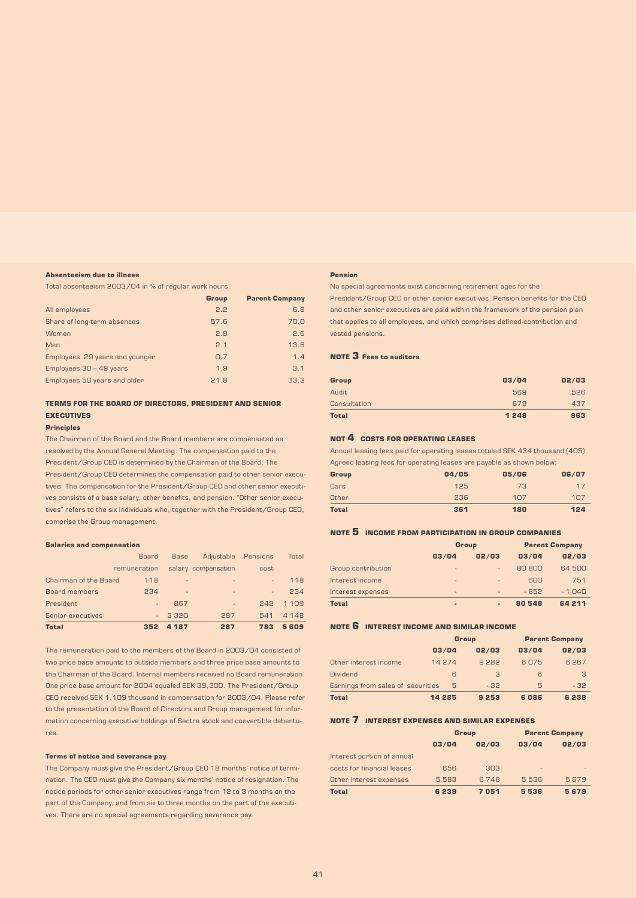#### Absenteeism due to illness

Total absenteeism 2003/04 in % of regular work hours.

| | Group | Parent Company |
|---|---|---|
| All employees | 2.2 | 6.8 |
| Share of long-term absences | 57.6 | 70.0 |
| Women | 2.8 | 2.6 |
| Men | 2.1 | 13.6 |
| Employees 29 years and younger | 0.7 | 1.4 |
| Employees 30 – 49 years | 1.9 | 3.1 |
| Employees 50 years and older | 21.8 | 33.3 |

### TERMS FOR THE BOARD OF DIRECTORS, PRESIDENT AND SENIOR EXECUTIVES

#### Principles

The Chairman of the Board and the Board members are compensated as resolved by the Annual General Meeting. The compensation paid to the President/Group CEO is determined by the Chairman of the Board. The President/Group CEO determines the compensation paid to other senior executives. The compensation for the President/Group CEO and other senior executives consists of a base salary, other benefits, and pension. "Other senior executives" refers to the six individuals who, together with the President/Group CEO, comprise the Group management.

#### Salaries and compensation

| | Board remuneration | Base salary | Adjustable compensation | Pensions cost | Total |
|---|---|---|---|---|---|
| Chairman of the Board | 118 | - | - | - | 118 |
| Board members | 234 | - | - | - | 234 |
| President | - | 867 | - | 242 | 1 109 |
| Senior executives | - | 3 320 | 287 | 541 | 4 148 |
| **Total** | **352** | **4 187** | **287** | **783** | **5 609** |

The remuneration paid to the members of the Board in 2003/04 consisted of two price base amounts to outside members and three price base amounts to the Chairman of the Board. Internal members received no Board remuneration. One price base amount for 2004 equaled SEK 39,300. The President/Group CEO received SEK 1,109 thousand in compensation for 2003/04. Please refer to the presentation of the Board of Directors and Group management for information concerning executive holdings of Sectra stock and convertible debentures.

#### Terms of notice and severance pay

The Company must give the President/Group CEO 18 months' notice of termination. The CEO must give the Company six months' notice of resignation. The notice periods for other senior executives range from 12 to 3 months on the part of the Company, and from six to three months on the part of the executives. There are no special agreements regarding severance pay.

#### Pension

No special agreements exist concerning retirement ages for the President/Group CEO or other senior executives. Pension benefits for the CEO and other senior executives are paid within the framework of the pension plan that applies to all employees, and which comprises defined-contribution and vested pensions.

### NOTE 3 Fees to auditors

| Group | 03/04 | 02/03 |
|---|---|---|
| Audit | 569 | 526 |
| Consultation | 679 | 437 |
| **Total** | **1 248** | **963** |

### NOT 4 COSTS FOR OPERATING LEASES

Annual leasing fees paid for operating leases totaled SEK 434 thousand (405). Agreed leasing fees for operating leases are payable as shown below:

| Group | 04/05 | 05/06 | 06/07 |
|---|---|---|---|
| Cars | 125 | 73 | 17 |
| Other | 236 | 107 | 107 |
| **Total** | **361** | **180** | **124** |

### NOTE 5 INCOME FROM PARTICIPATION IN GROUP COMPANIES

| | Group | | Parent Company | |
|---|---|---|---|---|
| | 03/04 | 02/03 | 03/04 | 02/03 |
| Group contribution | - | - | 80 800 | 64 500 |
| Interest income | - | - | 600 | 751 |
| Interest expenses | - | - | -852 | -1 040 |
| **Total** | **-** | **-** | **80 548** | **64 211** |

### NOTE 6 INTEREST INCOME AND SIMILAR INCOME

| | Group | | Parent Company | |
|---|---|---|---|---|
| | 03/04 | 02/03 | 03/04 | 02/03 |
| Other interest income | 14 274 | 9 282 | 6 075 | 6 267 |
| Dividend | 6 | 3 | 6 | 3 |
| Earnings from sales of securities | 5 | -32 | 5 | -32 |
| **Total** | **14 285** | **9 253** | **6 086** | **6 238** |

### NOTE 7 INTEREST EXPENSES AND SIMILAR EXPENSES

| | Group | | Parent Company | |
|---|---|---|---|---|
| | 03/04 | 02/03 | 03/04 | 02/03 |
| Interest portion of annual costs for financial leases | 656 | 303 | - | - |
| Other interest expenses | 5 583 | 6 748 | 5 536 | 5 679 |
| **Total** | **6 239** | **7 051** | **5 536** | **5 679** |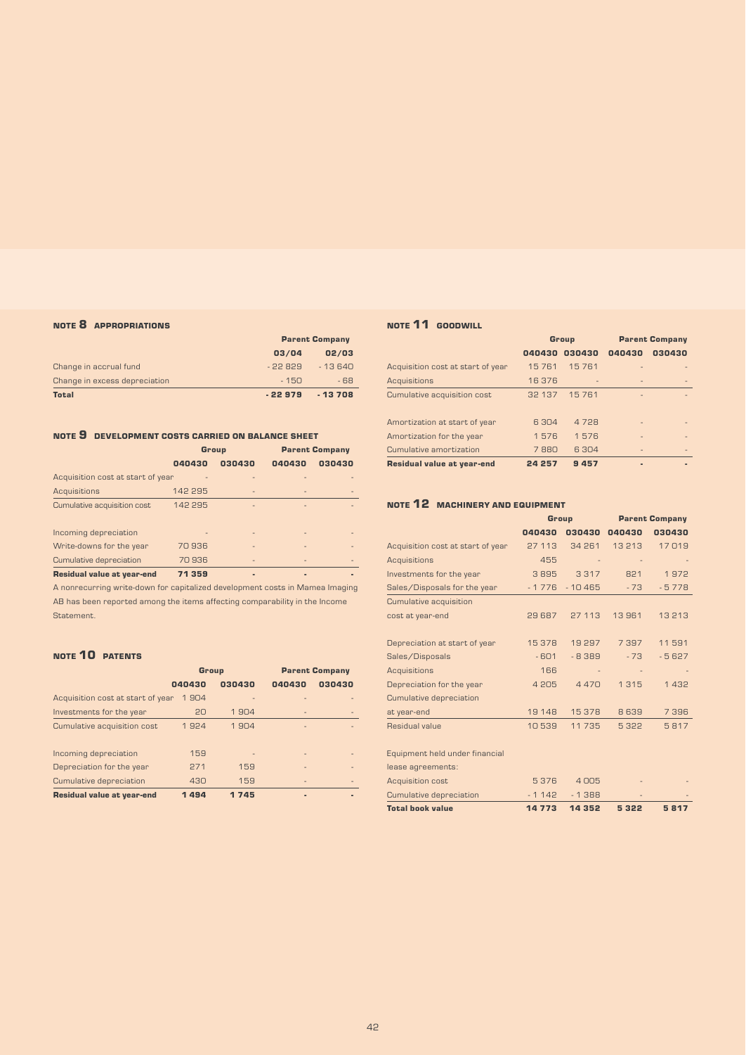## NOTE 8 APPROPRIATIONS

| | Parent Company | |
|---|---|---|
| | 03/04 | 02/03 |
| Change in accrual fund | - 22 829 | - 13 640 |
| Change in excess depreciation | - 150 | - 68 |
| **Total** | **- 22 979** | **- 13 708** |

## NOTE 9 DEVELOPMENT COSTS CARRIED ON BALANCE SHEET

| | Group | | Parent Company | |
|---|---|---|---|---|
| | 040430 | 030430 | 040430 | 030430 |
| Acquisition cost at start of year | - | - | - | - |
| Acquisitions | 142 295 | - | - | - |
| Cumulative acquisition cost | 142 295 | - | - | - |
| | | | | |
| Incoming depreciation | - | - | - | - |
| Write-downs for the year | 70 936 | - | - | - |
| Cumulative depreciation | 70 936 | - | - | - |
| **Residual value at year-end** | **71 359** | **-** | **-** | **-** |

A nonrecurring write-down for capitalized development costs in Mamea Imaging AB has been reported among the items affecting comparability in the Income Statement.

## NOTE 10 PATENTS

| | Group | | Parent Company | |
|---|---|---|---|---|
| | 040430 | 030430 | 040430 | 030430 |
| Acquisition cost at start of year | 1 904 | - | - | - |
| Investments for the year | 20 | 1 904 | - | - |
| Cumulative acquisition cost | 1 924 | 1 904 | - | - |
| | | | | |
| Incoming depreciation | 159 | - | - | - |
| Depreciation for the year | 271 | 159 | - | - |
| Cumulative depreciation | 430 | 159 | - | - |
| **Residual value at year-end** | **1 494** | **1 745** | **-** | **-** |

## NOTE 11 GOODWILL

| | Group | | Parent Company | |
|---|---|---|---|---|
| | 040430 | 030430 | 040430 | 030430 |
| Acquisition cost at start of year | 15 761 | 15 761 | - | - |
| Acquisitions | 16 376 | - | - | - |
| Cumulative acquisition cost | 32 137 | 15 761 | - | - |
| | | | | |
| Amortization at start of year | 6 304 | 4 728 | - | - |
| Amortization for the year | 1 576 | 1 576 | - | - |
| Cumulative amortization | 7 880 | 6 304 | - | - |
| **Residual value at year-end** | **24 257** | **9 457** | **-** | **-** |

## NOTE 12 MACHINERY AND EQUIPMENT

| | Group | | Parent Company | |
|---|---|---|---|---|
| | 040430 | 030430 | 040430 | 030430 |
| Acquisition cost at start of year | 27 113 | 34 261 | 13 213 | 17 019 |
| Acquisitions | 455 | - | - | - |
| Investments for the year | 3 895 | 3 317 | 821 | 1 972 |
| Sales/Disposals for the year | - 1 776 | - 10 465 | - 73 | - 5 778 |
| Cumulative acquisition cost at year-end | 29 687 | 27 113 | 13 961 | 13 213 |
| | | | | |
| Depreciation at start of year | 15 378 | 19 297 | 7 397 | 11 591 |
| Sales/Disposals | - 601 | - 8 389 | - 73 | - 5 627 |
| Acquisitions | 166 | - | - | - |
| Depreciation for the year | 4 205 | 4 470 | 1 315 | 1 432 |
| Cumulative depreciation at year-end | 19 148 | 15 378 | 8 639 | 7 396 |
| Residual value | 10 539 | 11 735 | 5 322 | 5 817 |
| | | | | |
| Equipment held under financial lease agreements: | | | | |
| Acquisition cost | 5 376 | 4 005 | - | - |
| Cumulative depreciation | - 1 142 | - 1 388 | - | - |
| **Total book value** | **14 773** | **14 352** | **5 322** | **5 817** |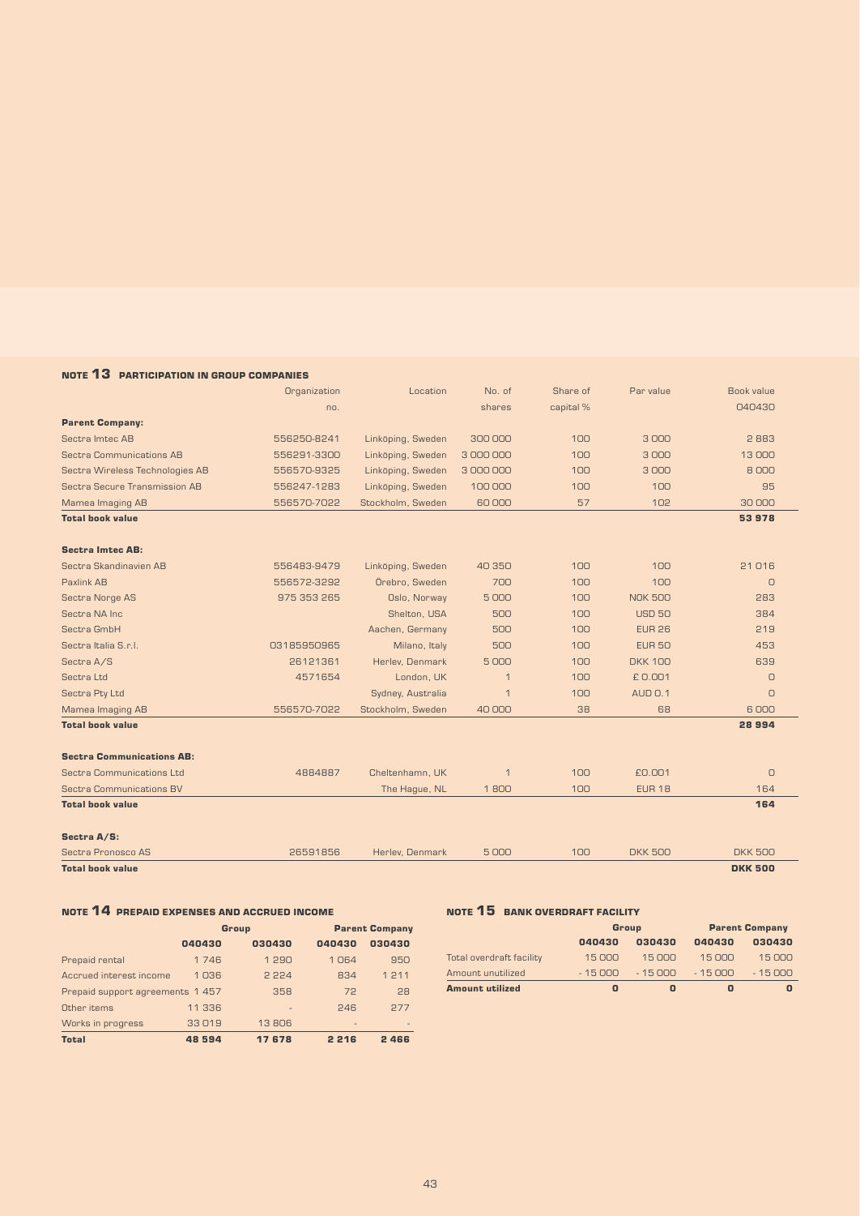## NOTE 13 PARTICIPATION IN GROUP COMPANIES

| | Organization no. | Location | No. of shares | Share of capital % | Par value | Book value 040430 |
|---|---|---|---|---|---|---|
| **Parent Company:** | | | | | | |
| Sectra Imtec AB | 556250-8241 | Linköping, Sweden | 300 000 | 100 | 3 000 | 2 883 |
| Sectra Communications AB | 556291-3300 | Linköping, Sweden | 3 000 000 | 100 | 3 000 | 13 000 |
| Sectra Wireless Technologies AB | 556570-9325 | Linköping, Sweden | 3 000 000 | 100 | 3 000 | 8 000 |
| Sectra Secure Transmission AB | 556247-1283 | Linköping, Sweden | 100 000 | 100 | 100 | 95 |
| Mamea Imaging AB | 556570-7022 | Stockholm, Sweden | 60 000 | 57 | 102 | 30 000 |
| **Total book value** | | | | | | **53 978** |
| | | | | | | |
| **Sectra Imtec AB:** | | | | | | |
| Sectra Skandinavien AB | 556483-9479 | Linköping, Sweden | 40 350 | 100 | 100 | 21 016 |
| Paxlink AB | 556572-3292 | Örebro, Sweden | 700 | 100 | 100 | 0 |
| Sectra Norge AS | 975 353 265 | Oslo, Norway | 5 000 | 100 | NOK 500 | 283 |
| Sectra NA Inc | | Shelton, USA | 500 | 100 | USD 50 | 384 |
| Sectra GmbH | | Aachen, Germany | 500 | 100 | EUR 26 | 219 |
| Sectra Italia S.r.l. | 03185950965 | Milano, Italy | 500 | 100 | EUR 50 | 453 |
| Sectra A/S | 26121361 | Herlev, Denmark | 5 000 | 100 | DKK 100 | 639 |
| Sectra Ltd | 4571654 | London, UK | 1 | 100 | £ 0.001 | 0 |
| Sectra Pty Ltd | | Sydney, Australia | 1 | 100 | AUD 0.1 | 0 |
| Mamea Imaging AB | 556570-7022 | Stockholm, Sweden | 40 000 | 38 | 68 | 6 000 |
| **Total book value** | | | | | | **28 994** |
| | | | | | | |
| **Sectra Communications AB:** | | | | | | |
| Sectra Communications Ltd | 4884887 | Cheltenhamn, UK | 1 | 100 | £0.001 | 0 |
| Sectra Communications BV | | The Hague, NL | 1 800 | 100 | EUR 18 | 164 |
| **Total book value** | | | | | | **164** |
| | | | | | | |
| **Sectra A/S:** | | | | | | |
| Sectra Pronosco AS | 26591856 | Herlev, Denmark | 5 000 | 100 | DKK 500 | DKK 500 |
| **Total book value** | | | | | | **DKK 500** |

## NOTE 14 PREPAID EXPENSES AND ACCRUED INCOME

| | Group | | Parent Company | |
|---|---|---|---|---|
| | 040430 | 030430 | 040430 | 030430 |
| Prepaid rental | 1 746 | 1 290 | 1 064 | 950 |
| Accrued interest income | 1 036 | 2 224 | 834 | 1 211 |
| Prepaid support agreements | 1 457 | 358 | 72 | 28 |
| Other items | 11 336 | - | 246 | 277 |
| Works in progress | 33 019 | 13 806 | - | - |
| **Total** | **48 594** | **17 678** | **2 216** | **2 466** |

## NOTE 15 BANK OVERDRAFT FACILITY

| | Group | | Parent Company | |
|---|---|---|---|---|
| | 040430 | 030430 | 040430 | 030430 |
| Total overdraft facility | 15 000 | 15 000 | 15 000 | 15 000 |
| Amount unutilized | - 15 000 | - 15 000 | - 15 000 | - 15 000 |
| **Amount utilized** | **0** | **0** | **0** | **0** |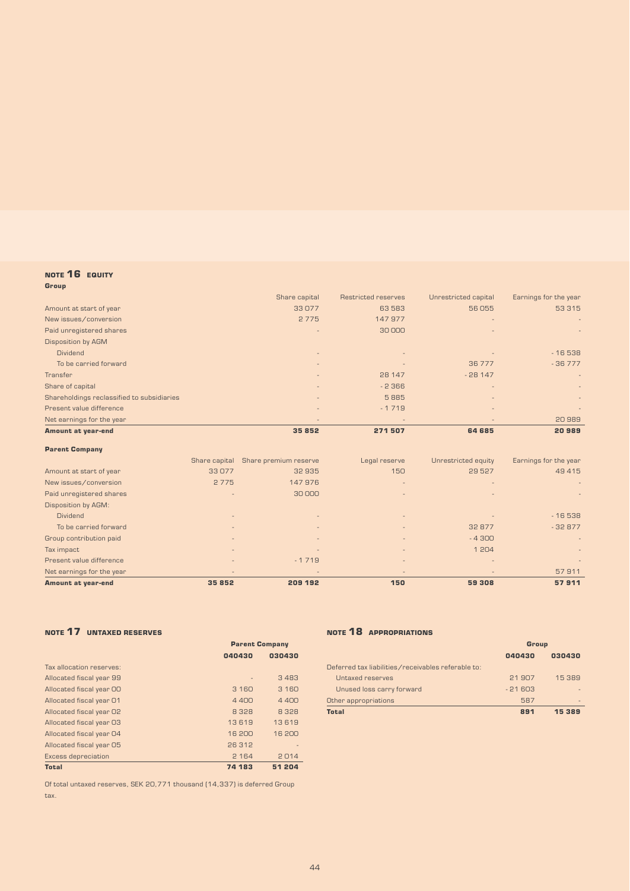## NOTE 16 EQUITY

**Group**

| | Share capital | Restricted reserves | Unrestricted capital | Earnings for the year |
|---|---|---|---|---|
| Amount at start of year | 33 077 | 63 583 | 56 055 | 53 315 |
| New issues/conversion | 2 775 | 147 977 | - | - |
| Paid unregistered shares | - | 30 000 | - | - |
| Disposition by AGM | | | | |
| Dividend | - | - | - | - 16 538 |
| To be carried forward | - | - | 36 777 | - 36 777 |
| Transfer | - | 28 147 | - 28 147 | - |
| Share of capital | - | - 2 366 | - | - |
| Shareholdings reclassified to subsidiaries | - | 5 885 | - | - |
| Present value difference | - | - 1 719 | - | - |
| Net earnings for the year | - | - | - | 20 989 |
| **Amount at year-end** | **35 852** | **271 507** | **64 685** | **20 989** |

**Parent Company**

| | Share capital | Share premium reserve | Legal reserve | Unrestricted equity | Earnings for the year |
|---|---|---|---|---|---|
| Amount at start of year | 33 077 | 32 935 | 150 | 29 527 | 49 415 |
| New issues/conversion | 2 775 | 147 976 | - | - | - |
| Paid unregistered shares | - | 30 000 | - | - | - |
| Disposition by AGM: | | | | | |
| Dividend | - | - | - | - | - 16 538 |
| To be carried forward | - | - | - | 32 877 | - 32 877 |
| Group contribution paid | - | - | - | - 4 300 | - |
| Tax impact | - | - | - | 1 204 | - |
| Present value difference | - | - 1 719 | - | - | - |
| Net earnings for the year | - | - | - | - | 57 911 |
| **Amount at year-end** | **35 852** | **209 192** | **150** | **59 308** | **57 911** |

## NOTE 17 UNTAXED RESERVES

| | Parent Company | |
|---|---|---|
| | **040430** | **030430** |
| Tax allocation reserves: | | |
| Allocated fiscal year 99 | - | 3 483 |
| Allocated fiscal year 00 | 3 160 | 3 160 |
| Allocated fiscal year 01 | 4 400 | 4 400 |
| Allocated fiscal year 02 | 8 328 | 8 328 |
| Allocated fiscal year 03 | 13 619 | 13 619 |
| Allocated fiscal year 04 | 16 200 | 16 200 |
| Allocated fiscal year 05 | 26 312 | - |
| Excess depreciation | 2 164 | 2 014 |
| **Total** | **74 183** | **51 204** |

Of total untaxed reserves, SEK 20,771 thousand (14,337) is deferred Group tax.

## NOTE 18 APPROPRIATIONS

| | Group | |
|---|---|---|
| | **040430** | **030430** |
| Deferred tax liabilities/receivables referable to: | | |
| Untaxed reserves | 21 907 | 15 389 |
| Unused loss carry forward | - 21 603 | - |
| Other appropriations | 587 | - |
| **Total** | **891** | **15 389** |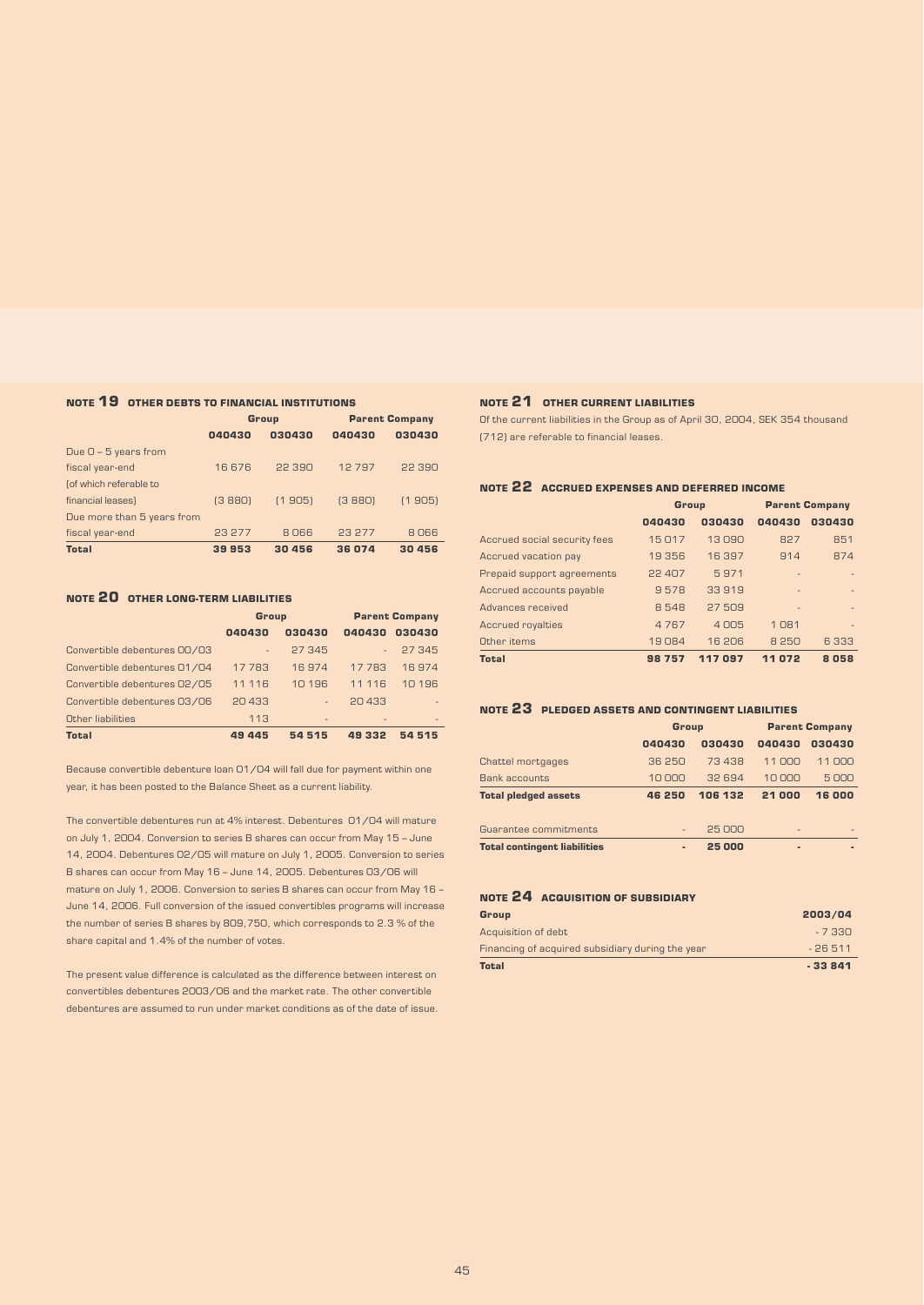### NOTE 19 OTHER DEBTS TO FINANCIAL INSTITUTIONS

| | Group | | Parent Company | |
|---|---|---|---|---|
| | 040430 | 030430 | 040430 | 030430 |
| Due 0 – 5 years from fiscal year-end | 16 676 | 22 390 | 12 797 | 22 390 |
| (of which referable to financial leases) | (3 880) | (1 905) | (3 880) | (1 905) |
| Due more than 5 years from fiscal year-end | 23 277 | 8 066 | 23 277 | 8 066 |
| **Total** | **39 953** | **30 456** | **36 074** | **30 456** |

### NOTE 20 OTHER LONG-TERM LIABILITIES

| | Group | | Parent Company | |
|---|---|---|---|---|
| | 040430 | 030430 | 040430 | 030430 |
| Convertible debentures 00/03 | - | 27 345 | - | 27 345 |
| Convertible debentures 01/04 | 17 783 | 16 974 | 17 783 | 16 974 |
| Convertible debentures 02/05 | 11 116 | 10 196 | 11 116 | 10 196 |
| Convertible debentures 03/06 | 20 433 | - | 20 433 | - |
| Other liabilities | 113 | - | - | - |
| **Total** | **49 445** | **54 515** | **49 332** | **54 515** |

Because convertible debenture loan 01/04 will fall due for payment within one year, it has been posted to the Balance Sheet as a current liability.

The convertible debentures run at 4% interest. Debentures 01/04 will mature on July 1, 2004. Conversion to series B shares can occur from May 15 – June 14, 2004. Debentures 02/05 will mature on July 1, 2005. Conversion to series B shares can occur from May 16 – June 14, 2005. Debentures 03/06 will mature on July 1, 2006. Conversion to series B shares can occur from May 16 – June 14, 2006. Full conversion of the issued convertibles programs will increase the number of series B shares by 809,750, which corresponds to 2.3 % of the share capital and 1.4% of the number of votes.

The present value difference is calculated as the difference between interest on convertibles debentures 2003/06 and the market rate. The other convertible debentures are assumed to run under market conditions as of the date of issue.

### NOTE 21 OTHER CURRENT LIABILITIES

Of the current liabilities in the Group as of April 30, 2004, SEK 354 thousand (712) are referable to financial leases.

### NOTE 22 ACCRUED EXPENSES AND DEFERRED INCOME

| | Group | | Parent Company | |
|---|---|---|---|---|
| | 040430 | 030430 | 040430 | 030430 |
| Accrued social security fees | 15 017 | 13 090 | 827 | 851 |
| Accrued vacation pay | 19 356 | 16 397 | 914 | 874 |
| Prepaid support agreements | 22 407 | 5 971 | - | - |
| Accrued accounts payable | 9 578 | 33 919 | - | - |
| Advances received | 8 548 | 27 509 | - | - |
| Accrued royalties | 4 767 | 4 005 | 1 081 | - |
| Other items | 19 084 | 16 206 | 8 250 | 6 333 |
| **Total** | **98 757** | **117 097** | **11 072** | **8 058** |

### NOTE 23 PLEDGED ASSETS AND CONTINGENT LIABILITIES

| | Group | | Parent Company | |
|---|---|---|---|---|
| | 040430 | 030430 | 040430 | 030430 |
| Chattel mortgages | 36 250 | 73 438 | 11 000 | 11 000 |
| Bank accounts | 10 000 | 32 694 | 10 000 | 5 000 |
| **Total pledged assets** | **46 250** | **106 132** | **21 000** | **16 000** |
| | | | | |
| Guarantee commitments | - | 25 000 | - | - |
| **Total contingent liabilities** | **-** | **25 000** | **-** | **-** |

### NOTE 24 ACQUISITION OF SUBSIDIARY

| Group | 2003/04 |
|---|---|
| Acquisition of debt | - 7 330 |
| Financing of acquired subsidiary during the year | - 26 511 |
| **Total** | **- 33 841** |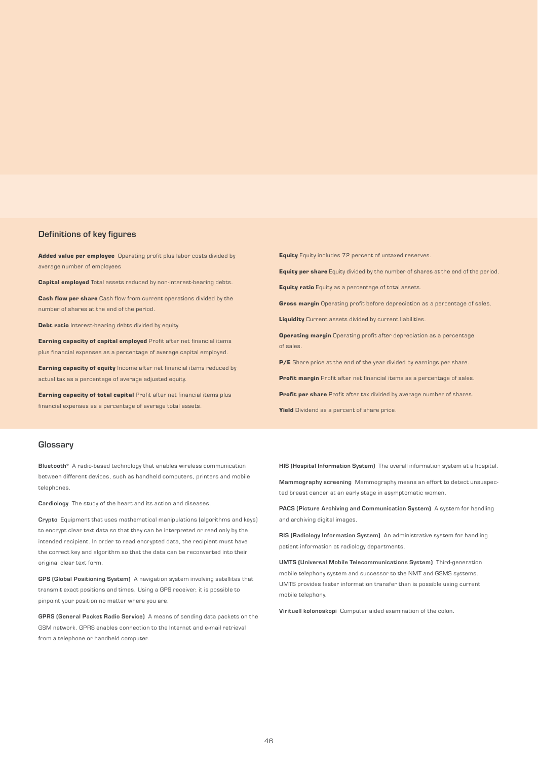## Definitions of key figures

**Added value per employee** Operating profit plus labor costs divided by average number of employees

**Capital employed** Total assets reduced by non-interest-bearing debts.

**Cash flow per share** Cash flow from current operations divided by the number of shares at the end of the period.

**Debt ratio** Interest-bearing debts divided by equity.

**Earning capacity of capital employed** Profit after net financial items plus financial expenses as a percentage of average capital employed.

**Earning capacity of equity** Income after net financial items reduced by actual tax as a percentage of average adjusted equity.

**Earning capacity of total capital** Profit after net financial items plus financial expenses as a percentage of average total assets.

**Equity** Equity includes 72 percent of untaxed reserves.

**Equity per share** Equity divided by the number of shares at the end of the period.

**Equity ratio** Equity as a percentage of total assets.

**Gross margin** Operating profit before depreciation as a percentage of sales.

**Liquidity** Current assets divided by current liabilities.

**Operating margin** Operating profit after depreciation as a percentage of sales.

**P/E** Share price at the end of the year divided by earnings per share.

**Profit margin** Profit after net financial items as a percentage of sales.

**Profit per share** Profit after tax divided by average number of shares.

**Yield** Dividend as a percent of share price.

## Glossary

**Bluetooth®** A radio-based technology that enables wireless communication between different devices, such as handheld computers, printers and mobile telephones.

**Cardiology** The study of the heart and its action and diseases.

**Crypto** Equipment that uses mathematical manipulations (algorithms and keys) to encrypt clear text data so that they can be interpreted or read only by the intended recipient. In order to read encrypted data, the recipient must have the correct key and algorithm so that the data can be reconverted into their original clear text form.

**GPS (Global Positioning System)** A navigation system involving satellites that transmit exact positions and times. Using a GPS receiver, it is possible to pinpoint your position no matter where you are.

**GPRS (General Packet Radio Service)** A means of sending data packets on the GSM network. GPRS enables connection to the Internet and e-mail retrieval from a telephone or handheld computer.

**HIS (Hospital Information System)** The overall information system at a hospital.

**Mammography screening** Mammography means an effort to detect unsuspected breast cancer at an early stage in asymptomatic women.

**PACS (Picture Archiving and Communication System)** A system for handling and archiving digital images.

**RIS (Radiology Information System)** An administrative system for handling patient information at radiology departments.

**UMTS (Universal Mobile Telecommunications System)** Third-generation mobile telephony system and successor to the NMT and GSMS systems. UMTS provides faster information transfer than is possible using current mobile telephony.

**Virituell kolonoskopi** Computer aided examination of the colon.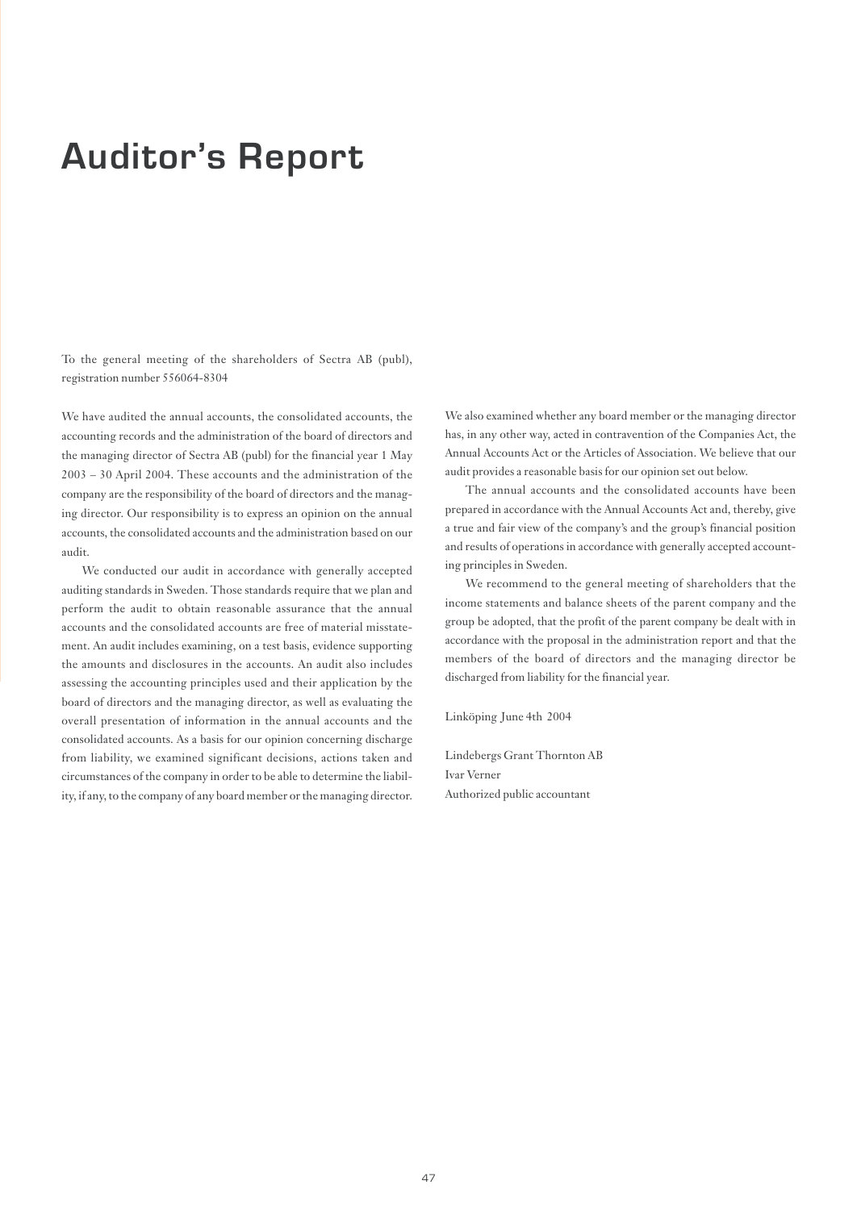# Auditor's Report

To the general meeting of the shareholders of Sectra AB (publ), registration number 556064-8304

We have audited the annual accounts, the consolidated accounts, the accounting records and the administration of the board of directors and the managing director of Sectra AB (publ) for the financial year 1 May 2003 – 30 April 2004. These accounts and the administration of the company are the responsibility of the board of directors and the managing director. Our responsibility is to express an opinion on the annual accounts, the consolidated accounts and the administration based on our audit.

We conducted our audit in accordance with generally accepted auditing standards in Sweden. Those standards require that we plan and perform the audit to obtain reasonable assurance that the annual accounts and the consolidated accounts are free of material misstatement. An audit includes examining, on a test basis, evidence supporting the amounts and disclosures in the accounts. An audit also includes assessing the accounting principles used and their application by the board of directors and the managing director, as well as evaluating the overall presentation of information in the annual accounts and the consolidated accounts. As a basis for our opinion concerning discharge from liability, we examined significant decisions, actions taken and circumstances of the company in order to be able to determine the liability, if any, to the company of any board member or the managing director. We also examined whether any board member or the managing director has, in any other way, acted in contravention of the Companies Act, the Annual Accounts Act or the Articles of Association. We believe that our audit provides a reasonable basis for our opinion set out below.

The annual accounts and the consolidated accounts have been prepared in accordance with the Annual Accounts Act and, thereby, give a true and fair view of the company's and the group's financial position and results of operations in accordance with generally accepted accounting principles in Sweden.

We recommend to the general meeting of shareholders that the income statements and balance sheets of the parent company and the group be adopted, that the profit of the parent company be dealt with in accordance with the proposal in the administration report and that the members of the board of directors and the managing director be discharged from liability for the financial year.

Linköping June 4th 2004

Lindebergs Grant Thornton AB
Ivar Verner
Authorized public accountant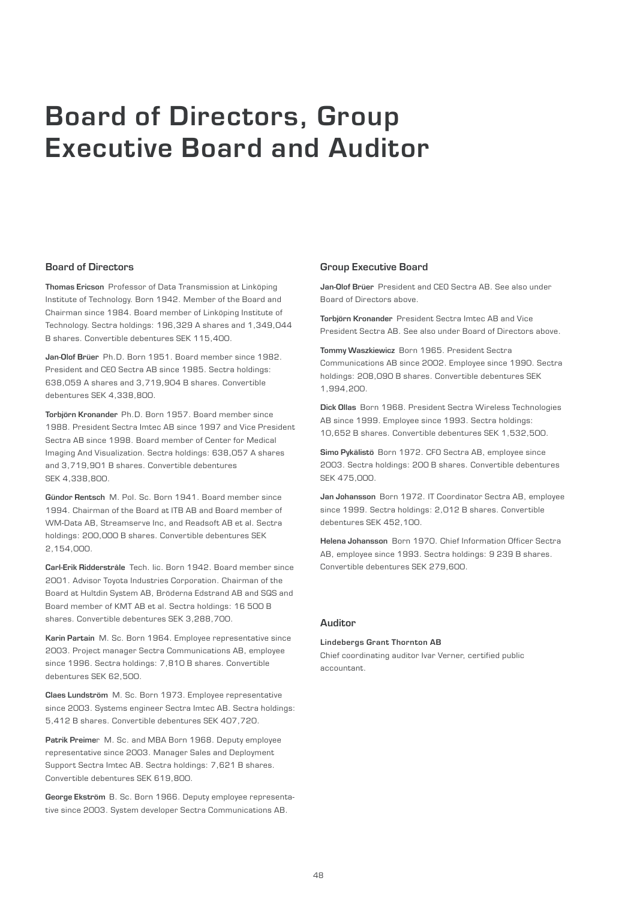# Board of Directors, Group Executive Board and Auditor

## Board of Directors

**Thomas Ericson** Professor of Data Transmission at Linköping Institute of Technology. Born 1942. Member of the Board and Chairman since 1984. Board member of Linköping Institute of Technology. Sectra holdings: 196,329 A shares and 1,349,044 B shares. Convertible debentures SEK 115,400.

**Jan-Olof Brüer** Ph.D. Born 1951. Board member since 1982. President and CEO Sectra AB since 1985. Sectra holdings: 638,059 A shares and 3,719,904 B shares. Convertible debentures SEK 4,338,800.

**Torbjörn Kronander** Ph.D. Born 1957. Board member since 1988. President Sectra Imtec AB since 1997 and Vice President Sectra AB since 1998. Board member of Center for Medical Imaging And Visualization. Sectra holdings: 638,057 A shares and 3,719,901 B shares. Convertible debentures SEK 4,338,800.

**Gündor Rentsch** M. Pol. Sc. Born 1941. Board member since 1994. Chairman of the Board at ITB AB and Board member of WM-Data AB, Streamserve Inc, and Readsoft AB et al. Sectra holdings: 200,000 B shares. Convertible debentures SEK 2,154,000.

**Carl-Erik Ridderstråle** Tech. lic. Born 1942. Board member since 2001. Advisor Toyota Industries Corporation. Chairman of the Board at Hultdin System AB, Bröderna Edstrand AB and SQS and Board member of KMT AB et al. Sectra holdings: 16 500 B shares. Convertible debentures SEK 3,288,700.

**Karin Partain** M. Sc. Born 1964. Employee representative since 2003. Project manager Sectra Communications AB, employee since 1996. Sectra holdings: 7,810 B shares. Convertible debentures SEK 62,500.

**Claes Lundström** M. Sc. Born 1973. Employee representative since 2003. Systems engineer Sectra Imtec AB. Sectra holdings: 5,412 B shares. Convertible debentures SEK 407,720.

**Patrik Preimer** M. Sc. and MBA Born 1968. Deputy employee representative since 2003. Manager Sales and Deployment Support Sectra Imtec AB. Sectra holdings: 7,621 B shares. Convertible debentures SEK 619,800.

**George Ekström** B. Sc. Born 1966. Deputy employee representative since 2003. System developer Sectra Communications AB.

## Group Executive Board

**Jan-Olof Brüer** President and CEO Sectra AB. See also under Board of Directors above.

**Torbjörn Kronander** President Sectra Imtec AB and Vice President Sectra AB. See also under Board of Directors above.

**Tommy Waszkiewicz** Born 1965. President Sectra Communications AB since 2002. Employee since 1990. Sectra holdings: 208,090 B shares. Convertible debentures SEK 1,994,200.

**Dick Ollas** Born 1968. President Sectra Wireless Technologies AB since 1999. Employee since 1993. Sectra holdings: 10,652 B shares. Convertible debentures SEK 1,532,500.

**Simo Pykälistö** Born 1972. CFO Sectra AB, employee since 2003. Sectra holdings: 200 B shares. Convertible debentures SEK 475,000.

**Jan Johansson** Born 1972. IT Coordinator Sectra AB, employee since 1999. Sectra holdings: 2,012 B shares. Convertible debentures SEK 452,100.

**Helena Johansson** Born 1970. Chief Information Officer Sectra AB, employee since 1993. Sectra holdings: 9 239 B shares. Convertible debentures SEK 279,600.

## Auditor

**Lindebergs Grant Thornton AB**
Chief coordinating auditor Ivar Verner, certified public accountant.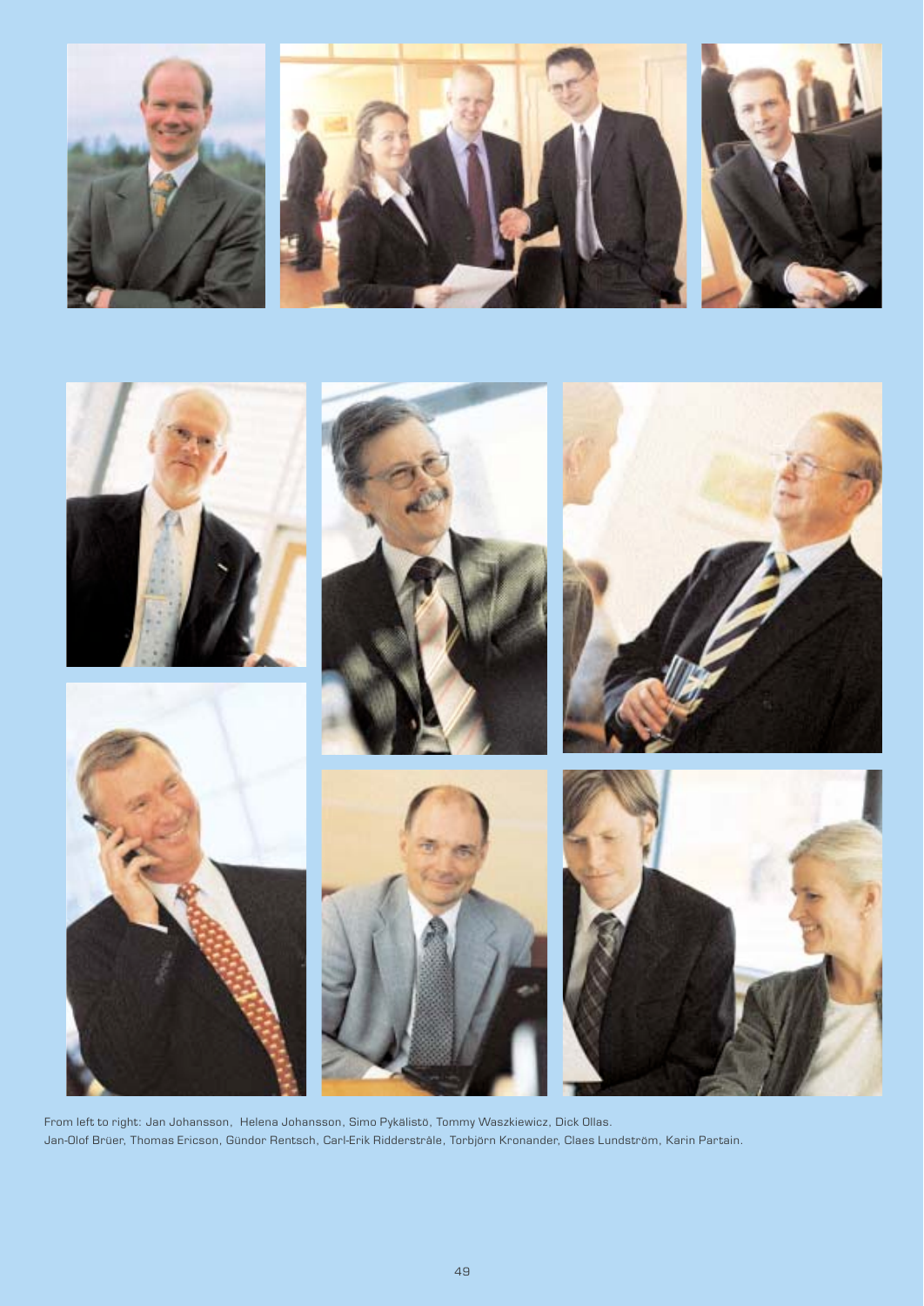From left to right: Jan Johansson, Helena Johansson, Simo Pykälistö, Tommy Waszkiewicz, Dick Ollas.
Jan-Olof Brüer, Thomas Ericson, Gündor Rentsch, Carl-Erik Ridderstråle, Torbjörn Kronander, Claes Lundström, Karin Partain.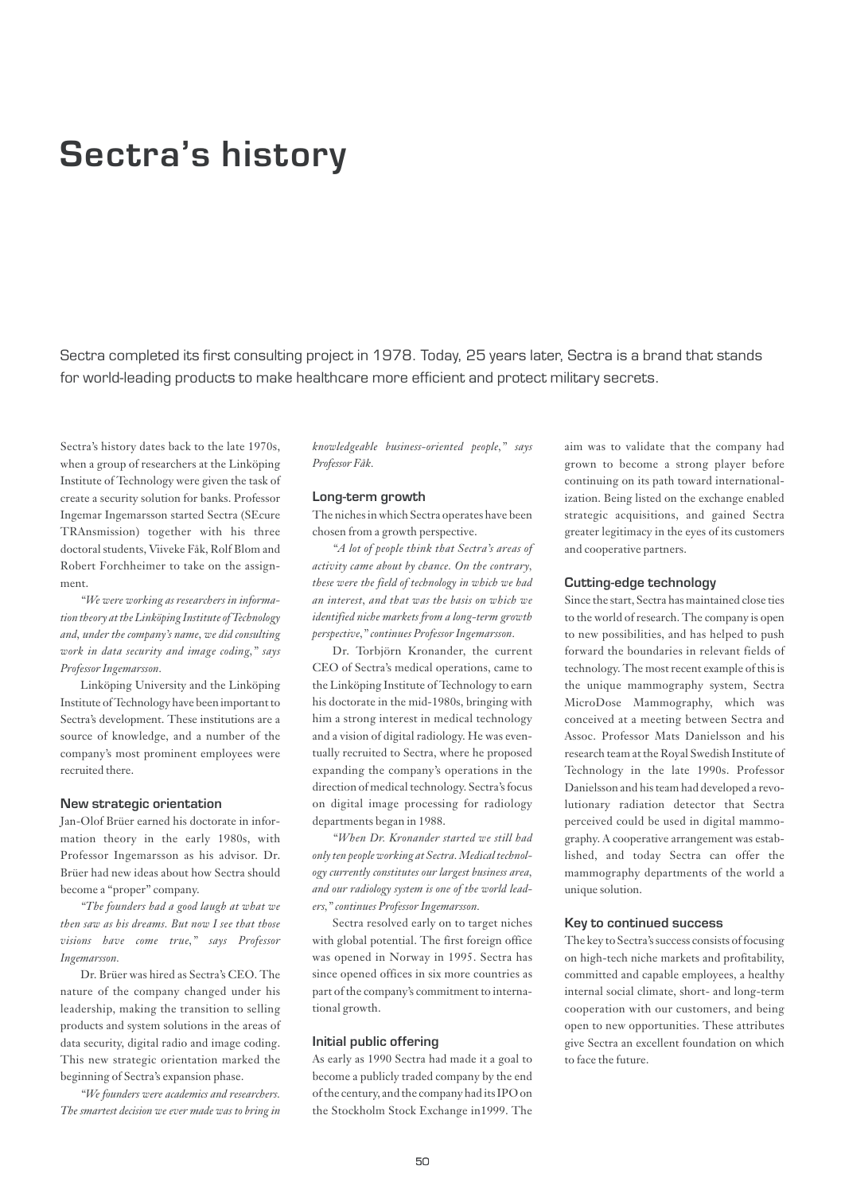# Sectra's history

Sectra completed its first consulting project in 1978. Today, 25 years later, Sectra is a brand that stands for world-leading products to make healthcare more efficient and protect military secrets.

Sectra's history dates back to the late 1970s, when a group of researchers at the Linköping Institute of Technology were given the task of create a security solution for banks. Professor Ingemar Ingemarsson started Sectra (SEcure TRAnsmission) together with his three doctoral students, Viiveke Fåk, Rolf Blom and Robert Forchheimer to take on the assignment.

*"We were working as researchers in information theory at the Linköping Institute of Technology and, under the company's name, we did consulting work in data security and image coding," says Professor Ingemarsson.*

Linköping University and the Linköping Institute of Technology have been important to Sectra's development. These institutions are a source of knowledge, and a number of the company's most prominent employees were recruited there.

### New strategic orientation

Jan-Olof Brüer earned his doctorate in information theory in the early 1980s, with Professor Ingemarsson as his advisor. Dr. Brüer had new ideas about how Sectra should become a "proper" company.

*"The founders had a good laugh at what we then saw as his dreams. But now I see that those visions have come true," says Professor Ingemarsson.*

Dr. Brüer was hired as Sectra's CEO. The nature of the company changed under his leadership, making the transition to selling products and system solutions in the areas of data security, digital radio and image coding. This new strategic orientation marked the beginning of Sectra's expansion phase.

*"We founders were academics and researchers. The smartest decision we ever made was to bring in knowledgeable business-oriented people," says Professor Fåk.*

### Long-term growth

The niches in which Sectra operates have been chosen from a growth perspective.

*"A lot of people think that Sectra's areas of activity came about by chance. On the contrary, these were the field of technology in which we had an interest, and that was the basis on which we identified niche markets from a long-term growth perspective," continues Professor Ingemarsson.*

Dr. Torbjörn Kronander, the current CEO of Sectra's medical operations, came to the Linköping Institute of Technology to earn his doctorate in the mid-1980s, bringing with him a strong interest in medical technology and a vision of digital radiology. He was eventually recruited to Sectra, where he proposed expanding the company's operations in the direction of medical technology. Sectra's focus on digital image processing for radiology departments began in 1988.

*"When Dr. Kronander started we still had only ten people working at Sectra. Medical technology currently constitutes our largest business area, and our radiology system is one of the world leaders," continues Professor Ingemarsson.*

Sectra resolved early on to target niches with global potential. The first foreign office was opened in Norway in 1995. Sectra has since opened offices in six more countries as part of the company's commitment to international growth.

### Initial public offering

As early as 1990 Sectra had made it a goal to become a publicly traded company by the end of the century, and the company had its IPO on the Stockholm Stock Exchange in1999. The aim was to validate that the company had grown to become a strong player before continuing on its path toward internationalization. Being listed on the exchange enabled strategic acquisitions, and gained Sectra greater legitimacy in the eyes of its customers and cooperative partners.

### Cutting-edge technology

Since the start, Sectra has maintained close ties to the world of research. The company is open to new possibilities, and has helped to push forward the boundaries in relevant fields of technology. The most recent example of this is the unique mammography system, Sectra MicroDose Mammography, which was conceived at a meeting between Sectra and Assoc. Professor Mats Danielsson and his research team at the Royal Swedish Institute of Technology in the late 1990s. Professor Danielsson and his team had developed a revolutionary radiation detector that Sectra perceived could be used in digital mammography. A cooperative arrangement was established, and today Sectra can offer the mammography departments of the world a unique solution.

### Key to continued success

The key to Sectra's success consists of focusing on high-tech niche markets and profitability, committed and capable employees, a healthy internal social climate, short- and long-term cooperation with our customers, and being open to new opportunities. These attributes give Sectra an excellent foundation on which to face the future.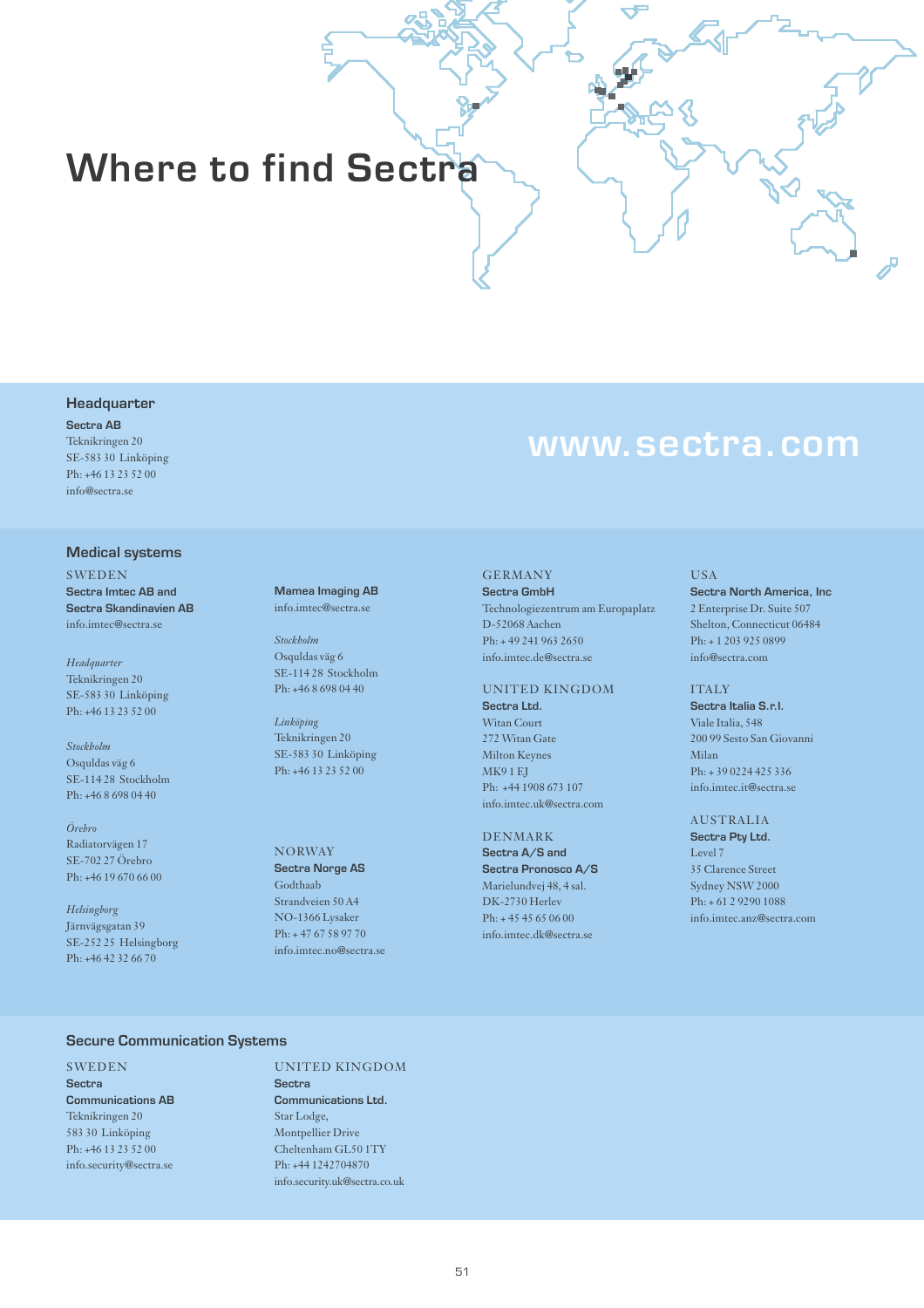# Where to find Sectra

## Headquarter

**Sectra AB**
Teknikringen 20
SE-583 30 Linköping
Ph: +46 13 23 52 00
info@sectra.se

www.sectra.com

## Medical systems

SWEDEN
**Sectra Imtec AB and Sectra Skandinavien AB**
info.imtec@sectra.se

*Headquarter*
Teknikringen 20
SE-583 30 Linköping
Ph: +46 13 23 52 00

*Stockholm*
Osquldas väg 6
SE-114 28 Stockholm
Ph: +46 8 698 04 40

*Örebro*
Radiatorvägen 17
SE-702 27 Örebro
Ph: +46 19 670 66 00

*Helsingborg*
Järnvägsgatan 39
SE-252 25 Helsingborg
Ph: +46 42 32 66 70

**Mamea Imaging AB**
info.imtec@sectra.se

*Stockholm*
Osquldas väg 6
SE-114 28 Stockholm
Ph: +46 8 698 04 40

*Linköping*
Teknikringen 20
SE-583 30 Linköping
Ph: +46 13 23 52 00

NORWAY
**Sectra Norge AS**
Godthaab
Strandveien 50 A4
NO-1366 Lysaker
Ph: + 47 67 58 97 70
info.imtec.no@sectra.se

GERMANY
**Sectra GmbH**
Technologiezentrum am Europaplatz
D-52068 Aachen
Ph: + 49 241 963 2650
info.imtec.de@sectra.se

UNITED KINGDOM
**Sectra Ltd.**
Witan Court
272 Witan Gate
Milton Keynes
MK9 1 EJ
Ph: +44 1908 673 107
info.imtec.uk@sectra.com

DENMARK
**Sectra A/S and Sectra Pronosco A/S**
Marielundvej 48, 4 sal.
DK-2730 Herlev
Ph: + 45 45 65 06 00
info.imtec.dk@sectra.se

USA
**Sectra North America, Inc**
2 Enterprise Dr. Suite 507
Shelton, Connecticut 06484
Ph: + 1 203 925 0899
info@sectra.com

ITALY
**Sectra Italia S.r.l.**
Viale Italia, 548
200 99 Sesto San Giovanni
Milan
Ph: + 39 0224 425 336
info.imtec.it@sectra.se

AUSTRALIA
**Sectra Pty Ltd.**
Level 7
35 Clarence Street
Sydney NSW 2000
Ph: + 61 2 9290 1088
info.imtec.anz@sectra.com

## Secure Communication Systems

SWEDEN
**Sectra Communications AB**
Teknikringen 20
583 30 Linköping
Ph: +46 13 23 52 00
info.security@sectra.se

UNITED KINGDOM
**Sectra Communications Ltd.**
Star Lodge,
Montpellier Drive
Cheltenham GL50 1TY
Ph: +44 1242704870
info.security.uk@sectra.co.uk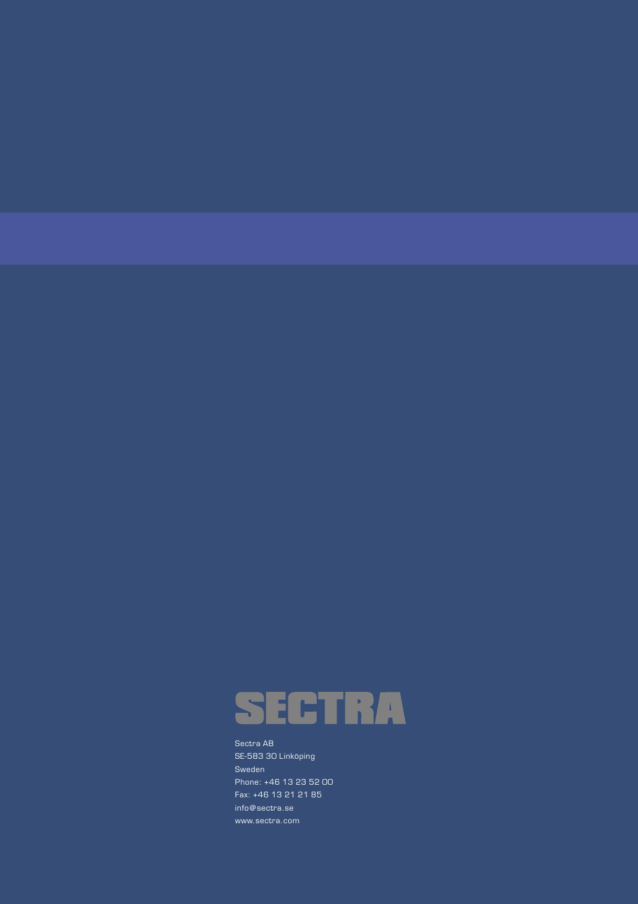SECTRA

Sectra AB
SE-583 30 Linköping
Sweden
Phone: +46 13 23 52 00
Fax: +46 13 21 21 85
info@sectra.se
www.sectra.com